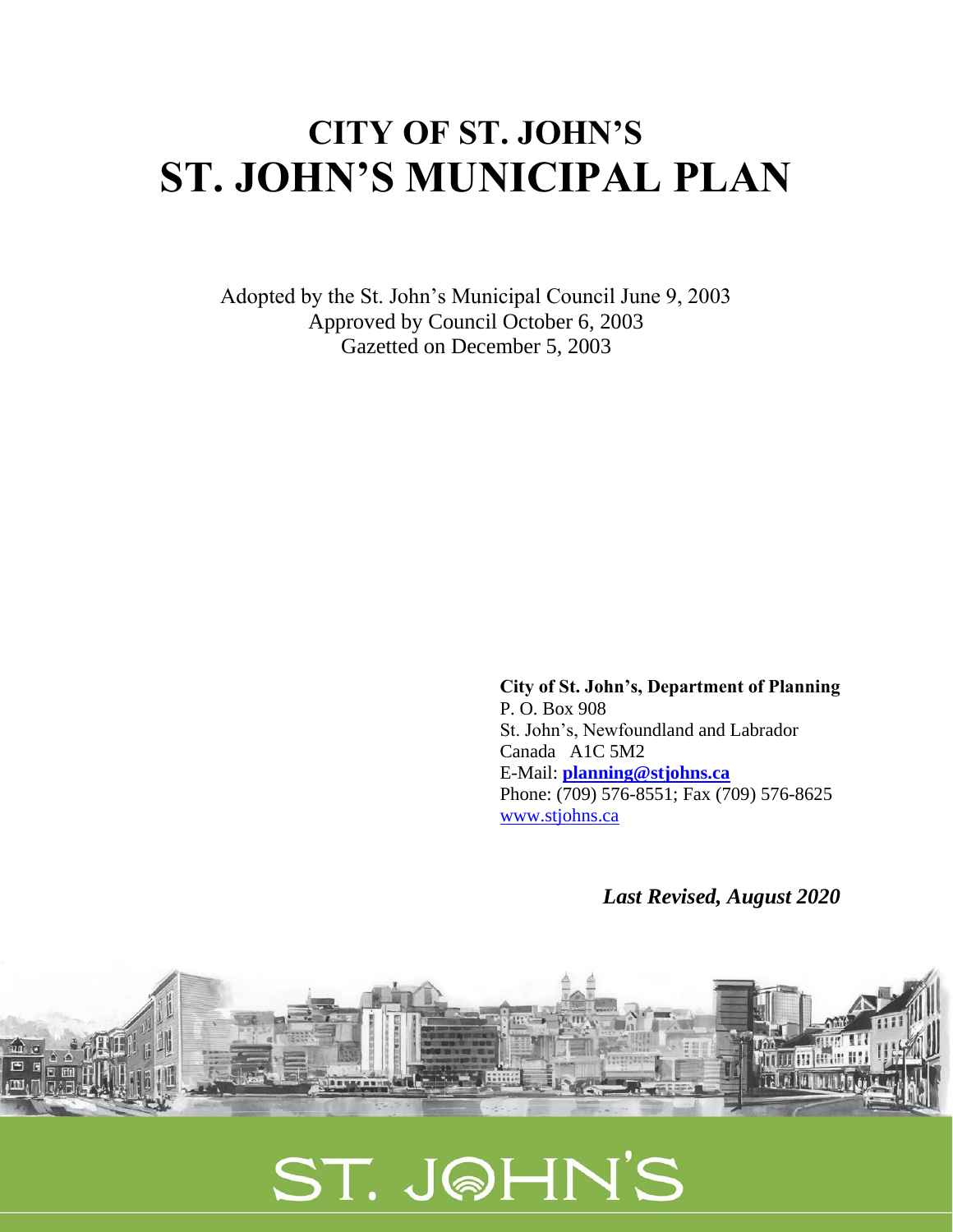# CITY OF ST. JOHN'S
# ST. JOHN'S MUNICIPAL PLAN

Adopted by the St. John's Municipal Council June 9, 2003
Approved by Council October 6, 2003
Gazetted on December 5, 2003

**City of St. John's, Department of Planning**
P. O. Box 908
St. John's, Newfoundland and Labrador
Canada A1C 5M2
E-Mail: **planning@stjohns.ca**
Phone: (709) 576-8551; Fax (709) 576-8625
www.stjohns.ca

***Last Revised, August 2020***

ST. JOHN'S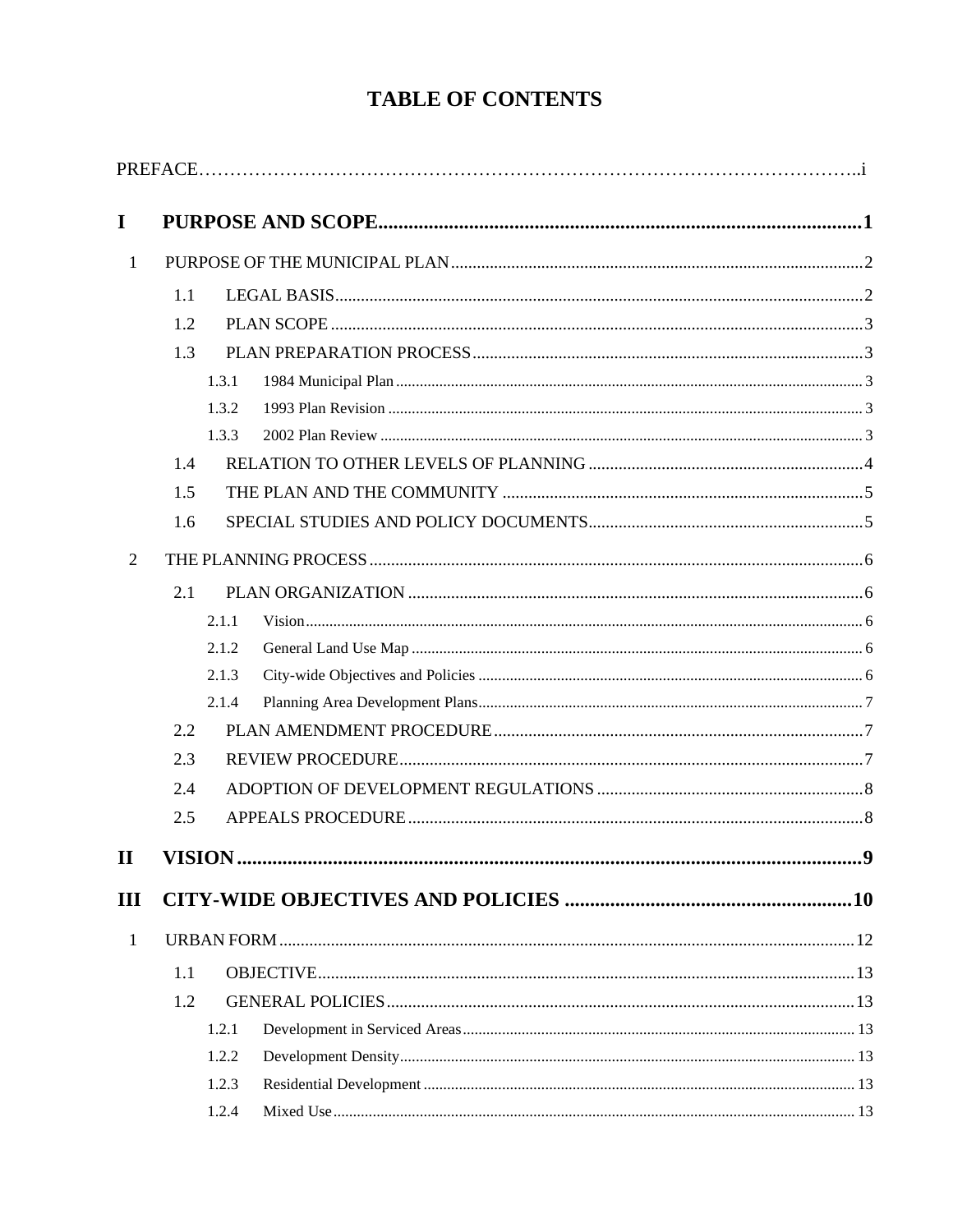# TABLE OF CONTENTS

PREFACE……………………………………………………………………………………………..i

**I PURPOSE AND SCOPE..........................................................................................1**

1 PURPOSE OF THE MUNICIPAL PLAN.........................................................................2

- 1.1 LEGAL BASIS...........................................................................................................2
- 1.2 PLAN SCOPE ...........................................................................................................3
- 1.3 PLAN PREPARATION PROCESS..........................................................................3
  - 1.3.1 1984 Municipal Plan ................................................................................................ 3
  - 1.3.2 1993 Plan Revision ................................................................................................... 3
  - 1.3.3 2002 Plan Review ..................................................................................................... 3
- 1.4 RELATION TO OTHER LEVELS OF PLANNING ...............................................4
- 1.5 THE PLAN AND THE COMMUNITY ...................................................................5
- 1.6 SPECIAL STUDIES AND POLICY DOCUMENTS................................................5

2 THE PLANNING PROCESS..............................................................................................6

- 2.1 PLAN ORGANIZATION ..........................................................................................6
  - 2.1.1 Vision........................................................................................................................ 6
  - 2.1.2 General Land Use Map ............................................................................................. 6
  - 2.1.3 City-wide Objectives and Policies ............................................................................ 6
  - 2.1.4 Planning Area Development Plans............................................................................ 7
- 2.2 PLAN AMENDMENT PROCEDURE......................................................................7
- 2.3 REVIEW PROCEDURE............................................................................................7
- 2.4 ADOPTION OF DEVELOPMENT REGULATIONS ..............................................8
- 2.5 APPEALS PROCEDURE..........................................................................................8

**II VISION .............................................................................................................9**

**III CITY-WIDE OBJECTIVES AND POLICIES ...................................................10**

1 URBAN FORM..................................................................................................................12

- 1.1 OBJECTIVE.............................................................................................................13
- 1.2 GENERAL POLICIES.............................................................................................13
  - 1.2.1 Development in Serviced Areas.............................................................................. 13
  - 1.2.2 Development Density.............................................................................................. 13
  - 1.2.3 Residential Development ........................................................................................ 13
  - 1.2.4 Mixed Use............................................................................................................... 13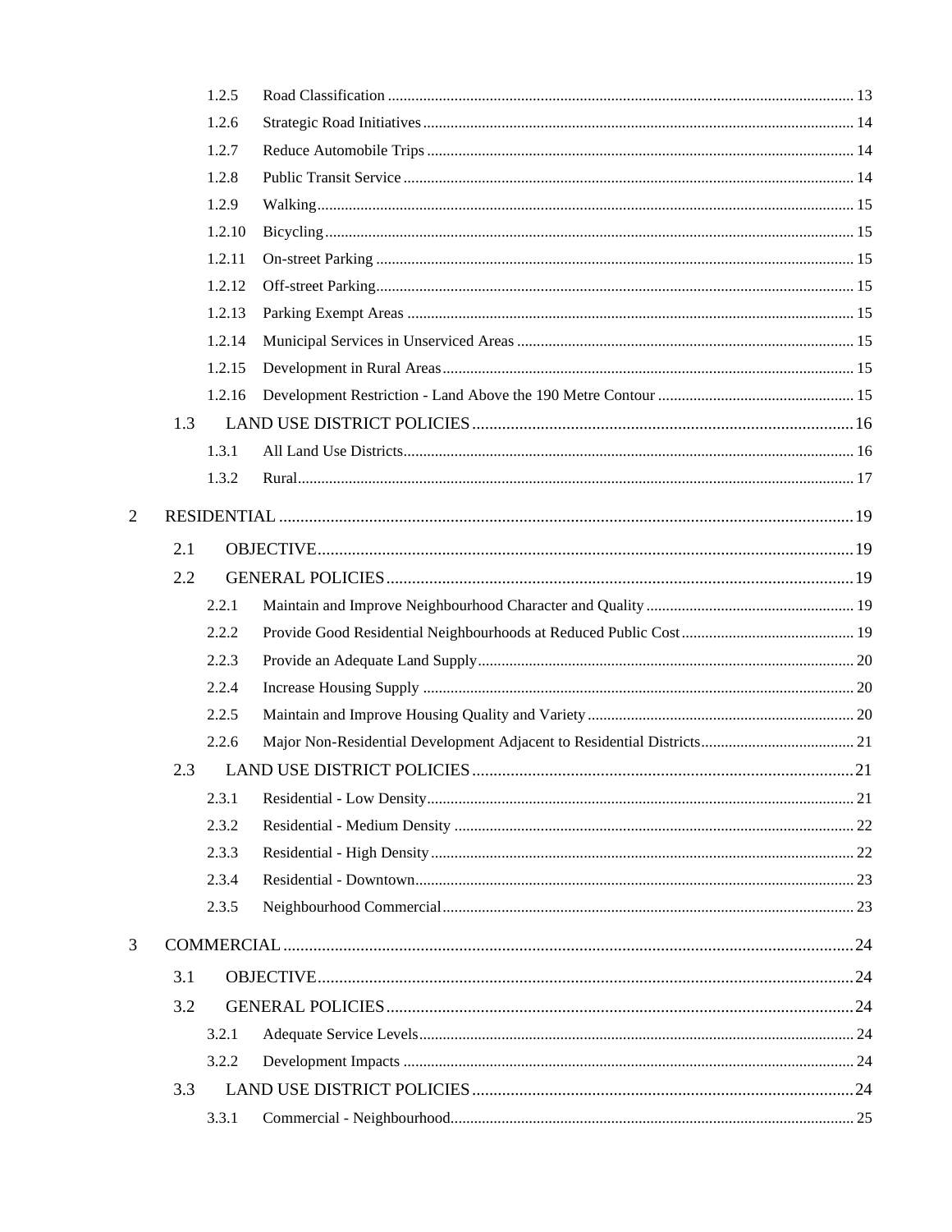1.2.5 Road Classification ........ 13
1.2.6 Strategic Road Initiatives ........ 14
1.2.7 Reduce Automobile Trips ........ 14
1.2.8 Public Transit Service ........ 14
1.2.9 Walking ........ 15
1.2.10 Bicycling ........ 15
1.2.11 On-street Parking ........ 15
1.2.12 Off-street Parking ........ 15
1.2.13 Parking Exempt Areas ........ 15
1.2.14 Municipal Services in Unserviced Areas ........ 15
1.2.15 Development in Rural Areas ........ 15
1.2.16 Development Restriction - Land Above the 190 Metre Contour ........ 15

1.3 LAND USE DISTRICT POLICIES ........ 16
1.3.1 All Land Use Districts ........ 16
1.3.2 Rural ........ 17

2 RESIDENTIAL ........ 19

2.1 OBJECTIVE ........ 19
2.2 GENERAL POLICIES ........ 19
2.2.1 Maintain and Improve Neighbourhood Character and Quality ........ 19
2.2.2 Provide Good Residential Neighbourhoods at Reduced Public Cost ........ 19
2.2.3 Provide an Adequate Land Supply ........ 20
2.2.4 Increase Housing Supply ........ 20
2.2.5 Maintain and Improve Housing Quality and Variety ........ 20
2.2.6 Major Non-Residential Development Adjacent to Residential Districts ........ 21

2.3 LAND USE DISTRICT POLICIES ........ 21
2.3.1 Residential - Low Density ........ 21
2.3.2 Residential - Medium Density ........ 22
2.3.3 Residential - High Density ........ 22
2.3.4 Residential - Downtown ........ 23
2.3.5 Neighbourhood Commercial ........ 23

3 COMMERCIAL ........ 24

3.1 OBJECTIVE ........ 24
3.2 GENERAL POLICIES ........ 24
3.2.1 Adequate Service Levels ........ 24
3.2.2 Development Impacts ........ 24

3.3 LAND USE DISTRICT POLICIES ........ 24
3.3.1 Commercial - Neighbourhood ........ 25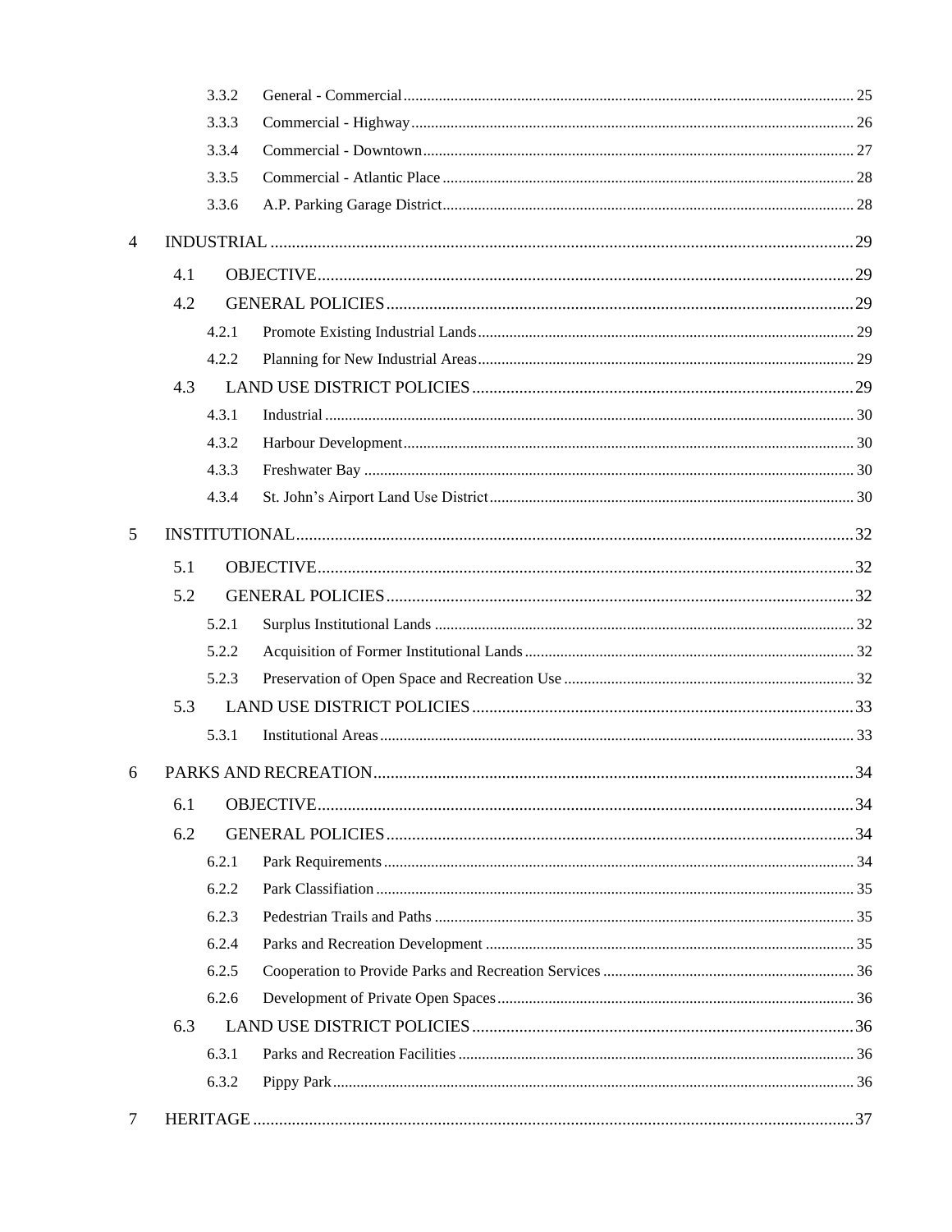| | | |
|---|---|---|
| 3.3.2 | General - Commercial | 25 |
| 3.3.3 | Commercial - Highway | 26 |
| 3.3.4 | Commercial - Downtown | 27 |
| 3.3.5 | Commercial - Atlantic Place | 28 |
| 3.3.6 | A.P. Parking Garage District | 28 |
| **4** | **INDUSTRIAL** | **29** |
| 4.1 | OBJECTIVE | 29 |
| 4.2 | GENERAL POLICIES | 29 |
| 4.2.1 | Promote Existing Industrial Lands | 29 |
| 4.2.2 | Planning for New Industrial Areas | 29 |
| 4.3 | LAND USE DISTRICT POLICIES | 29 |
| 4.3.1 | Industrial | 30 |
| 4.3.2 | Harbour Development | 30 |
| 4.3.3 | Freshwater Bay | 30 |
| 4.3.4 | St. John's Airport Land Use District | 30 |
| **5** | **INSTITUTIONAL** | **32** |
| 5.1 | OBJECTIVE | 32 |
| 5.2 | GENERAL POLICIES | 32 |
| 5.2.1 | Surplus Institutional Lands | 32 |
| 5.2.2 | Acquisition of Former Institutional Lands | 32 |
| 5.2.3 | Preservation of Open Space and Recreation Use | 32 |
| 5.3 | LAND USE DISTRICT POLICIES | 33 |
| 5.3.1 | Institutional Areas | 33 |
| **6** | **PARKS AND RECREATION** | **34** |
| 6.1 | OBJECTIVE | 34 |
| 6.2 | GENERAL POLICIES | 34 |
| 6.2.1 | Park Requirements | 34 |
| 6.2.2 | Park Classifiation | 35 |
| 6.2.3 | Pedestrian Trails and Paths | 35 |
| 6.2.4 | Parks and Recreation Development | 35 |
| 6.2.5 | Cooperation to Provide Parks and Recreation Services | 36 |
| 6.2.6 | Development of Private Open Spaces | 36 |
| 6.3 | LAND USE DISTRICT POLICIES | 36 |
| 6.3.1 | Parks and Recreation Facilities | 36 |
| 6.3.2 | Pippy Park | 36 |
| **7** | **HERITAGE** | **37** |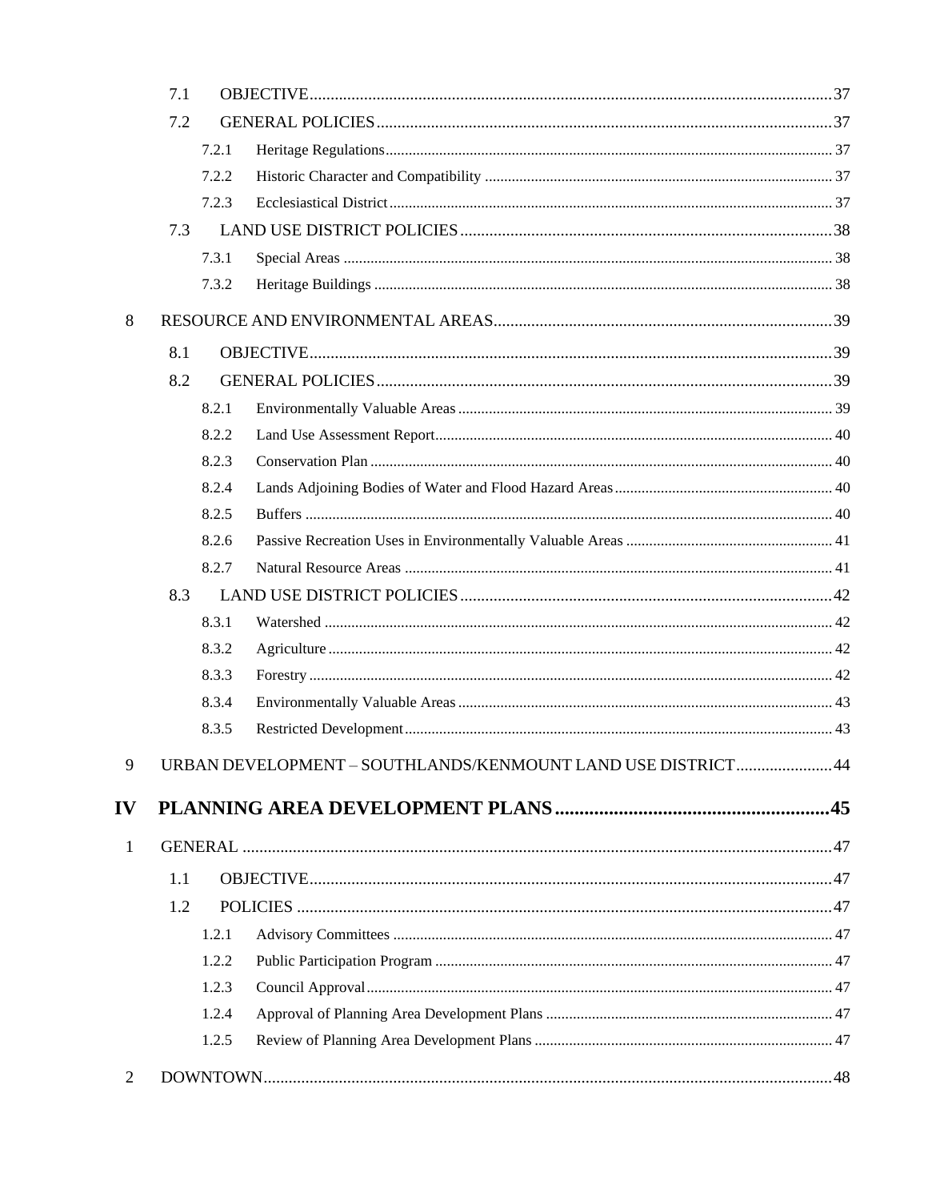- 7.1 OBJECTIVE ... 37
- 7.2 GENERAL POLICIES ... 37
  - 7.2.1 Heritage Regulations ... 37
  - 7.2.2 Historic Character and Compatibility ... 37
  - 7.2.3 Ecclesiastical District ... 37
- 7.3 LAND USE DISTRICT POLICIES ... 38
  - 7.3.1 Special Areas ... 38
  - 7.3.2 Heritage Buildings ... 38

8 RESOURCE AND ENVIRONMENTAL AREAS ... 39

- 8.1 OBJECTIVE ... 39
- 8.2 GENERAL POLICIES ... 39
  - 8.2.1 Environmentally Valuable Areas ... 39
  - 8.2.2 Land Use Assessment Report ... 40
  - 8.2.3 Conservation Plan ... 40
  - 8.2.4 Lands Adjoining Bodies of Water and Flood Hazard Areas ... 40
  - 8.2.5 Buffers ... 40
  - 8.2.6 Passive Recreation Uses in Environmentally Valuable Areas ... 41
  - 8.2.7 Natural Resource Areas ... 41
- 8.3 LAND USE DISTRICT POLICIES ... 42
  - 8.3.1 Watershed ... 42
  - 8.3.2 Agriculture ... 42
  - 8.3.3 Forestry ... 42
  - 8.3.4 Environmentally Valuable Areas ... 43
  - 8.3.5 Restricted Development ... 43

9 URBAN DEVELOPMENT – SOUTHLANDS/KENMOUNT LAND USE DISTRICT ... 44

**IV PLANNING AREA DEVELOPMENT PLANS ... 45**

1 GENERAL ... 47

- 1.1 OBJECTIVE ... 47
- 1.2 POLICIES ... 47
  - 1.2.1 Advisory Committees ... 47
  - 1.2.2 Public Participation Program ... 47
  - 1.2.3 Council Approval ... 47
  - 1.2.4 Approval of Planning Area Development Plans ... 47
  - 1.2.5 Review of Planning Area Development Plans ... 47

2 DOWNTOWN ... 48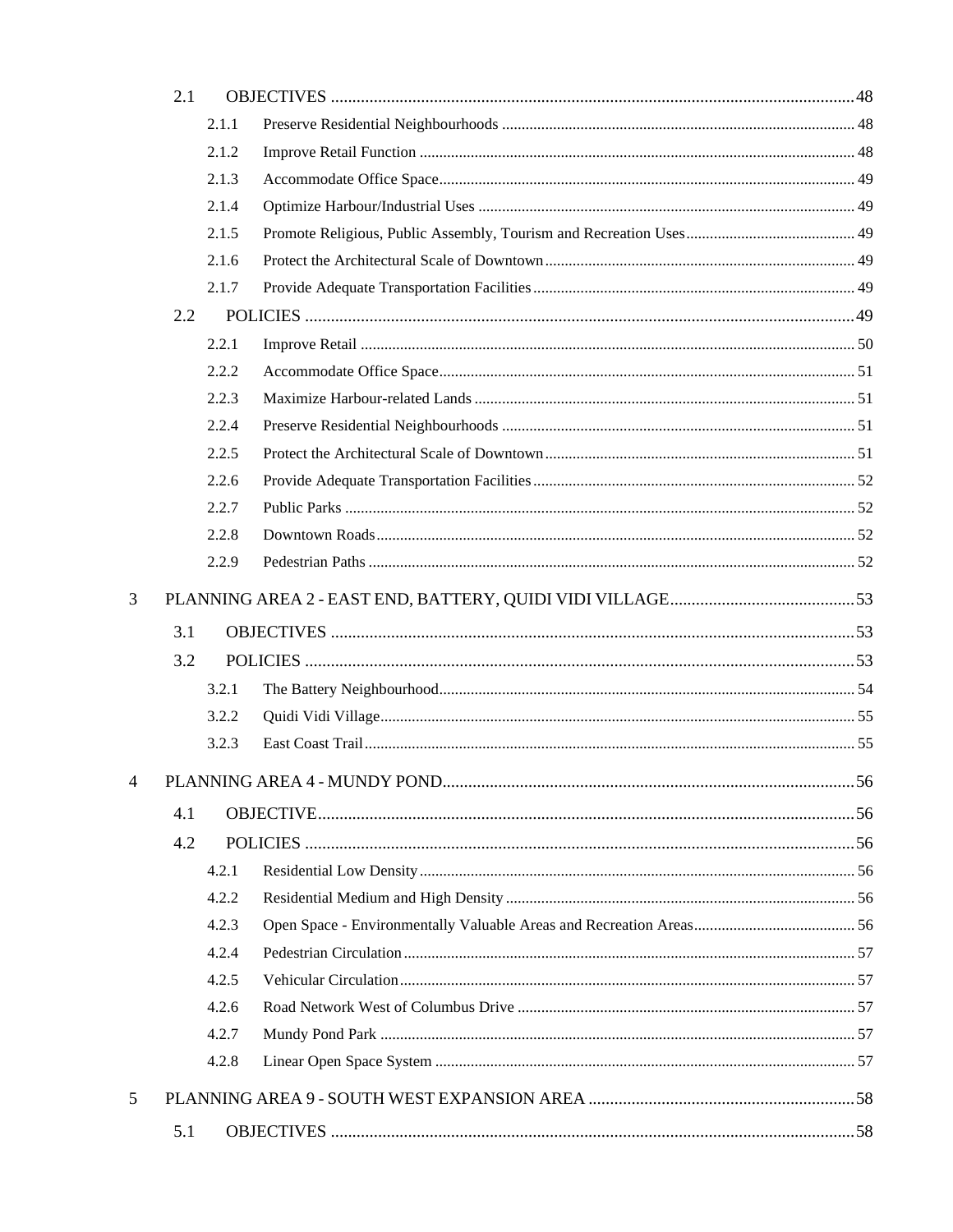- 2.1 OBJECTIVES ... 48
  - 2.1.1 Preserve Residential Neighbourhoods ... 48
  - 2.1.2 Improve Retail Function ... 48
  - 2.1.3 Accommodate Office Space ... 49
  - 2.1.4 Optimize Harbour/Industrial Uses ... 49
  - 2.1.5 Promote Religious, Public Assembly, Tourism and Recreation Uses ... 49
  - 2.1.6 Protect the Architectural Scale of Downtown ... 49
  - 2.1.7 Provide Adequate Transportation Facilities ... 49
- 2.2 POLICIES ... 49
  - 2.2.1 Improve Retail ... 50
  - 2.2.2 Accommodate Office Space ... 51
  - 2.2.3 Maximize Harbour-related Lands ... 51
  - 2.2.4 Preserve Residential Neighbourhoods ... 51
  - 2.2.5 Protect the Architectural Scale of Downtown ... 51
  - 2.2.6 Provide Adequate Transportation Facilities ... 52
  - 2.2.7 Public Parks ... 52
  - 2.2.8 Downtown Roads ... 52
  - 2.2.9 Pedestrian Paths ... 52

3 PLANNING AREA 2 - EAST END, BATTERY, QUIDI VIDI VILLAGE ... 53

- 3.1 OBJECTIVES ... 53
- 3.2 POLICIES ... 53
  - 3.2.1 The Battery Neighbourhood ... 54
  - 3.2.2 Quidi Vidi Village ... 55
  - 3.2.3 East Coast Trail ... 55

4 PLANNING AREA 4 - MUNDY POND ... 56

- 4.1 OBJECTIVE ... 56
- 4.2 POLICIES ... 56
  - 4.2.1 Residential Low Density ... 56
  - 4.2.2 Residential Medium and High Density ... 56
  - 4.2.3 Open Space - Environmentally Valuable Areas and Recreation Areas ... 56
  - 4.2.4 Pedestrian Circulation ... 57
  - 4.2.5 Vehicular Circulation ... 57
  - 4.2.6 Road Network West of Columbus Drive ... 57
  - 4.2.7 Mundy Pond Park ... 57
  - 4.2.8 Linear Open Space System ... 57

5 PLANNING AREA 9 - SOUTH WEST EXPANSION AREA ... 58

- 5.1 OBJECTIVES ... 58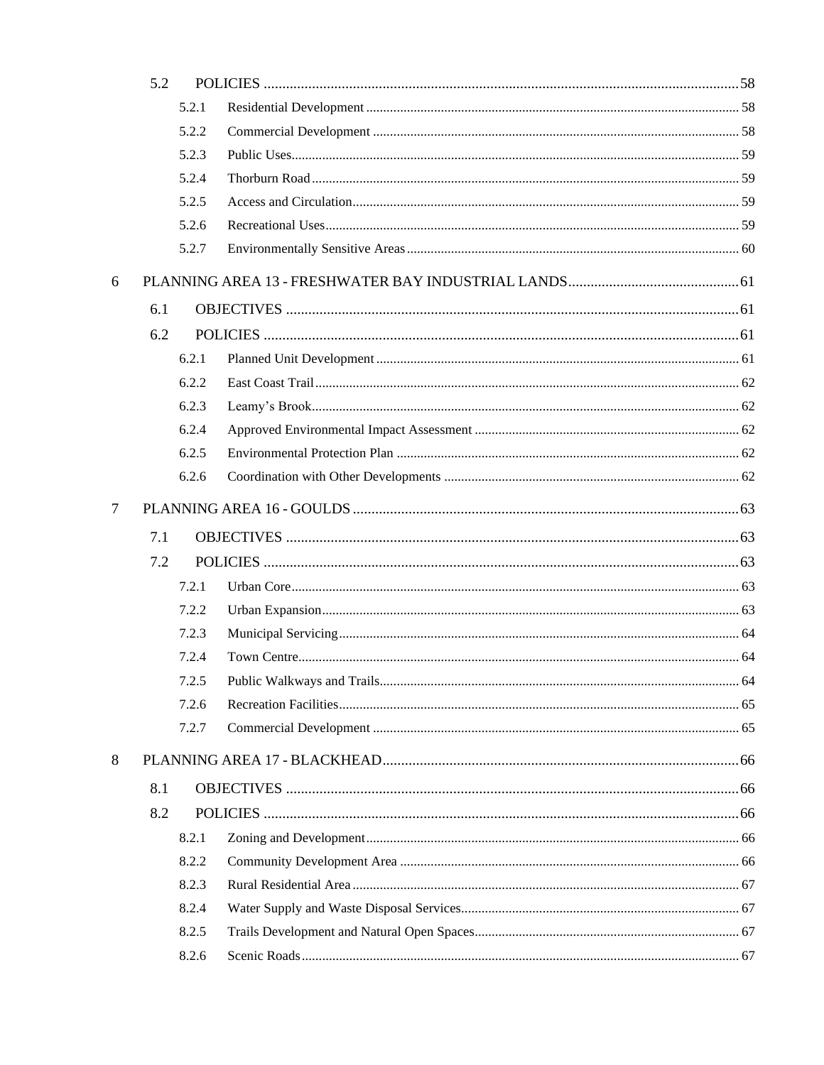5.2 POLICIES ........................................................................................................................ 58

5.2.1 Residential Development ........................................................................................ 58

5.2.2 Commercial Development ....................................................................................... 58

5.2.3 Public Uses ............................................................................................................ 59

5.2.4 Thorburn Road ....................................................................................................... 59

5.2.5 Access and Circulation ........................................................................................... 59

5.2.6 Recreational Uses ................................................................................................... 59

5.2.7 Environmentally Sensitive Areas ............................................................................ 60

6 PLANNING AREA 13 - FRESHWATER BAY INDUSTRIAL LANDS ......................................... 61

6.1 OBJECTIVES .................................................................................................................. 61

6.2 POLICIES ........................................................................................................................ 61

6.2.1 Planned Unit Development ..................................................................................... 61

6.2.2 East Coast Trail ...................................................................................................... 62

6.2.3 Leamy’s Brook ........................................................................................................ 62

6.2.4 Approved Environmental Impact Assessment ........................................................ 62

6.2.5 Environmental Protection Plan .............................................................................. 62

6.2.6 Coordination with Other Developments ................................................................. 62

7 PLANNING AREA 16 - GOULDS ........................................................................................... 63

7.1 OBJECTIVES .................................................................................................................. 63

7.2 POLICIES ........................................................................................................................ 63

7.2.1 Urban Core ............................................................................................................. 63

7.2.2 Urban Expansion .................................................................................................... 63

7.2.3 Municipal Servicing ................................................................................................ 64

7.2.4 Town Centre ............................................................................................................ 64

7.2.5 Public Walkways and Trails .................................................................................... 64

7.2.6 Recreation Facilities ............................................................................................... 65

7.2.7 Commercial Development ....................................................................................... 65

8 PLANNING AREA 17 - BLACKHEAD ..................................................................................... 66

8.1 OBJECTIVES .................................................................................................................. 66

8.2 POLICIES ........................................................................................................................ 66

8.2.1 Zoning and Development ........................................................................................ 66

8.2.2 Community Development Area ............................................................................... 66

8.2.3 Rural Residential Area ........................................................................................... 67

8.2.4 Water Supply and Waste Disposal Services ............................................................ 67

8.2.5 Trails Development and Natural Open Spaces ....................................................... 67

8.2.6 Scenic Roads ........................................................................................................... 67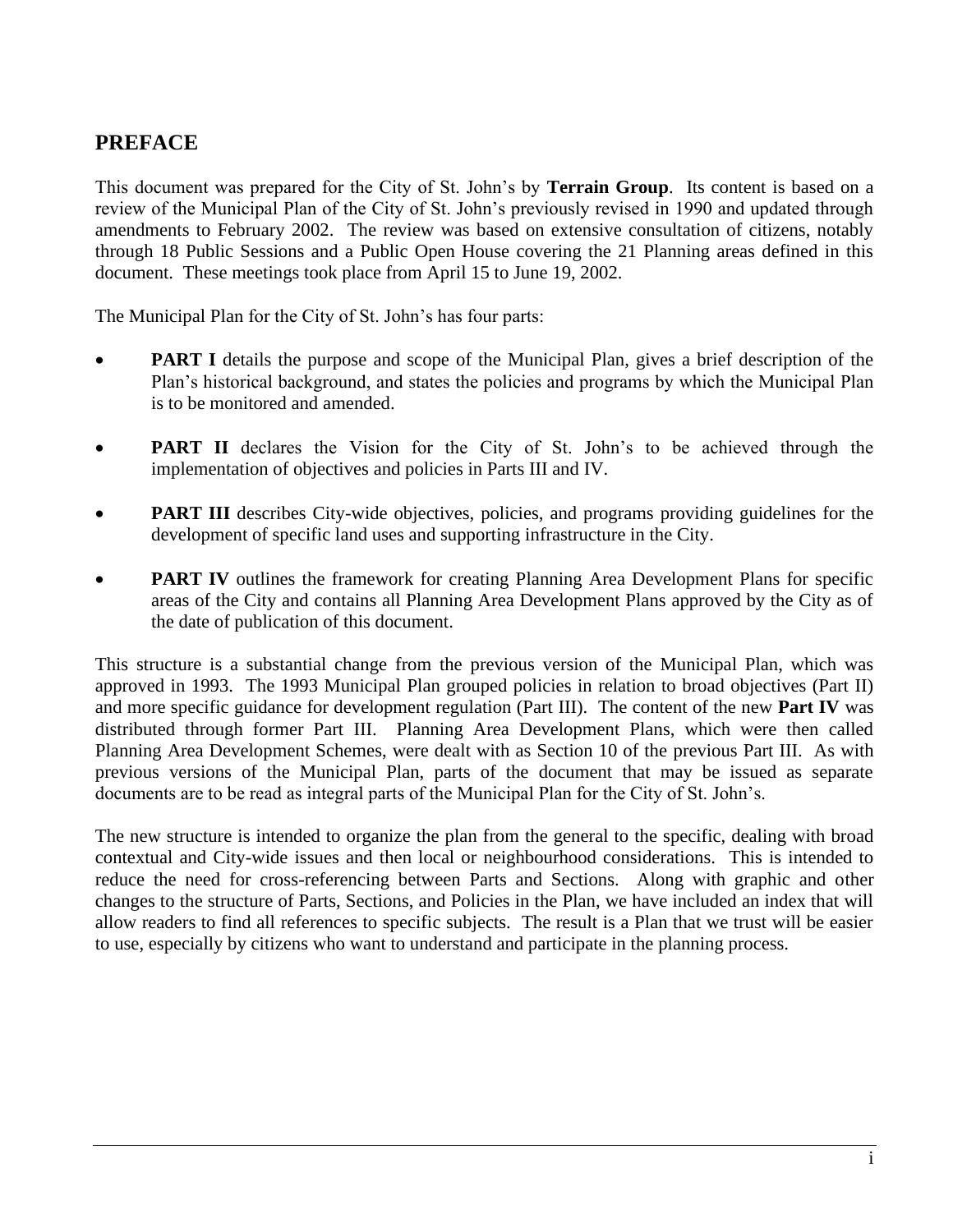## PREFACE

This document was prepared for the City of St. John's by **Terrain Group**. Its content is based on a review of the Municipal Plan of the City of St. John's previously revised in 1990 and updated through amendments to February 2002. The review was based on extensive consultation of citizens, notably through 18 Public Sessions and a Public Open House covering the 21 Planning areas defined in this document. These meetings took place from April 15 to June 19, 2002.

The Municipal Plan for the City of St. John's has four parts:

- **PART I** details the purpose and scope of the Municipal Plan, gives a brief description of the Plan's historical background, and states the policies and programs by which the Municipal Plan is to be monitored and amended.
- **PART II** declares the Vision for the City of St. John's to be achieved through the implementation of objectives and policies in Parts III and IV.
- **PART III** describes City-wide objectives, policies, and programs providing guidelines for the development of specific land uses and supporting infrastructure in the City.
- **PART IV** outlines the framework for creating Planning Area Development Plans for specific areas of the City and contains all Planning Area Development Plans approved by the City as of the date of publication of this document.

This structure is a substantial change from the previous version of the Municipal Plan, which was approved in 1993. The 1993 Municipal Plan grouped policies in relation to broad objectives (Part II) and more specific guidance for development regulation (Part III). The content of the new **Part IV** was distributed through former Part III. Planning Area Development Plans, which were then called Planning Area Development Schemes, were dealt with as Section 10 of the previous Part III. As with previous versions of the Municipal Plan, parts of the document that may be issued as separate documents are to be read as integral parts of the Municipal Plan for the City of St. John's.

The new structure is intended to organize the plan from the general to the specific, dealing with broad contextual and City-wide issues and then local or neighbourhood considerations. This is intended to reduce the need for cross-referencing between Parts and Sections. Along with graphic and other changes to the structure of Parts, Sections, and Policies in the Plan, we have included an index that will allow readers to find all references to specific subjects. The result is a Plan that we trust will be easier to use, especially by citizens who want to understand and participate in the planning process.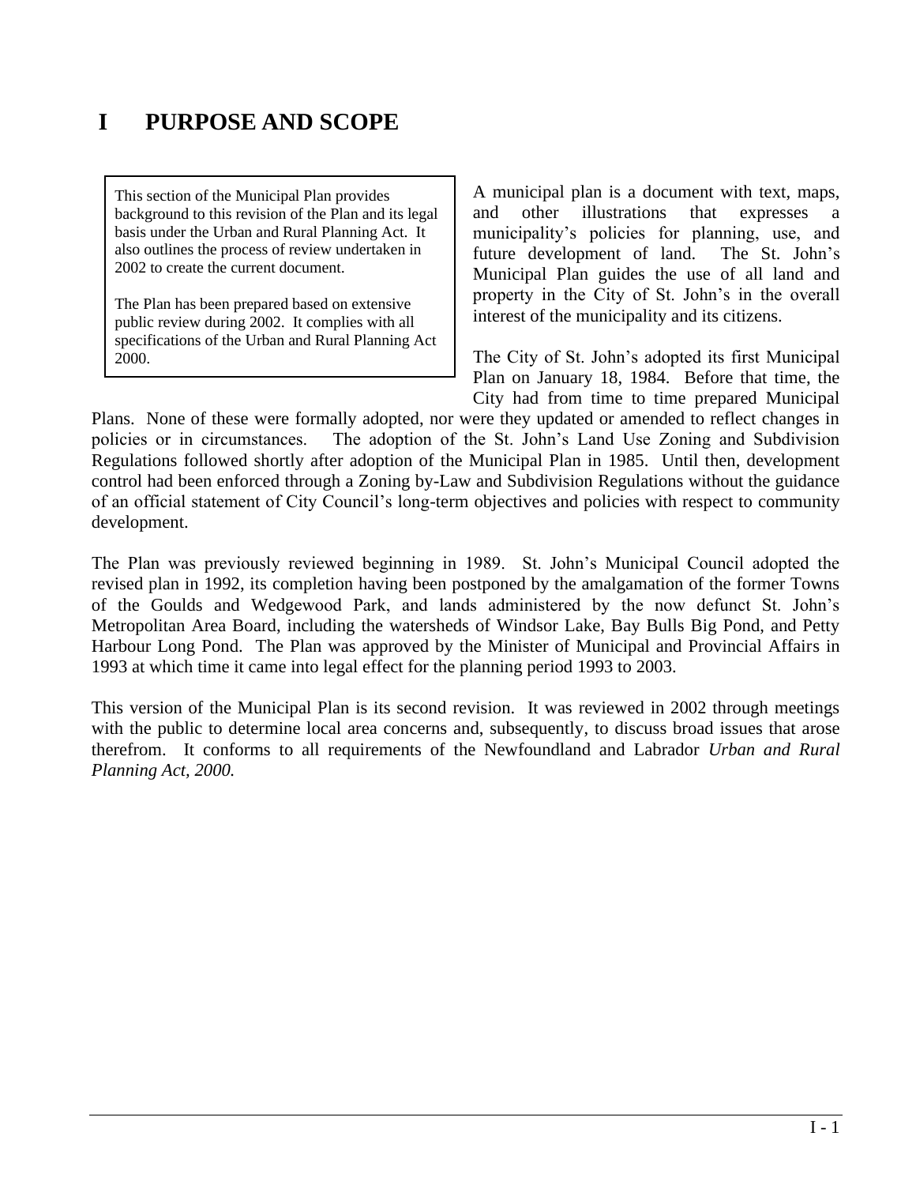# I PURPOSE AND SCOPE

> This section of the Municipal Plan provides background to this revision of the Plan and its legal basis under the Urban and Rural Planning Act. It also outlines the process of review undertaken in 2002 to create the current document.
>
> The Plan has been prepared based on extensive public review during 2002. It complies with all specifications of the Urban and Rural Planning Act 2000.

A municipal plan is a document with text, maps, and other illustrations that expresses a municipality's policies for planning, use, and future development of land. The St. John's Municipal Plan guides the use of all land and property in the City of St. John's in the overall interest of the municipality and its citizens.

The City of St. John's adopted its first Municipal Plan on January 18, 1984. Before that time, the City had from time to time prepared Municipal Plans. None of these were formally adopted, nor were they updated or amended to reflect changes in policies or in circumstances. The adoption of the St. John's Land Use Zoning and Subdivision Regulations followed shortly after adoption of the Municipal Plan in 1985. Until then, development control had been enforced through a Zoning by-Law and Subdivision Regulations without the guidance of an official statement of City Council's long-term objectives and policies with respect to community development.

The Plan was previously reviewed beginning in 1989. St. John's Municipal Council adopted the revised plan in 1992, its completion having been postponed by the amalgamation of the former Towns of the Goulds and Wedgewood Park, and lands administered by the now defunct St. John's Metropolitan Area Board, including the watersheds of Windsor Lake, Bay Bulls Big Pond, and Petty Harbour Long Pond. The Plan was approved by the Minister of Municipal and Provincial Affairs in 1993 at which time it came into legal effect for the planning period 1993 to 2003.

This version of the Municipal Plan is its second revision. It was reviewed in 2002 through meetings with the public to determine local area concerns and, subsequently, to discuss broad issues that arose therefrom. It conforms to all requirements of the Newfoundland and Labrador *Urban and Rural Planning Act, 2000.*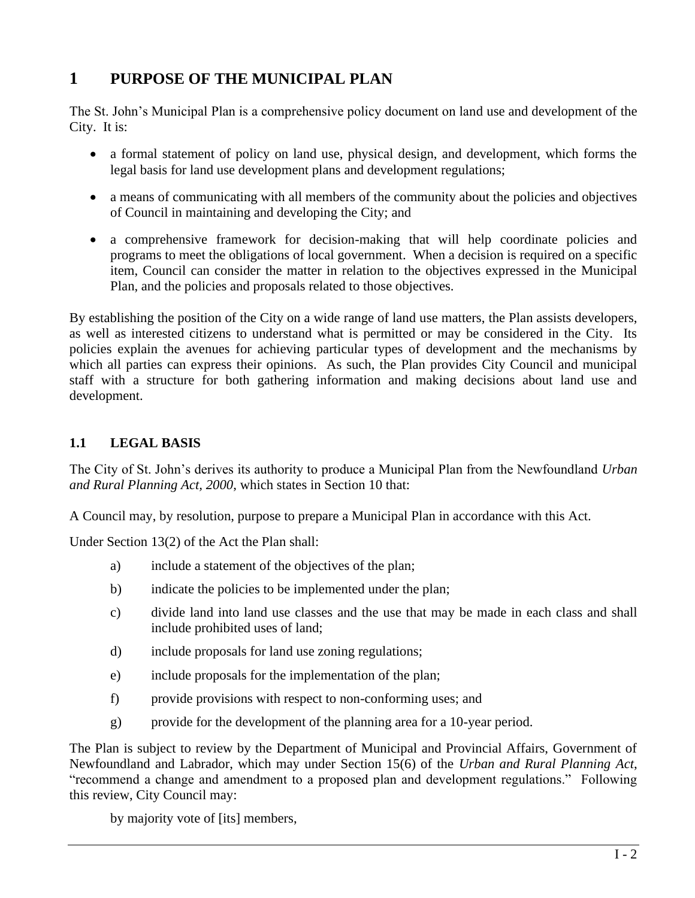# 1 PURPOSE OF THE MUNICIPAL PLAN

The St. John's Municipal Plan is a comprehensive policy document on land use and development of the City. It is:

- a formal statement of policy on land use, physical design, and development, which forms the legal basis for land use development plans and development regulations;
- a means of communicating with all members of the community about the policies and objectives of Council in maintaining and developing the City; and
- a comprehensive framework for decision-making that will help coordinate policies and programs to meet the obligations of local government. When a decision is required on a specific item, Council can consider the matter in relation to the objectives expressed in the Municipal Plan, and the policies and proposals related to those objectives.

By establishing the position of the City on a wide range of land use matters, the Plan assists developers, as well as interested citizens to understand what is permitted or may be considered in the City. Its policies explain the avenues for achieving particular types of development and the mechanisms by which all parties can express their opinions. As such, the Plan provides City Council and municipal staff with a structure for both gathering information and making decisions about land use and development.

## 1.1 LEGAL BASIS

The City of St. John's derives its authority to produce a Municipal Plan from the Newfoundland *Urban and Rural Planning Act, 2000*, which states in Section 10 that:

A Council may, by resolution, purpose to prepare a Municipal Plan in accordance with this Act.

Under Section 13(2) of the Act the Plan shall:

a) include a statement of the objectives of the plan;

b) indicate the policies to be implemented under the plan;

c) divide land into land use classes and the use that may be made in each class and shall include prohibited uses of land;

d) include proposals for land use zoning regulations;

e) include proposals for the implementation of the plan;

f) provide provisions with respect to non-conforming uses; and

g) provide for the development of the planning area for a 10-year period.

The Plan is subject to review by the Department of Municipal and Provincial Affairs, Government of Newfoundland and Labrador, which may under Section 15(6) of the *Urban and Rural Planning Act*, "recommend a change and amendment to a proposed plan and development regulations." Following this review, City Council may:

by majority vote of [its] members,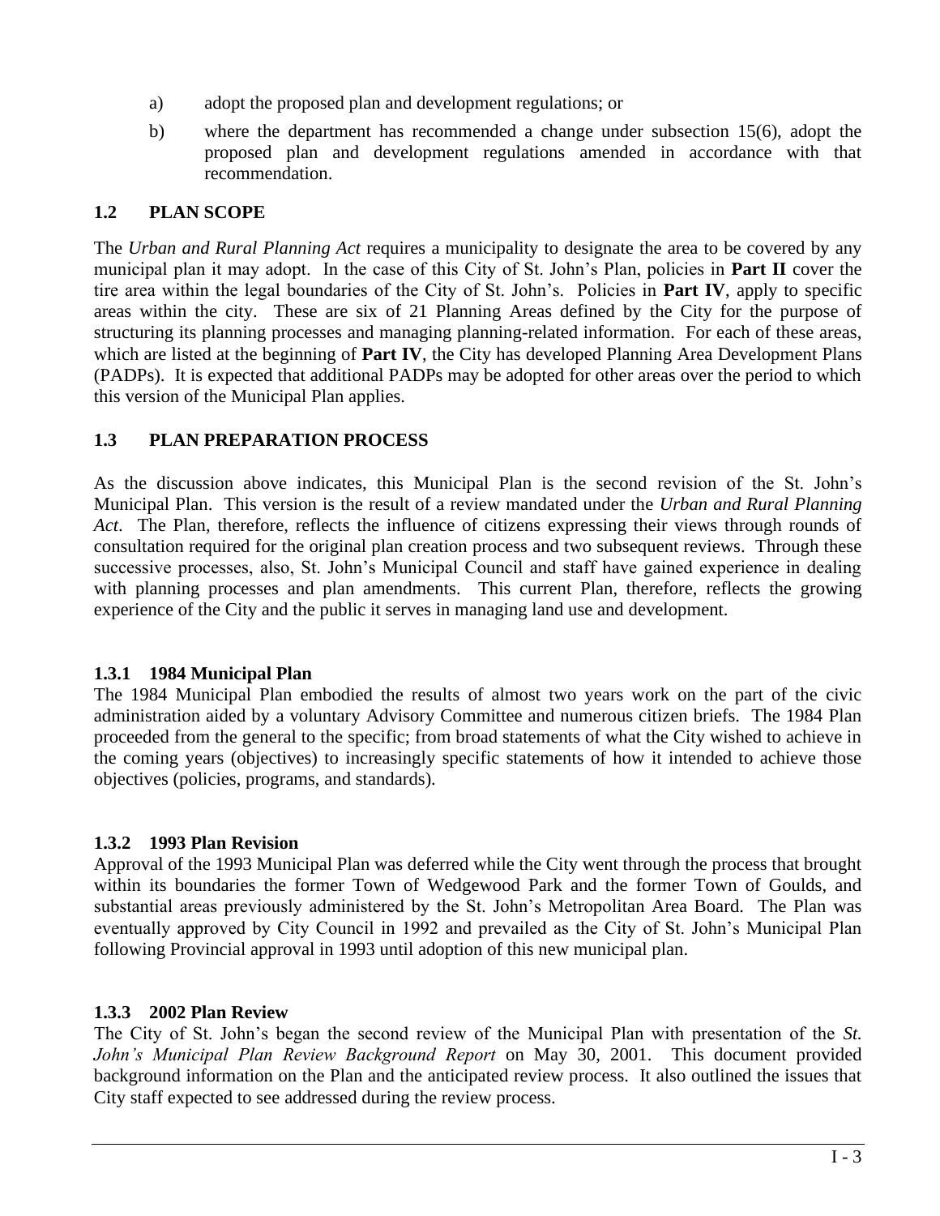a) adopt the proposed plan and development regulations; or

b) where the department has recommended a change under subsection 15(6), adopt the proposed plan and development regulations amended in accordance with that recommendation.

## 1.2 PLAN SCOPE

The *Urban and Rural Planning Act* requires a municipality to designate the area to be covered by any municipal plan it may adopt. In the case of this City of St. John's Plan, policies in **Part II** cover the tire area within the legal boundaries of the City of St. John's. Policies in **Part IV**, apply to specific areas within the city. These are six of 21 Planning Areas defined by the City for the purpose of structuring its planning processes and managing planning-related information. For each of these areas, which are listed at the beginning of **Part IV**, the City has developed Planning Area Development Plans (PADPs). It is expected that additional PADPs may be adopted for other areas over the period to which this version of the Municipal Plan applies.

## 1.3 PLAN PREPARATION PROCESS

As the discussion above indicates, this Municipal Plan is the second revision of the St. John's Municipal Plan. This version is the result of a review mandated under the *Urban and Rural Planning Act*. The Plan, therefore, reflects the influence of citizens expressing their views through rounds of consultation required for the original plan creation process and two subsequent reviews. Through these successive processes, also, St. John's Municipal Council and staff have gained experience in dealing with planning processes and plan amendments. This current Plan, therefore, reflects the growing experience of the City and the public it serves in managing land use and development.

### 1.3.1 1984 Municipal Plan

The 1984 Municipal Plan embodied the results of almost two years work on the part of the civic administration aided by a voluntary Advisory Committee and numerous citizen briefs. The 1984 Plan proceeded from the general to the specific; from broad statements of what the City wished to achieve in the coming years (objectives) to increasingly specific statements of how it intended to achieve those objectives (policies, programs, and standards).

### 1.3.2 1993 Plan Revision

Approval of the 1993 Municipal Plan was deferred while the City went through the process that brought within its boundaries the former Town of Wedgewood Park and the former Town of Goulds, and substantial areas previously administered by the St. John's Metropolitan Area Board. The Plan was eventually approved by City Council in 1992 and prevailed as the City of St. John's Municipal Plan following Provincial approval in 1993 until adoption of this new municipal plan.

### 1.3.3 2002 Plan Review

The City of St. John's began the second review of the Municipal Plan with presentation of the *St. John's Municipal Plan Review Background Report* on May 30, 2001. This document provided background information on the Plan and the anticipated review process. It also outlined the issues that City staff expected to see addressed during the review process.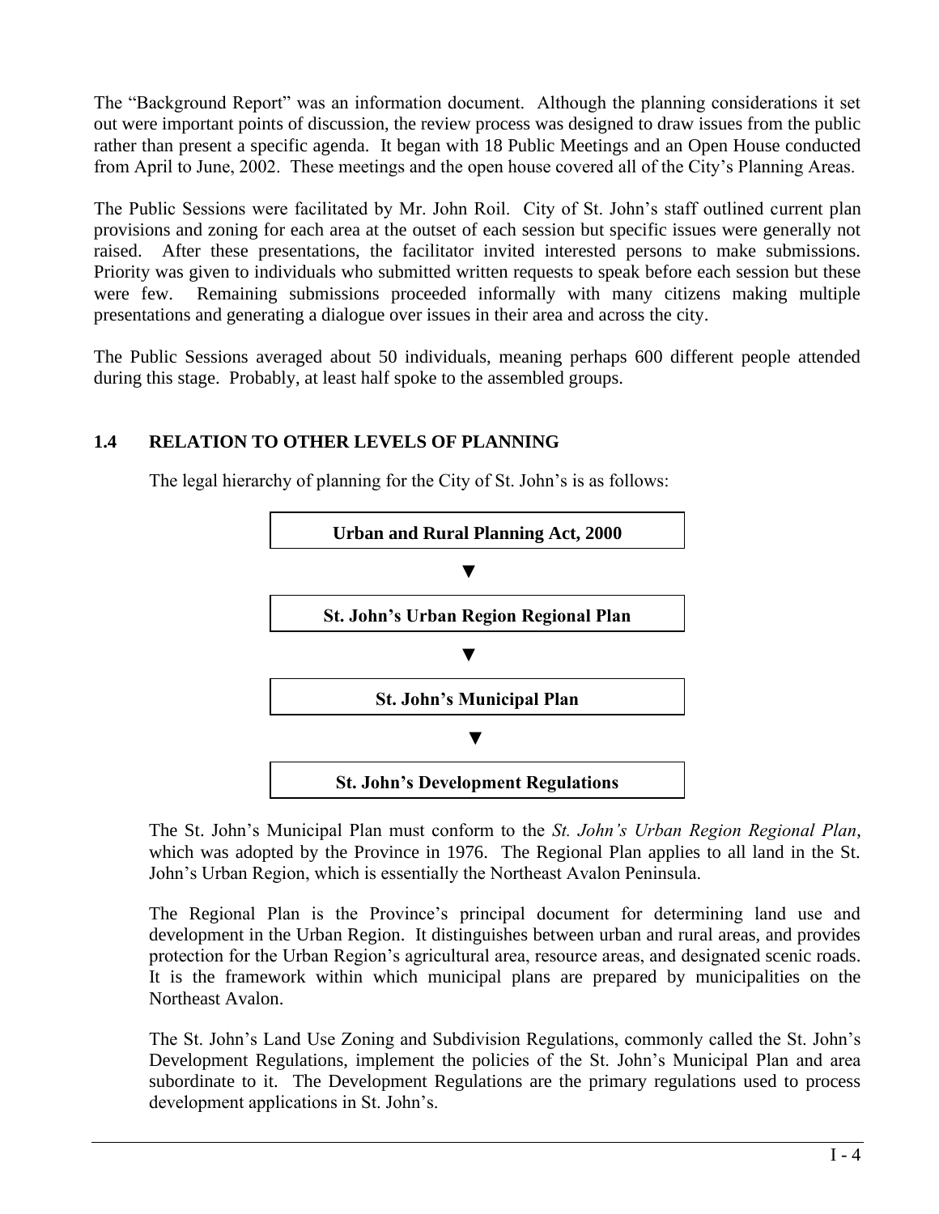The "Background Report" was an information document. Although the planning considerations it set out were important points of discussion, the review process was designed to draw issues from the public rather than present a specific agenda. It began with 18 Public Meetings and an Open House conducted from April to June, 2002. These meetings and the open house covered all of the City's Planning Areas.

The Public Sessions were facilitated by Mr. John Roil. City of St. John's staff outlined current plan provisions and zoning for each area at the outset of each session but specific issues were generally not raised. After these presentations, the facilitator invited interested persons to make submissions. Priority was given to individuals who submitted written requests to speak before each session but these were few. Remaining submissions proceeded informally with many citizens making multiple presentations and generating a dialogue over issues in their area and across the city.

The Public Sessions averaged about 50 individuals, meaning perhaps 600 different people attended during this stage. Probably, at least half spoke to the assembled groups.

### 1.4 RELATION TO OTHER LEVELS OF PLANNING

The legal hierarchy of planning for the City of St. John's is as follows:

**Urban and Rural Planning Act, 2000**

▼

**St. John's Urban Region Regional Plan**

▼

**St. John's Municipal Plan**

▼

**St. John's Development Regulations**

The St. John's Municipal Plan must conform to the *St. John's Urban Region Regional Plan*, which was adopted by the Province in 1976. The Regional Plan applies to all land in the St. John's Urban Region, which is essentially the Northeast Avalon Peninsula.

The Regional Plan is the Province's principal document for determining land use and development in the Urban Region. It distinguishes between urban and rural areas, and provides protection for the Urban Region's agricultural area, resource areas, and designated scenic roads. It is the framework within which municipal plans are prepared by municipalities on the Northeast Avalon.

The St. John's Land Use Zoning and Subdivision Regulations, commonly called the St. John's Development Regulations, implement the policies of the St. John's Municipal Plan and area subordinate to it. The Development Regulations are the primary regulations used to process development applications in St. John's.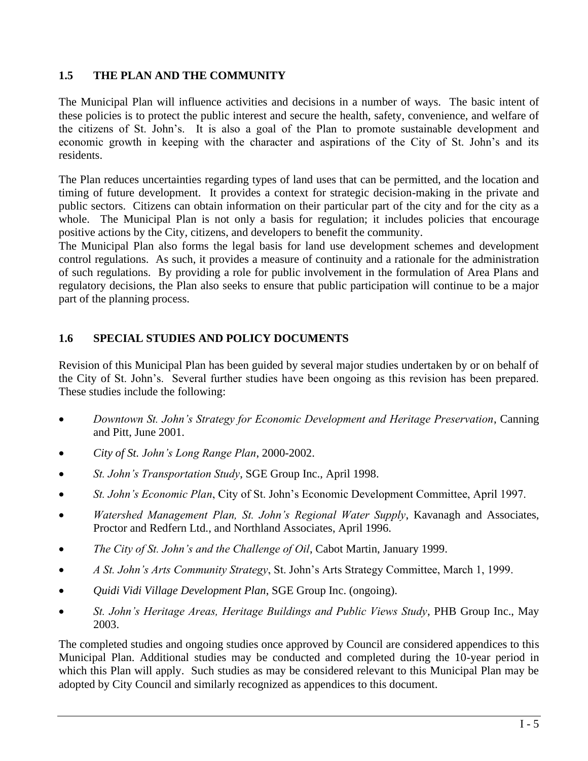## 1.5 THE PLAN AND THE COMMUNITY

The Municipal Plan will influence activities and decisions in a number of ways. The basic intent of these policies is to protect the public interest and secure the health, safety, convenience, and welfare of the citizens of St. John's. It is also a goal of the Plan to promote sustainable development and economic growth in keeping with the character and aspirations of the City of St. John's and its residents.

The Plan reduces uncertainties regarding types of land uses that can be permitted, and the location and timing of future development. It provides a context for strategic decision-making in the private and public sectors. Citizens can obtain information on their particular part of the city and for the city as a whole. The Municipal Plan is not only a basis for regulation; it includes policies that encourage positive actions by the City, citizens, and developers to benefit the community.

The Municipal Plan also forms the legal basis for land use development schemes and development control regulations. As such, it provides a measure of continuity and a rationale for the administration of such regulations. By providing a role for public involvement in the formulation of Area Plans and regulatory decisions, the Plan also seeks to ensure that public participation will continue to be a major part of the planning process.

## 1.6 SPECIAL STUDIES AND POLICY DOCUMENTS

Revision of this Municipal Plan has been guided by several major studies undertaken by or on behalf of the City of St. John's. Several further studies have been ongoing as this revision has been prepared. These studies include the following:

- *Downtown St. John's Strategy for Economic Development and Heritage Preservation*, Canning and Pitt, June 2001.
- *City of St. John's Long Range Plan*, 2000-2002.
- *St. John's Transportation Study*, SGE Group Inc., April 1998.
- *St. John's Economic Plan*, City of St. John's Economic Development Committee, April 1997.
- *Watershed Management Plan, St. John's Regional Water Supply*, Kavanagh and Associates, Proctor and Redfern Ltd., and Northland Associates, April 1996.
- *The City of St. John's and the Challenge of Oil*, Cabot Martin, January 1999.
- *A St. John's Arts Community Strategy*, St. John's Arts Strategy Committee, March 1, 1999.
- *Quidi Vidi Village Development Plan*, SGE Group Inc. (ongoing).
- *St. John's Heritage Areas, Heritage Buildings and Public Views Study*, PHB Group Inc., May 2003.

The completed studies and ongoing studies once approved by Council are considered appendices to this Municipal Plan. Additional studies may be conducted and completed during the 10-year period in which this Plan will apply. Such studies as may be considered relevant to this Municipal Plan may be adopted by City Council and similarly recognized as appendices to this document.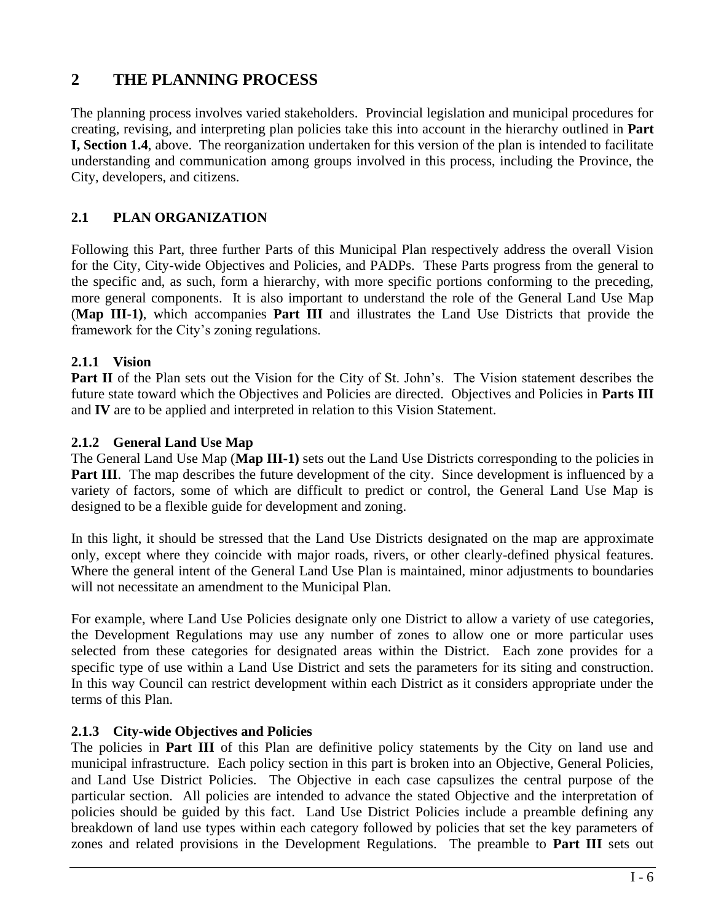# 2 THE PLANNING PROCESS

The planning process involves varied stakeholders. Provincial legislation and municipal procedures for creating, revising, and interpreting plan policies take this into account in the hierarchy outlined in **Part I, Section 1.4**, above. The reorganization undertaken for this version of the plan is intended to facilitate understanding and communication among groups involved in this process, including the Province, the City, developers, and citizens.

## 2.1 PLAN ORGANIZATION

Following this Part, three further Parts of this Municipal Plan respectively address the overall Vision for the City, City-wide Objectives and Policies, and PADPs. These Parts progress from the general to the specific and, as such, form a hierarchy, with more specific portions conforming to the preceding, more general components. It is also important to understand the role of the General Land Use Map (**Map III-1)**, which accompanies **Part III** and illustrates the Land Use Districts that provide the framework for the City's zoning regulations.

### 2.1.1 Vision

**Part II** of the Plan sets out the Vision for the City of St. John's. The Vision statement describes the future state toward which the Objectives and Policies are directed. Objectives and Policies in **Parts III** and **IV** are to be applied and interpreted in relation to this Vision Statement.

### 2.1.2 General Land Use Map

The General Land Use Map (**Map III-1)** sets out the Land Use Districts corresponding to the policies in **Part III**. The map describes the future development of the city. Since development is influenced by a variety of factors, some of which are difficult to predict or control, the General Land Use Map is designed to be a flexible guide for development and zoning.

In this light, it should be stressed that the Land Use Districts designated on the map are approximate only, except where they coincide with major roads, rivers, or other clearly-defined physical features. Where the general intent of the General Land Use Plan is maintained, minor adjustments to boundaries will not necessitate an amendment to the Municipal Plan.

For example, where Land Use Policies designate only one District to allow a variety of use categories, the Development Regulations may use any number of zones to allow one or more particular uses selected from these categories for designated areas within the District. Each zone provides for a specific type of use within a Land Use District and sets the parameters for its siting and construction. In this way Council can restrict development within each District as it considers appropriate under the terms of this Plan.

### 2.1.3 City-wide Objectives and Policies

The policies in **Part III** of this Plan are definitive policy statements by the City on land use and municipal infrastructure. Each policy section in this part is broken into an Objective, General Policies, and Land Use District Policies. The Objective in each case capsulizes the central purpose of the particular section. All policies are intended to advance the stated Objective and the interpretation of policies should be guided by this fact. Land Use District Policies include a preamble defining any breakdown of land use types within each category followed by policies that set the key parameters of zones and related provisions in the Development Regulations. The preamble to **Part III** sets out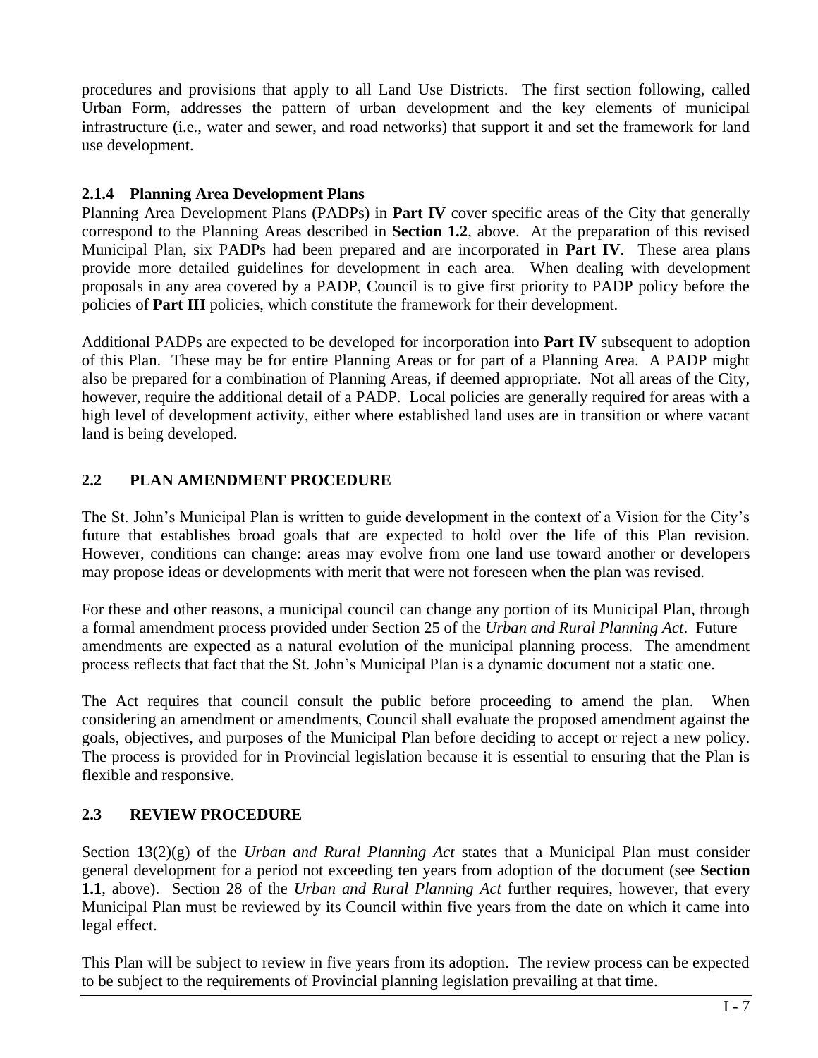procedures and provisions that apply to all Land Use Districts. The first section following, called Urban Form, addresses the pattern of urban development and the key elements of municipal infrastructure (i.e., water and sewer, and road networks) that support it and set the framework for land use development.

### 2.1.4 Planning Area Development Plans

Planning Area Development Plans (PADPs) in **Part IV** cover specific areas of the City that generally correspond to the Planning Areas described in **Section 1.2**, above. At the preparation of this revised Municipal Plan, six PADPs had been prepared and are incorporated in **Part IV**. These area plans provide more detailed guidelines for development in each area. When dealing with development proposals in any area covered by a PADP, Council is to give first priority to PADP policy before the policies of **Part III** policies, which constitute the framework for their development.

Additional PADPs are expected to be developed for incorporation into **Part IV** subsequent to adoption of this Plan. These may be for entire Planning Areas or for part of a Planning Area. A PADP might also be prepared for a combination of Planning Areas, if deemed appropriate. Not all areas of the City, however, require the additional detail of a PADP. Local policies are generally required for areas with a high level of development activity, either where established land uses are in transition or where vacant land is being developed.

## 2.2 PLAN AMENDMENT PROCEDURE

The St. John's Municipal Plan is written to guide development in the context of a Vision for the City's future that establishes broad goals that are expected to hold over the life of this Plan revision. However, conditions can change: areas may evolve from one land use toward another or developers may propose ideas or developments with merit that were not foreseen when the plan was revised.

For these and other reasons, a municipal council can change any portion of its Municipal Plan, through a formal amendment process provided under Section 25 of the *Urban and Rural Planning Act*. Future amendments are expected as a natural evolution of the municipal planning process. The amendment process reflects that fact that the St. John's Municipal Plan is a dynamic document not a static one.

The Act requires that council consult the public before proceeding to amend the plan. When considering an amendment or amendments, Council shall evaluate the proposed amendment against the goals, objectives, and purposes of the Municipal Plan before deciding to accept or reject a new policy. The process is provided for in Provincial legislation because it is essential to ensuring that the Plan is flexible and responsive.

## 2.3 REVIEW PROCEDURE

Section 13(2)(g) of the *Urban and Rural Planning Act* states that a Municipal Plan must consider general development for a period not exceeding ten years from adoption of the document (see **Section 1.1**, above). Section 28 of the *Urban and Rural Planning Act* further requires, however, that every Municipal Plan must be reviewed by its Council within five years from the date on which it came into legal effect.

This Plan will be subject to review in five years from its adoption. The review process can be expected to be subject to the requirements of Provincial planning legislation prevailing at that time.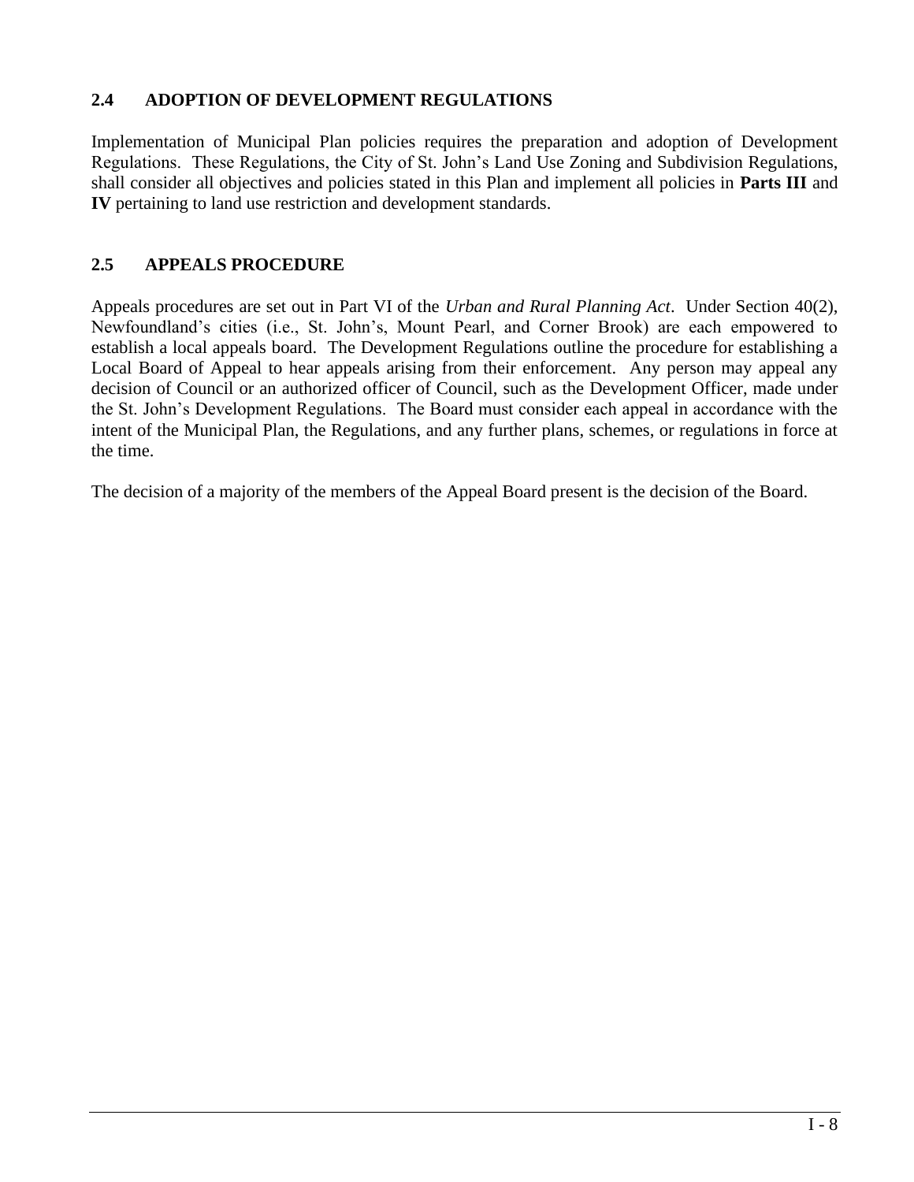### 2.4 ADOPTION OF DEVELOPMENT REGULATIONS

Implementation of Municipal Plan policies requires the preparation and adoption of Development Regulations. These Regulations, the City of St. John's Land Use Zoning and Subdivision Regulations, shall consider all objectives and policies stated in this Plan and implement all policies in **Parts III** and **IV** pertaining to land use restriction and development standards.

### 2.5 APPEALS PROCEDURE

Appeals procedures are set out in Part VI of the *Urban and Rural Planning Act*. Under Section 40(2), Newfoundland's cities (i.e., St. John's, Mount Pearl, and Corner Brook) are each empowered to establish a local appeals board. The Development Regulations outline the procedure for establishing a Local Board of Appeal to hear appeals arising from their enforcement. Any person may appeal any decision of Council or an authorized officer of Council, such as the Development Officer, made under the St. John's Development Regulations. The Board must consider each appeal in accordance with the intent of the Municipal Plan, the Regulations, and any further plans, schemes, or regulations in force at the time.

The decision of a majority of the members of the Appeal Board present is the decision of the Board.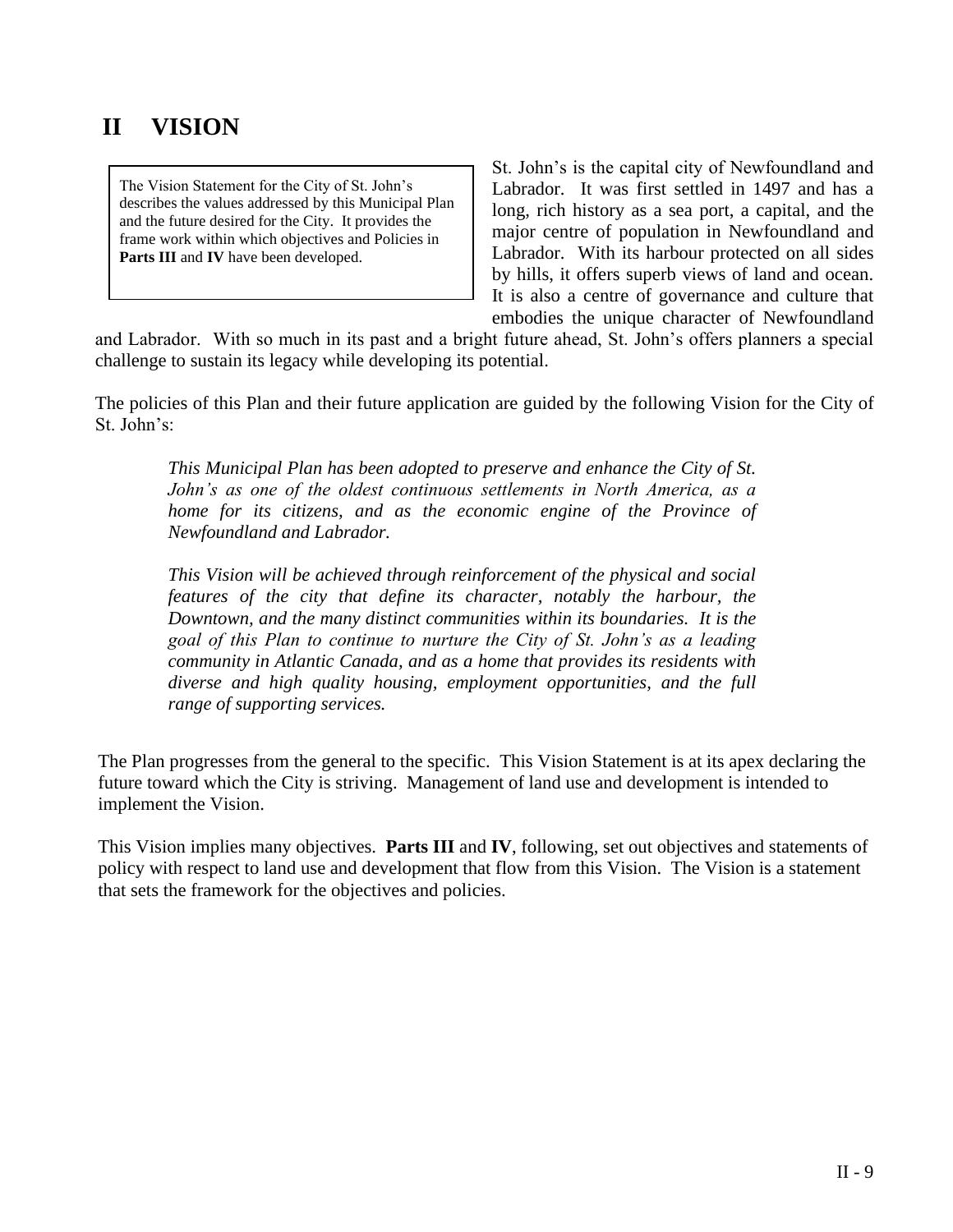# II VISION

> The Vision Statement for the City of St. John's describes the values addressed by this Municipal Plan and the future desired for the City. It provides the frame work within which objectives and Policies in **Parts III** and **IV** have been developed.

St. John's is the capital city of Newfoundland and Labrador. It was first settled in 1497 and has a long, rich history as a sea port, a capital, and the major centre of population in Newfoundland and Labrador. With its harbour protected on all sides by hills, it offers superb views of land and ocean. It is also a centre of governance and culture that embodies the unique character of Newfoundland and Labrador. With so much in its past and a bright future ahead, St. John's offers planners a special challenge to sustain its legacy while developing its potential.

The policies of this Plan and their future application are guided by the following Vision for the City of St. John's:

> *This Municipal Plan has been adopted to preserve and enhance the City of St. John's as one of the oldest continuous settlements in North America, as a home for its citizens, and as the economic engine of the Province of Newfoundland and Labrador.*
>
> *This Vision will be achieved through reinforcement of the physical and social features of the city that define its character, notably the harbour, the Downtown, and the many distinct communities within its boundaries. It is the goal of this Plan to continue to nurture the City of St. John's as a leading community in Atlantic Canada, and as a home that provides its residents with diverse and high quality housing, employment opportunities, and the full range of supporting services.*

The Plan progresses from the general to the specific. This Vision Statement is at its apex declaring the future toward which the City is striving. Management of land use and development is intended to implement the Vision.

This Vision implies many objectives. **Parts III** and **IV**, following, set out objectives and statements of policy with respect to land use and development that flow from this Vision. The Vision is a statement that sets the framework for the objectives and policies.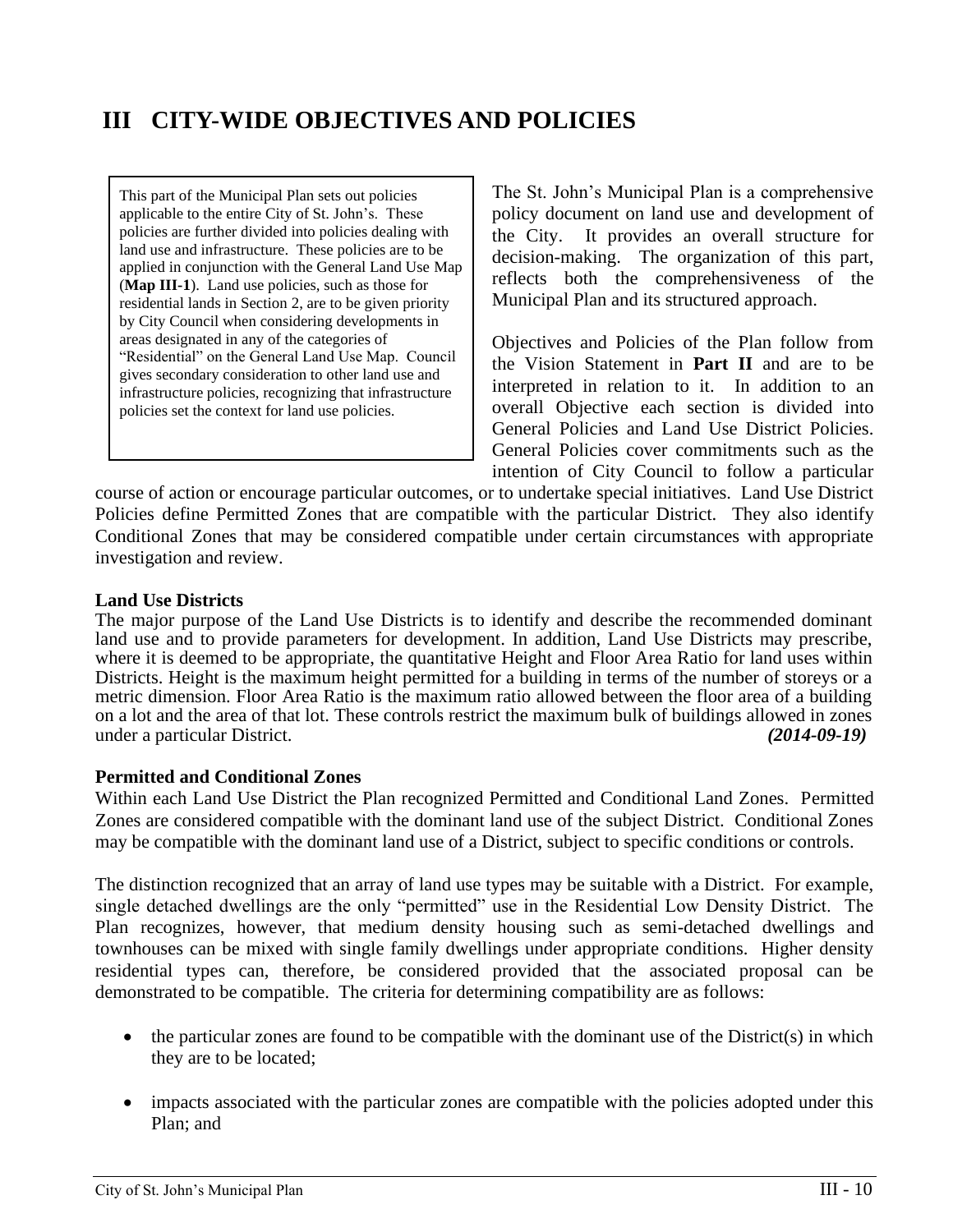# III CITY-WIDE OBJECTIVES AND POLICIES

> This part of the Municipal Plan sets out policies applicable to the entire City of St. John's. These policies are further divided into policies dealing with land use and infrastructure. These policies are to be applied in conjunction with the General Land Use Map (**Map III-1**). Land use policies, such as those for residential lands in Section 2, are to be given priority by City Council when considering developments in areas designated in any of the categories of "Residential" on the General Land Use Map. Council gives secondary consideration to other land use and infrastructure policies, recognizing that infrastructure policies set the context for land use policies.

The St. John's Municipal Plan is a comprehensive policy document on land use and development of the City. It provides an overall structure for decision-making. The organization of this part, reflects both the comprehensiveness of the Municipal Plan and its structured approach.

Objectives and Policies of the Plan follow from the Vision Statement in **Part II** and are to be interpreted in relation to it. In addition to an overall Objective each section is divided into General Policies and Land Use District Policies. General Policies cover commitments such as the intention of City Council to follow a particular course of action or encourage particular outcomes, or to undertake special initiatives. Land Use District Policies define Permitted Zones that are compatible with the particular District. They also identify Conditional Zones that may be considered compatible under certain circumstances with appropriate investigation and review.

**Land Use Districts**

The major purpose of the Land Use Districts is to identify and describe the recommended dominant land use and to provide parameters for development. In addition, Land Use Districts may prescribe, where it is deemed to be appropriate, the quantitative Height and Floor Area Ratio for land uses within Districts. Height is the maximum height permitted for a building in terms of the number of storeys or a metric dimension. Floor Area Ratio is the maximum ratio allowed between the floor area of a building on a lot and the area of that lot. These controls restrict the maximum bulk of buildings allowed in zones under a particular District. ***(2014-09-19)***

**Permitted and Conditional Zones**

Within each Land Use District the Plan recognized Permitted and Conditional Land Zones. Permitted Zones are considered compatible with the dominant land use of the subject District. Conditional Zones may be compatible with the dominant land use of a District, subject to specific conditions or controls.

The distinction recognized that an array of land use types may be suitable with a District. For example, single detached dwellings are the only "permitted" use in the Residential Low Density District. The Plan recognizes, however, that medium density housing such as semi-detached dwellings and townhouses can be mixed with single family dwellings under appropriate conditions. Higher density residential types can, therefore, be considered provided that the associated proposal can be demonstrated to be compatible. The criteria for determining compatibility are as follows:

- the particular zones are found to be compatible with the dominant use of the District(s) in which they are to be located;
- impacts associated with the particular zones are compatible with the policies adopted under this Plan; and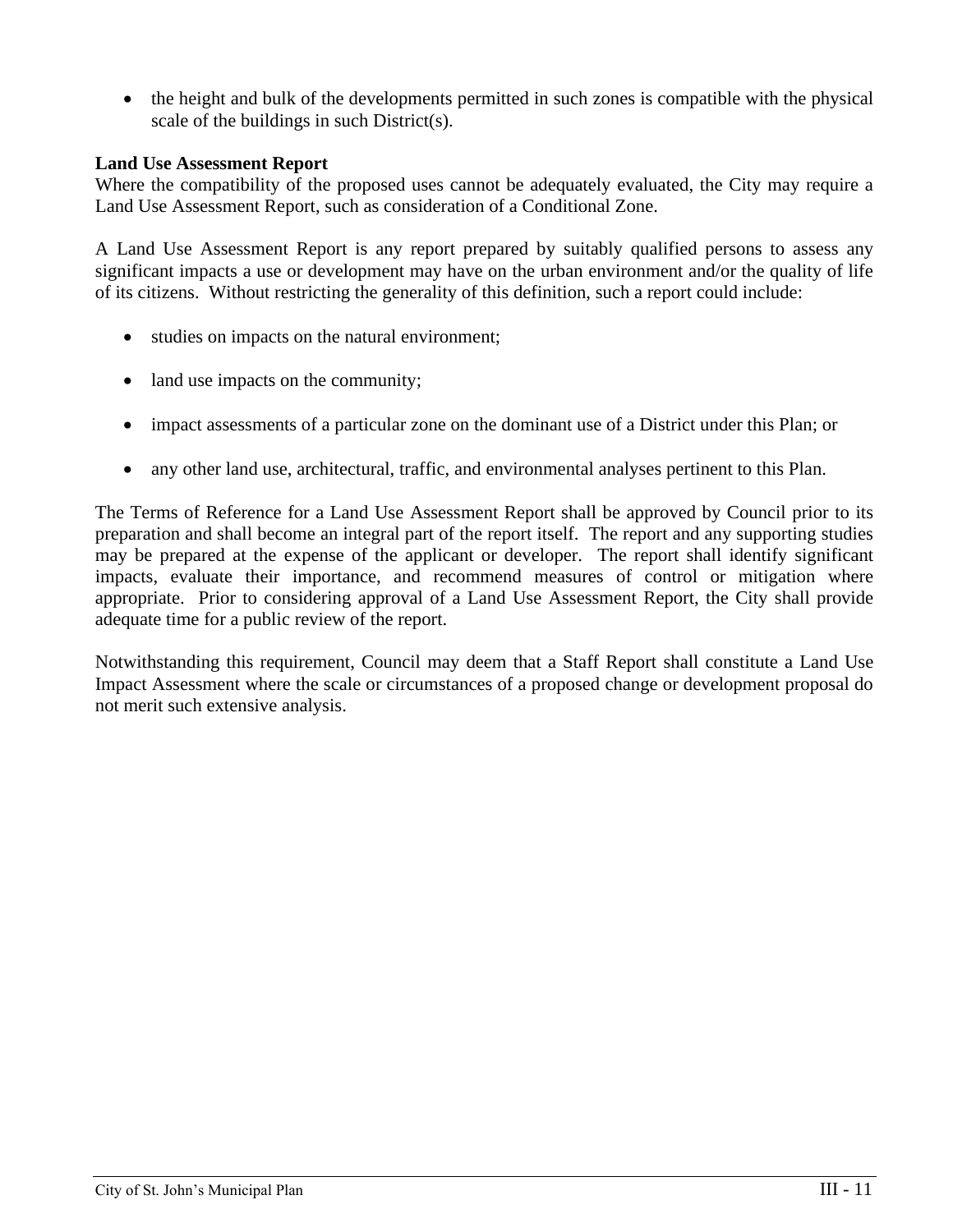- the height and bulk of the developments permitted in such zones is compatible with the physical scale of the buildings in such District(s).

**Land Use Assessment Report**

Where the compatibility of the proposed uses cannot be adequately evaluated, the City may require a Land Use Assessment Report, such as consideration of a Conditional Zone.

A Land Use Assessment Report is any report prepared by suitably qualified persons to assess any significant impacts a use or development may have on the urban environment and/or the quality of life of its citizens. Without restricting the generality of this definition, such a report could include:

- studies on impacts on the natural environment;
- land use impacts on the community;
- impact assessments of a particular zone on the dominant use of a District under this Plan; or
- any other land use, architectural, traffic, and environmental analyses pertinent to this Plan.

The Terms of Reference for a Land Use Assessment Report shall be approved by Council prior to its preparation and shall become an integral part of the report itself. The report and any supporting studies may be prepared at the expense of the applicant or developer. The report shall identify significant impacts, evaluate their importance, and recommend measures of control or mitigation where appropriate. Prior to considering approval of a Land Use Assessment Report, the City shall provide adequate time for a public review of the report.

Notwithstanding this requirement, Council may deem that a Staff Report shall constitute a Land Use Impact Assessment where the scale or circumstances of a proposed change or development proposal do not merit such extensive analysis.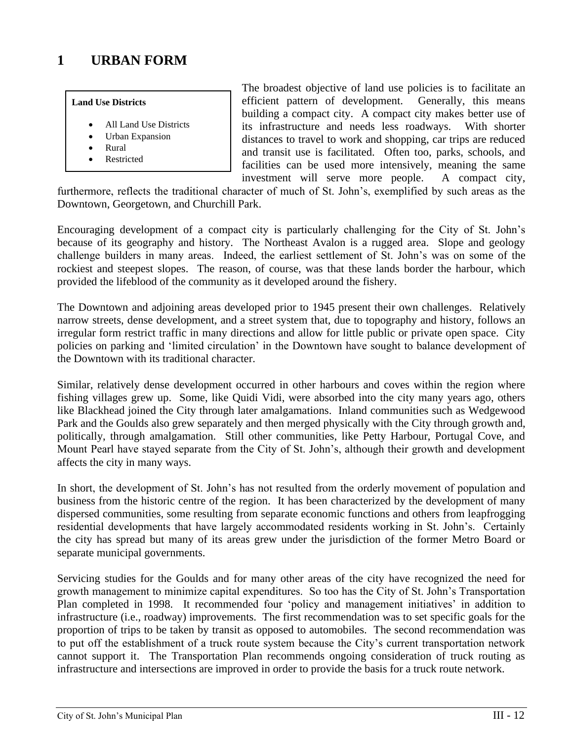# 1 URBAN FORM

**Land Use Districts**

- All Land Use Districts
- Urban Expansion
- Rural
- Restricted

The broadest objective of land use policies is to facilitate an efficient pattern of development. Generally, this means building a compact city. A compact city makes better use of its infrastructure and needs less roadways. With shorter distances to travel to work and shopping, car trips are reduced and transit use is facilitated. Often too, parks, schools, and facilities can be used more intensively, meaning the same investment will serve more people. A compact city, furthermore, reflects the traditional character of much of St. John's, exemplified by such areas as the Downtown, Georgetown, and Churchill Park.

Encouraging development of a compact city is particularly challenging for the City of St. John's because of its geography and history. The Northeast Avalon is a rugged area. Slope and geology challenge builders in many areas. Indeed, the earliest settlement of St. John's was on some of the rockiest and steepest slopes. The reason, of course, was that these lands border the harbour, which provided the lifeblood of the community as it developed around the fishery.

The Downtown and adjoining areas developed prior to 1945 present their own challenges. Relatively narrow streets, dense development, and a street system that, due to topography and history, follows an irregular form restrict traffic in many directions and allow for little public or private open space. City policies on parking and 'limited circulation' in the Downtown have sought to balance development of the Downtown with its traditional character.

Similar, relatively dense development occurred in other harbours and coves within the region where fishing villages grew up. Some, like Quidi Vidi, were absorbed into the city many years ago, others like Blackhead joined the City through later amalgamations. Inland communities such as Wedgewood Park and the Goulds also grew separately and then merged physically with the City through growth and, politically, through amalgamation. Still other communities, like Petty Harbour, Portugal Cove, and Mount Pearl have stayed separate from the City of St. John's, although their growth and development affects the city in many ways.

In short, the development of St. John's has not resulted from the orderly movement of population and business from the historic centre of the region. It has been characterized by the development of many dispersed communities, some resulting from separate economic functions and others from leapfrogging residential developments that have largely accommodated residents working in St. John's. Certainly the city has spread but many of its areas grew under the jurisdiction of the former Metro Board or separate municipal governments.

Servicing studies for the Goulds and for many other areas of the city have recognized the need for growth management to minimize capital expenditures. So too has the City of St. John's Transportation Plan completed in 1998. It recommended four 'policy and management initiatives' in addition to infrastructure (i.e., roadway) improvements. The first recommendation was to set specific goals for the proportion of trips to be taken by transit as opposed to automobiles. The second recommendation was to put off the establishment of a truck route system because the City's current transportation network cannot support it. The Transportation Plan recommends ongoing consideration of truck routing as infrastructure and intersections are improved in order to provide the basis for a truck route network.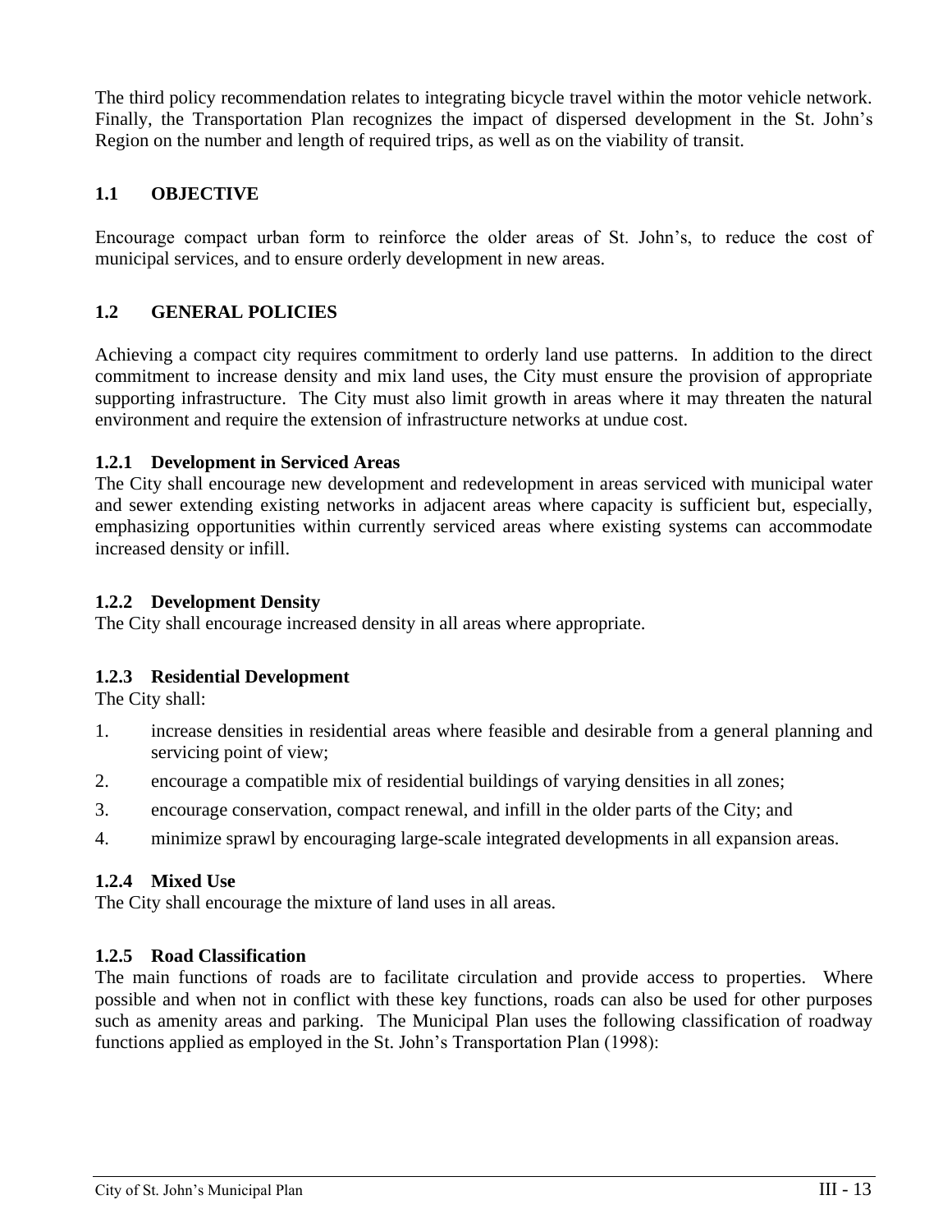The third policy recommendation relates to integrating bicycle travel within the motor vehicle network. Finally, the Transportation Plan recognizes the impact of dispersed development in the St. John's Region on the number and length of required trips, as well as on the viability of transit.

## 1.1 OBJECTIVE

Encourage compact urban form to reinforce the older areas of St. John's, to reduce the cost of municipal services, and to ensure orderly development in new areas.

## 1.2 GENERAL POLICIES

Achieving a compact city requires commitment to orderly land use patterns. In addition to the direct commitment to increase density and mix land uses, the City must ensure the provision of appropriate supporting infrastructure. The City must also limit growth in areas where it may threaten the natural environment and require the extension of infrastructure networks at undue cost.

### 1.2.1 Development in Serviced Areas

The City shall encourage new development and redevelopment in areas serviced with municipal water and sewer extending existing networks in adjacent areas where capacity is sufficient but, especially, emphasizing opportunities within currently serviced areas where existing systems can accommodate increased density or infill.

### 1.2.2 Development Density

The City shall encourage increased density in all areas where appropriate.

### 1.2.3 Residential Development

The City shall:

1. increase densities in residential areas where feasible and desirable from a general planning and servicing point of view;
2. encourage a compatible mix of residential buildings of varying densities in all zones;
3. encourage conservation, compact renewal, and infill in the older parts of the City; and
4. minimize sprawl by encouraging large-scale integrated developments in all expansion areas.

### 1.2.4 Mixed Use

The City shall encourage the mixture of land uses in all areas.

### 1.2.5 Road Classification

The main functions of roads are to facilitate circulation and provide access to properties. Where possible and when not in conflict with these key functions, roads can also be used for other purposes such as amenity areas and parking. The Municipal Plan uses the following classification of roadway functions applied as employed in the St. John's Transportation Plan (1998):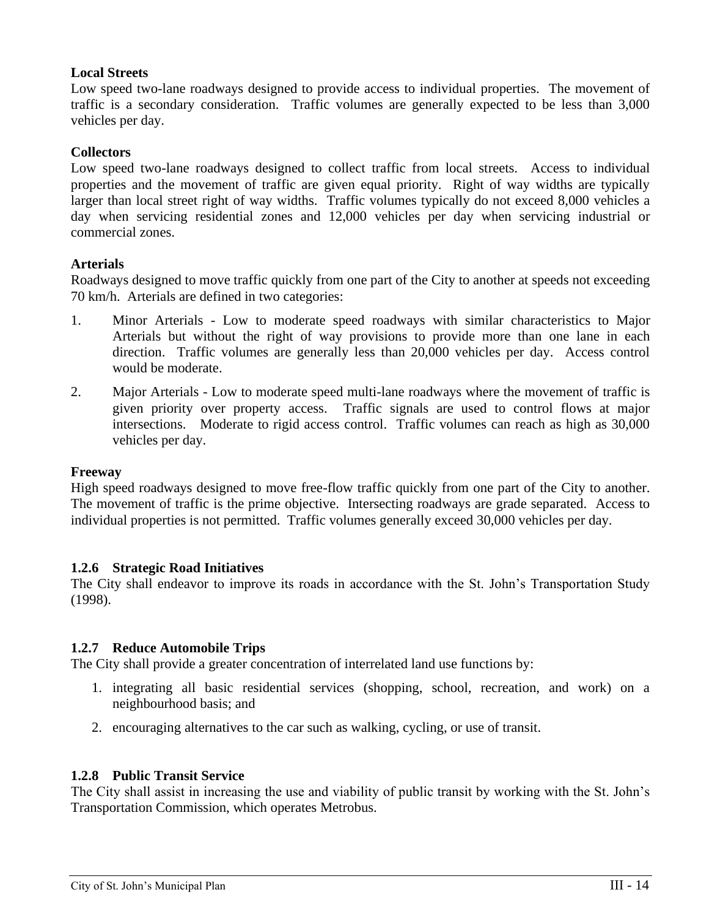**Local Streets**
Low speed two-lane roadways designed to provide access to individual properties. The movement of traffic is a secondary consideration. Traffic volumes are generally expected to be less than 3,000 vehicles per day.

**Collectors**
Low speed two-lane roadways designed to collect traffic from local streets. Access to individual properties and the movement of traffic are given equal priority. Right of way widths are typically larger than local street right of way widths. Traffic volumes typically do not exceed 8,000 vehicles a day when servicing residential zones and 12,000 vehicles per day when servicing industrial or commercial zones.

**Arterials**
Roadways designed to move traffic quickly from one part of the City to another at speeds not exceeding 70 km/h. Arterials are defined in two categories:

1. Minor Arterials - Low to moderate speed roadways with similar characteristics to Major Arterials but without the right of way provisions to provide more than one lane in each direction. Traffic volumes are generally less than 20,000 vehicles per day. Access control would be moderate.
2. Major Arterials - Low to moderate speed multi-lane roadways where the movement of traffic is given priority over property access. Traffic signals are used to control flows at major intersections. Moderate to rigid access control. Traffic volumes can reach as high as 30,000 vehicles per day.

**Freeway**
High speed roadways designed to move free-flow traffic quickly from one part of the City to another. The movement of traffic is the prime objective. Intersecting roadways are grade separated. Access to individual properties is not permitted. Traffic volumes generally exceed 30,000 vehicles per day.

### 1.2.6 Strategic Road Initiatives
The City shall endeavor to improve its roads in accordance with the St. John's Transportation Study (1998).

### 1.2.7 Reduce Automobile Trips
The City shall provide a greater concentration of interrelated land use functions by:

1. integrating all basic residential services (shopping, school, recreation, and work) on a neighbourhood basis; and
2. encouraging alternatives to the car such as walking, cycling, or use of transit.

### 1.2.8 Public Transit Service
The City shall assist in increasing the use and viability of public transit by working with the St. John's Transportation Commission, which operates Metrobus.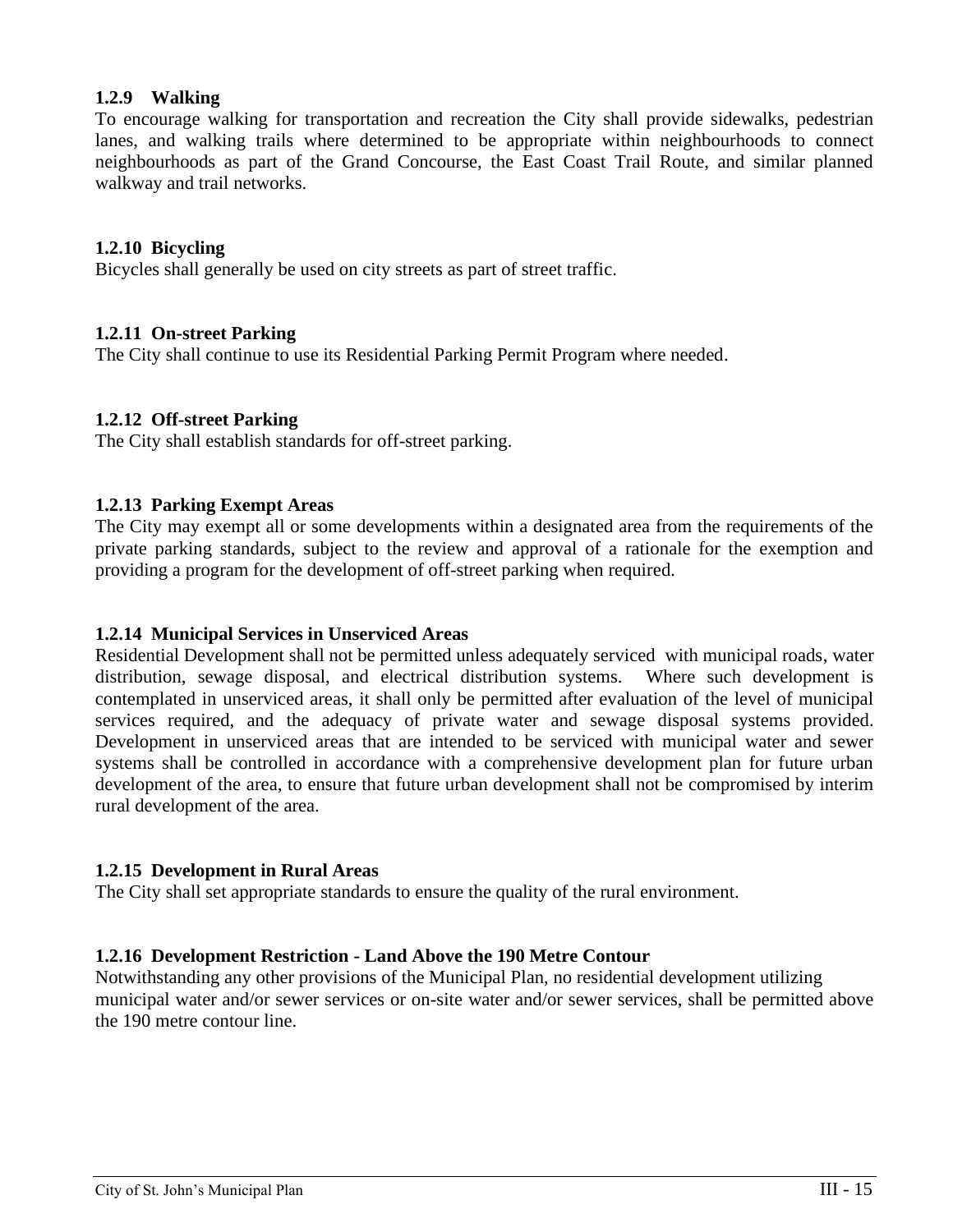#### 1.2.9 Walking

To encourage walking for transportation and recreation the City shall provide sidewalks, pedestrian lanes, and walking trails where determined to be appropriate within neighbourhoods to connect neighbourhoods as part of the Grand Concourse, the East Coast Trail Route, and similar planned walkway and trail networks.

#### 1.2.10 Bicycling

Bicycles shall generally be used on city streets as part of street traffic.

#### 1.2.11 On-street Parking

The City shall continue to use its Residential Parking Permit Program where needed.

#### 1.2.12 Off-street Parking

The City shall establish standards for off-street parking.

#### 1.2.13 Parking Exempt Areas

The City may exempt all or some developments within a designated area from the requirements of the private parking standards, subject to the review and approval of a rationale for the exemption and providing a program for the development of off-street parking when required.

#### 1.2.14 Municipal Services in Unserviced Areas

Residential Development shall not be permitted unless adequately serviced with municipal roads, water distribution, sewage disposal, and electrical distribution systems. Where such development is contemplated in unserviced areas, it shall only be permitted after evaluation of the level of municipal services required, and the adequacy of private water and sewage disposal systems provided. Development in unserviced areas that are intended to be serviced with municipal water and sewer systems shall be controlled in accordance with a comprehensive development plan for future urban development of the area, to ensure that future urban development shall not be compromised by interim rural development of the area.

#### 1.2.15 Development in Rural Areas

The City shall set appropriate standards to ensure the quality of the rural environment.

#### 1.2.16 Development Restriction - Land Above the 190 Metre Contour

Notwithstanding any other provisions of the Municipal Plan, no residential development utilizing municipal water and/or sewer services or on-site water and/or sewer services, shall be permitted above the 190 metre contour line.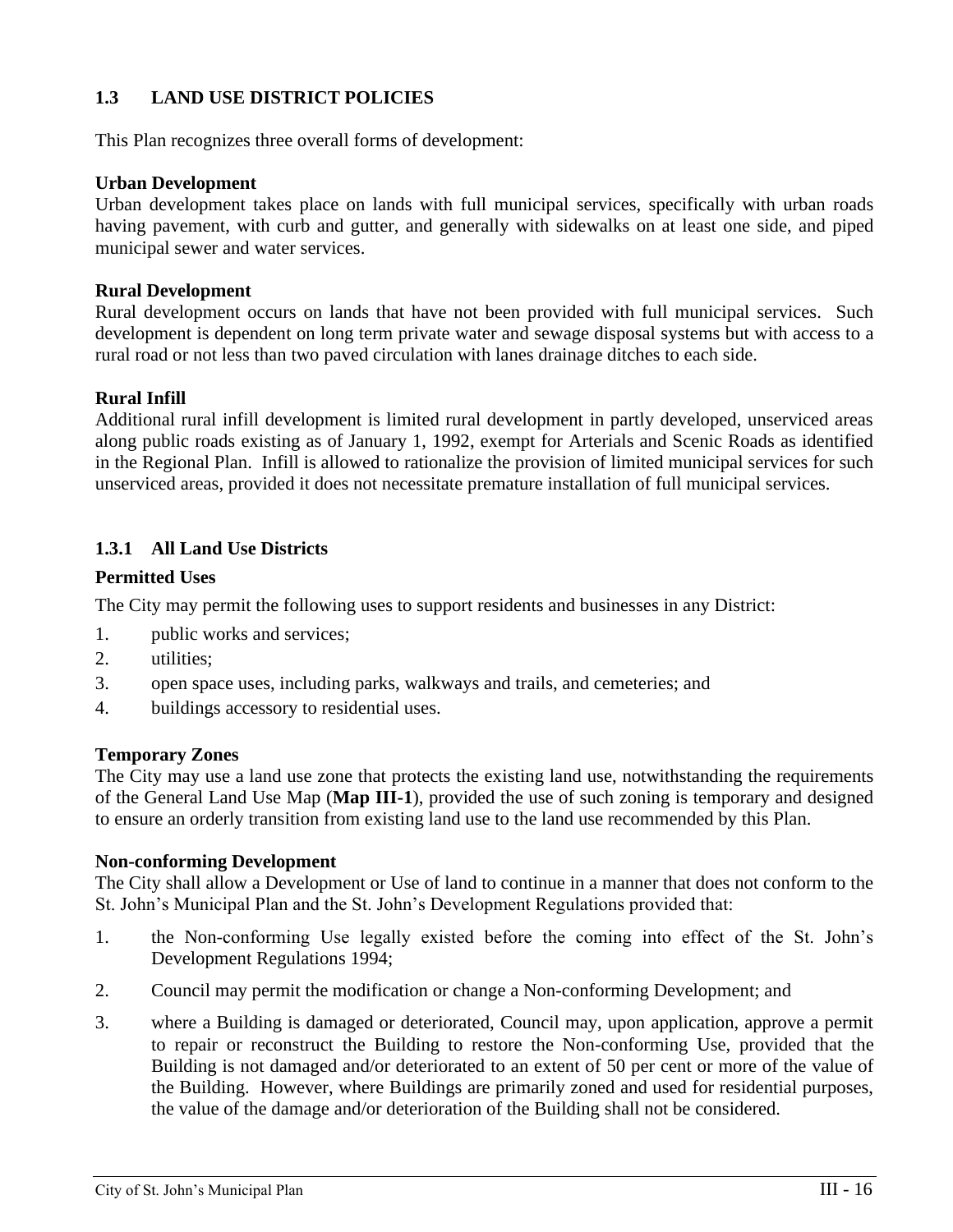## 1.3 LAND USE DISTRICT POLICIES

This Plan recognizes three overall forms of development:

**Urban Development**
Urban development takes place on lands with full municipal services, specifically with urban roads having pavement, with curb and gutter, and generally with sidewalks on at least one side, and piped municipal sewer and water services.

**Rural Development**
Rural development occurs on lands that have not been provided with full municipal services. Such development is dependent on long term private water and sewage disposal systems but with access to a rural road or not less than two paved circulation with lanes drainage ditches to each side.

**Rural Infill**
Additional rural infill development is limited rural development in partly developed, unserviced areas along public roads existing as of January 1, 1992, exempt for Arterials and Scenic Roads as identified in the Regional Plan. Infill is allowed to rationalize the provision of limited municipal services for such unserviced areas, provided it does not necessitate premature installation of full municipal services.

### 1.3.1 All Land Use Districts

**Permitted Uses**

The City may permit the following uses to support residents and businesses in any District:

1. public works and services;
2. utilities;
3. open space uses, including parks, walkways and trails, and cemeteries; and
4. buildings accessory to residential uses.

**Temporary Zones**
The City may use a land use zone that protects the existing land use, notwithstanding the requirements of the General Land Use Map (**Map III-1**), provided the use of such zoning is temporary and designed to ensure an orderly transition from existing land use to the land use recommended by this Plan.

**Non-conforming Development**
The City shall allow a Development or Use of land to continue in a manner that does not conform to the St. John's Municipal Plan and the St. John's Development Regulations provided that:

1. the Non-conforming Use legally existed before the coming into effect of the St. John's Development Regulations 1994;
2. Council may permit the modification or change a Non-conforming Development; and
3. where a Building is damaged or deteriorated, Council may, upon application, approve a permit to repair or reconstruct the Building to restore the Non-conforming Use, provided that the Building is not damaged and/or deteriorated to an extent of 50 per cent or more of the value of the Building. However, where Buildings are primarily zoned and used for residential purposes, the value of the damage and/or deterioration of the Building shall not be considered.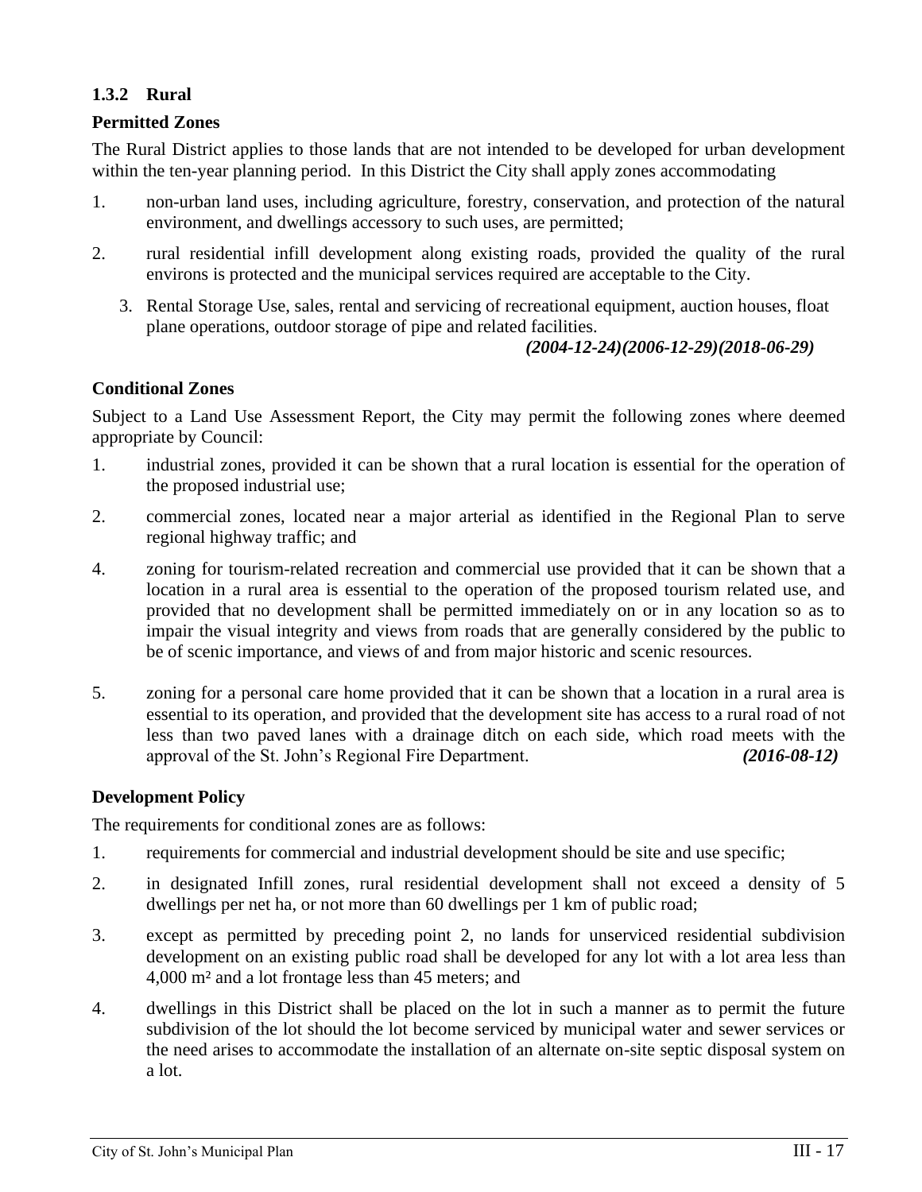### 1.3.2 Rural

**Permitted Zones**

The Rural District applies to those lands that are not intended to be developed for urban development within the ten-year planning period. In this District the City shall apply zones accommodating

1. non-urban land uses, including agriculture, forestry, conservation, and protection of the natural environment, and dwellings accessory to such uses, are permitted;
2. rural residential infill development along existing roads, provided the quality of the rural environs is protected and the municipal services required are acceptable to the City.
3. Rental Storage Use, sales, rental and servicing of recreational equipment, auction houses, float plane operations, outdoor storage of pipe and related facilities.

***(2004-12-24)(2006-12-29)(2018-06-29)***

**Conditional Zones**

Subject to a Land Use Assessment Report, the City may permit the following zones where deemed appropriate by Council:

1. industrial zones, provided it can be shown that a rural location is essential for the operation of the proposed industrial use;
2. commercial zones, located near a major arterial as identified in the Regional Plan to serve regional highway traffic; and

4. zoning for tourism-related recreation and commercial use provided that it can be shown that a location in a rural area is essential to the operation of the proposed tourism related use, and provided that no development shall be permitted immediately on or in any location so as to impair the visual integrity and views from roads that are generally considered by the public to be of scenic importance, and views of and from major historic and scenic resources.
5. zoning for a personal care home provided that it can be shown that a location in a rural area is essential to its operation, and provided that the development site has access to a rural road of not less than two paved lanes with a drainage ditch on each side, which road meets with the approval of the St. John's Regional Fire Department. ***(2016-08-12)***

**Development Policy**

The requirements for conditional zones are as follows:

1. requirements for commercial and industrial development should be site and use specific;
2. in designated Infill zones, rural residential development shall not exceed a density of 5 dwellings per net ha, or not more than 60 dwellings per 1 km of public road;
3. except as permitted by preceding point 2, no lands for unserviced residential subdivision development on an existing public road shall be developed for any lot with a lot area less than 4,000 m² and a lot frontage less than 45 meters; and
4. dwellings in this District shall be placed on the lot in such a manner as to permit the future subdivision of the lot should the lot become serviced by municipal water and sewer services or the need arises to accommodate the installation of an alternate on-site septic disposal system on a lot.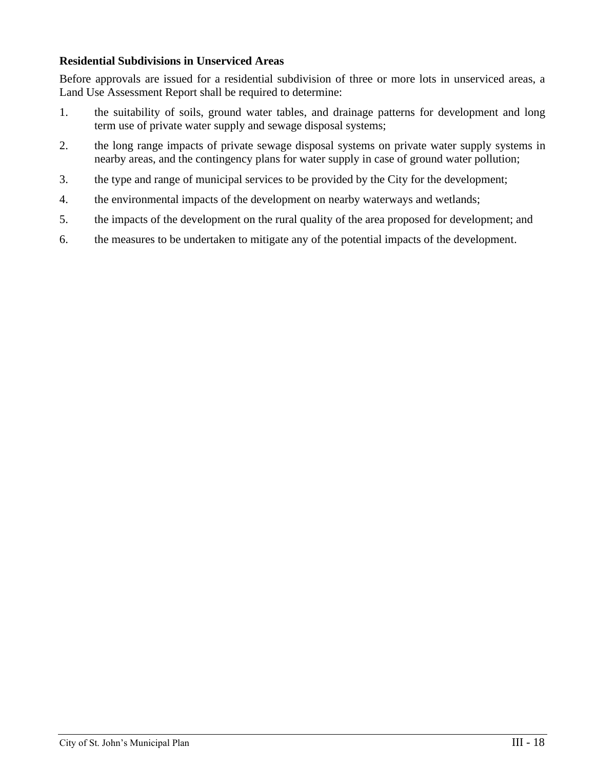**Residential Subdivisions in Unserviced Areas**

Before approvals are issued for a residential subdivision of three or more lots in unserviced areas, a Land Use Assessment Report shall be required to determine:

1. the suitability of soils, ground water tables, and drainage patterns for development and long term use of private water supply and sewage disposal systems;
2. the long range impacts of private sewage disposal systems on private water supply systems in nearby areas, and the contingency plans for water supply in case of ground water pollution;
3. the type and range of municipal services to be provided by the City for the development;
4. the environmental impacts of the development on nearby waterways and wetlands;
5. the impacts of the development on the rural quality of the area proposed for development; and
6. the measures to be undertaken to mitigate any of the potential impacts of the development.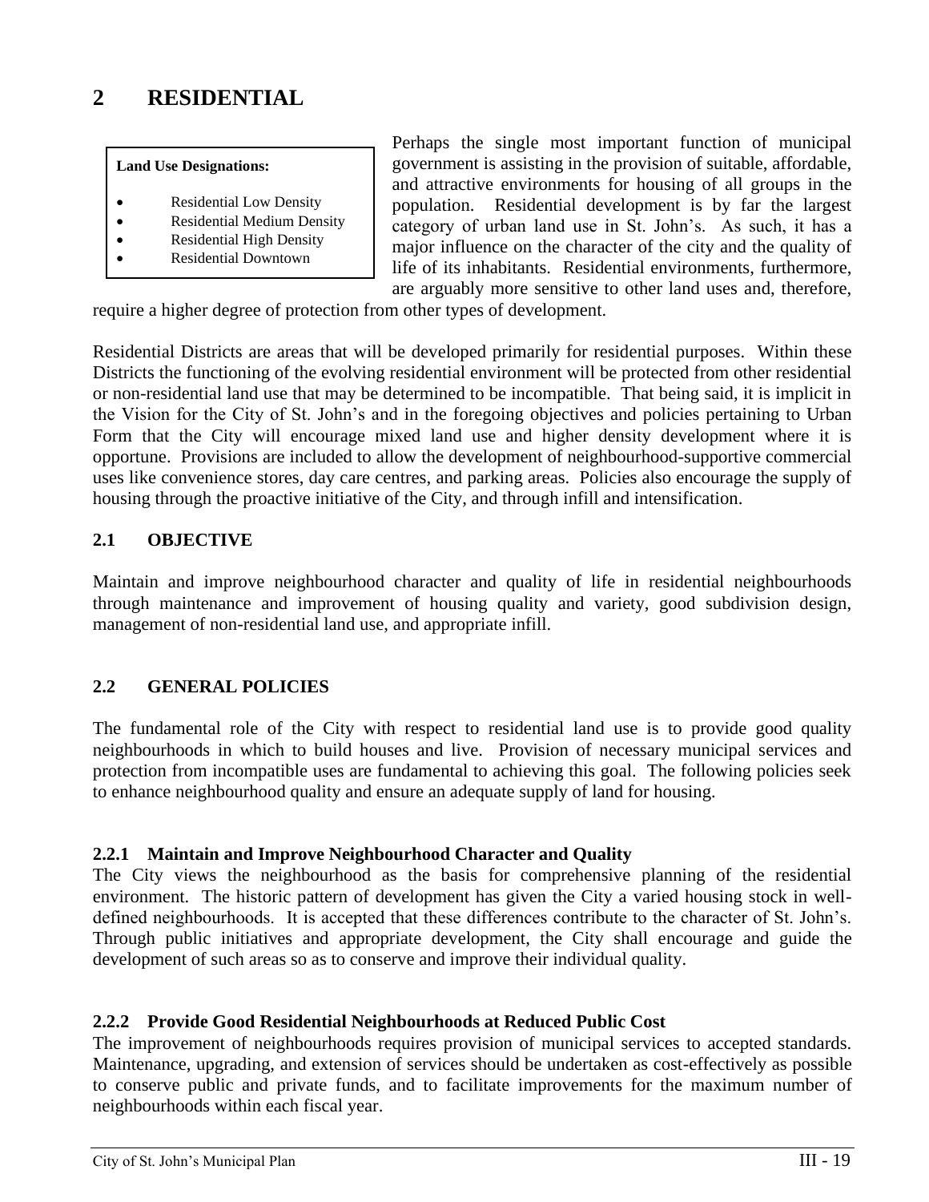# 2 RESIDENTIAL

**Land Use Designations:**

- Residential Low Density
- Residential Medium Density
- Residential High Density
- Residential Downtown

Perhaps the single most important function of municipal government is assisting in the provision of suitable, affordable, and attractive environments for housing of all groups in the population. Residential development is by far the largest category of urban land use in St. John's. As such, it has a major influence on the character of the city and the quality of life of its inhabitants. Residential environments, furthermore, are arguably more sensitive to other land uses and, therefore, require a higher degree of protection from other types of development.

Residential Districts are areas that will be developed primarily for residential purposes. Within these Districts the functioning of the evolving residential environment will be protected from other residential or non-residential land use that may be determined to be incompatible. That being said, it is implicit in the Vision for the City of St. John's and in the foregoing objectives and policies pertaining to Urban Form that the City will encourage mixed land use and higher density development where it is opportune. Provisions are included to allow the development of neighbourhood-supportive commercial uses like convenience stores, day care centres, and parking areas. Policies also encourage the supply of housing through the proactive initiative of the City, and through infill and intensification.

## 2.1 OBJECTIVE

Maintain and improve neighbourhood character and quality of life in residential neighbourhoods through maintenance and improvement of housing quality and variety, good subdivision design, management of non-residential land use, and appropriate infill.

## 2.2 GENERAL POLICIES

The fundamental role of the City with respect to residential land use is to provide good quality neighbourhoods in which to build houses and live. Provision of necessary municipal services and protection from incompatible uses are fundamental to achieving this goal. The following policies seek to enhance neighbourhood quality and ensure an adequate supply of land for housing.

### 2.2.1 Maintain and Improve Neighbourhood Character and Quality

The City views the neighbourhood as the basis for comprehensive planning of the residential environment. The historic pattern of development has given the City a varied housing stock in well-defined neighbourhoods. It is accepted that these differences contribute to the character of St. John's. Through public initiatives and appropriate development, the City shall encourage and guide the development of such areas so as to conserve and improve their individual quality.

### 2.2.2 Provide Good Residential Neighbourhoods at Reduced Public Cost

The improvement of neighbourhoods requires provision of municipal services to accepted standards. Maintenance, upgrading, and extension of services should be undertaken as cost-effectively as possible to conserve public and private funds, and to facilitate improvements for the maximum number of neighbourhoods within each fiscal year.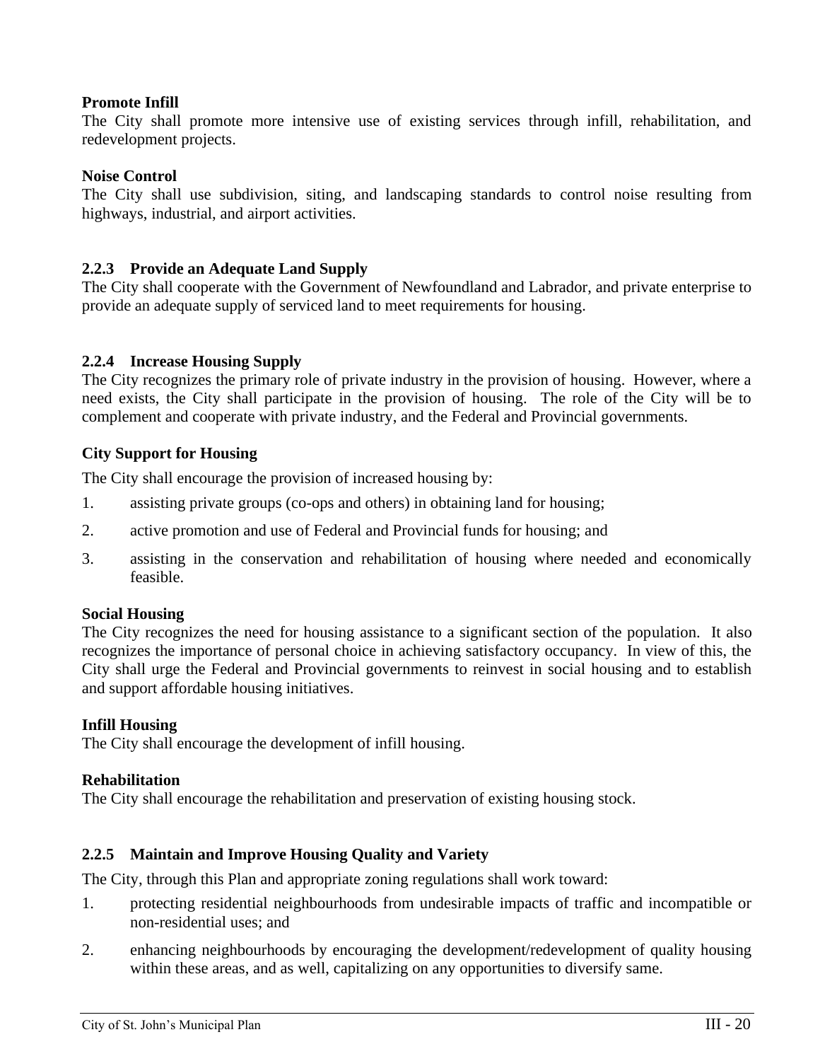**Promote Infill**
The City shall promote more intensive use of existing services through infill, rehabilitation, and redevelopment projects.

**Noise Control**
The City shall use subdivision, siting, and landscaping standards to control noise resulting from highways, industrial, and airport activities.

### 2.2.3 Provide an Adequate Land Supply

The City shall cooperate with the Government of Newfoundland and Labrador, and private enterprise to provide an adequate supply of serviced land to meet requirements for housing.

### 2.2.4 Increase Housing Supply

The City recognizes the primary role of private industry in the provision of housing. However, where a need exists, the City shall participate in the provision of housing. The role of the City will be to complement and cooperate with private industry, and the Federal and Provincial governments.

**City Support for Housing**

The City shall encourage the provision of increased housing by:

1. assisting private groups (co-ops and others) in obtaining land for housing;
2. active promotion and use of Federal and Provincial funds for housing; and
3. assisting in the conservation and rehabilitation of housing where needed and economically feasible.

**Social Housing**
The City recognizes the need for housing assistance to a significant section of the population. It also recognizes the importance of personal choice in achieving satisfactory occupancy. In view of this, the City shall urge the Federal and Provincial governments to reinvest in social housing and to establish and support affordable housing initiatives.

**Infill Housing**
The City shall encourage the development of infill housing.

**Rehabilitation**
The City shall encourage the rehabilitation and preservation of existing housing stock.

### 2.2.5 Maintain and Improve Housing Quality and Variety

The City, through this Plan and appropriate zoning regulations shall work toward:

1. protecting residential neighbourhoods from undesirable impacts of traffic and incompatible or non-residential uses; and
2. enhancing neighbourhoods by encouraging the development/redevelopment of quality housing within these areas, and as well, capitalizing on any opportunities to diversify same.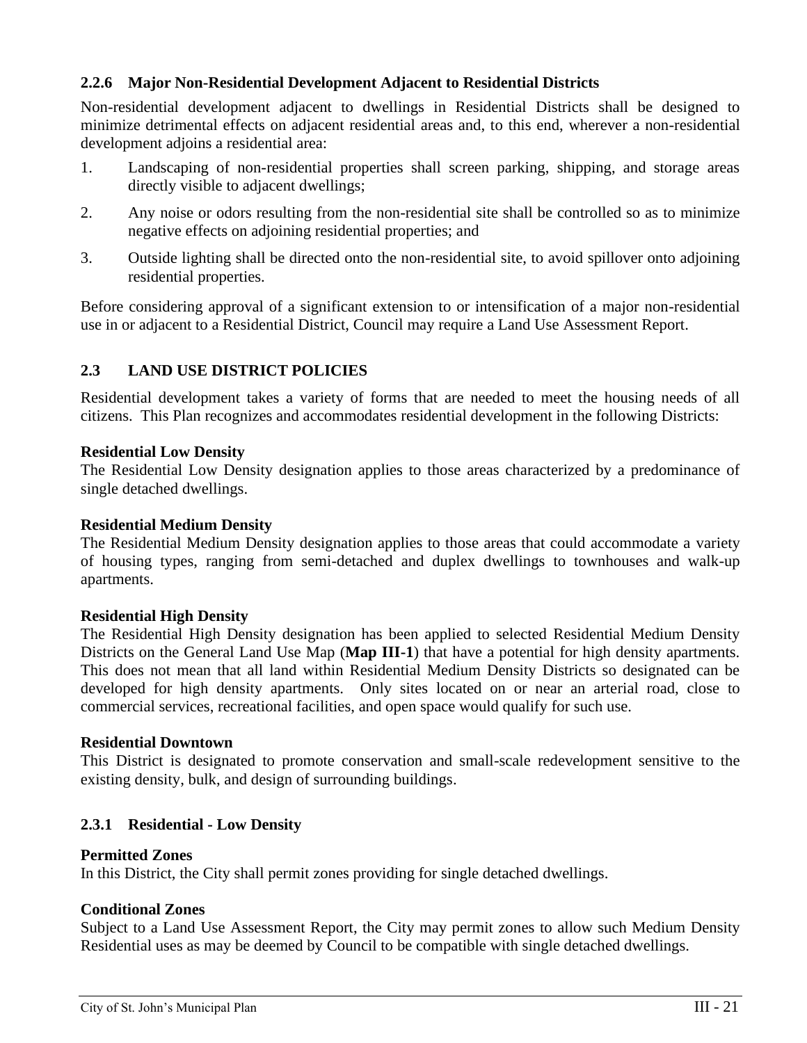### 2.2.6 Major Non-Residential Development Adjacent to Residential Districts

Non-residential development adjacent to dwellings in Residential Districts shall be designed to minimize detrimental effects on adjacent residential areas and, to this end, wherever a non-residential development adjoins a residential area:

1. Landscaping of non-residential properties shall screen parking, shipping, and storage areas directly visible to adjacent dwellings;
2. Any noise or odors resulting from the non-residential site shall be controlled so as to minimize negative effects on adjoining residential properties; and
3. Outside lighting shall be directed onto the non-residential site, to avoid spillover onto adjoining residential properties.

Before considering approval of a significant extension to or intensification of a major non-residential use in or adjacent to a Residential District, Council may require a Land Use Assessment Report.

## 2.3 LAND USE DISTRICT POLICIES

Residential development takes a variety of forms that are needed to meet the housing needs of all citizens. This Plan recognizes and accommodates residential development in the following Districts:

**Residential Low Density**
The Residential Low Density designation applies to those areas characterized by a predominance of single detached dwellings.

**Residential Medium Density**
The Residential Medium Density designation applies to those areas that could accommodate a variety of housing types, ranging from semi-detached and duplex dwellings to townhouses and walk-up apartments.

**Residential High Density**
The Residential High Density designation has been applied to selected Residential Medium Density Districts on the General Land Use Map (**Map III-1**) that have a potential for high density apartments. This does not mean that all land within Residential Medium Density Districts so designated can be developed for high density apartments. Only sites located on or near an arterial road, close to commercial services, recreational facilities, and open space would qualify for such use.

**Residential Downtown**
This District is designated to promote conservation and small-scale redevelopment sensitive to the existing density, bulk, and design of surrounding buildings.

### 2.3.1 Residential - Low Density

**Permitted Zones**
In this District, the City shall permit zones providing for single detached dwellings.

**Conditional Zones**
Subject to a Land Use Assessment Report, the City may permit zones to allow such Medium Density Residential uses as may be deemed by Council to be compatible with single detached dwellings.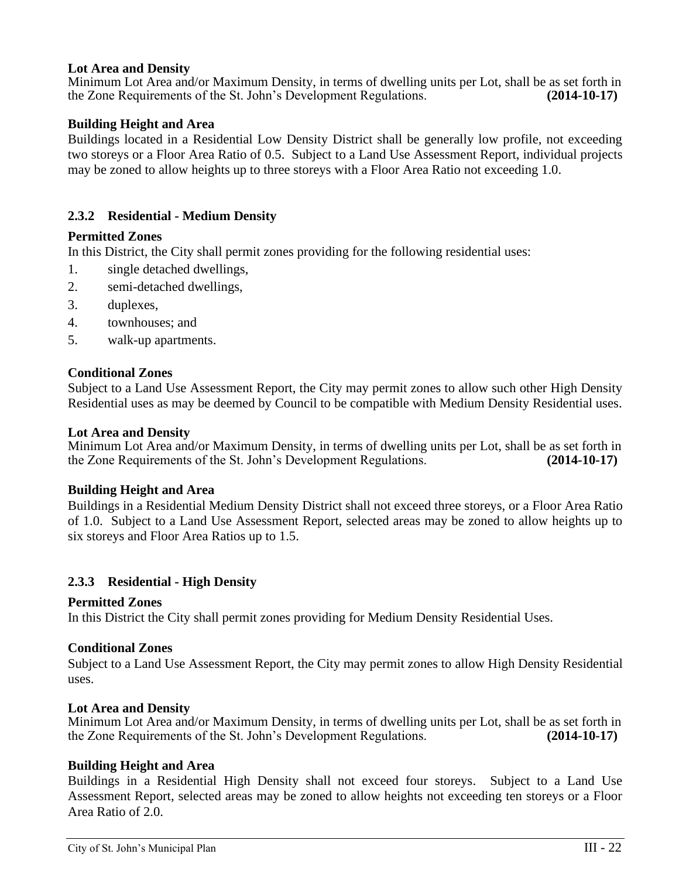**Lot Area and Density**

Minimum Lot Area and/or Maximum Density, in terms of dwelling units per Lot, shall be as set forth in the Zone Requirements of the St. John's Development Regulations. **(2014-10-17)**

**Building Height and Area**

Buildings located in a Residential Low Density District shall be generally low profile, not exceeding two storeys or a Floor Area Ratio of 0.5. Subject to a Land Use Assessment Report, individual projects may be zoned to allow heights up to three storeys with a Floor Area Ratio not exceeding 1.0.

### 2.3.2 Residential - Medium Density

**Permitted Zones**

In this District, the City shall permit zones providing for the following residential uses:

1. single detached dwellings,
2. semi-detached dwellings,
3. duplexes,
4. townhouses; and
5. walk-up apartments.

**Conditional Zones**

Subject to a Land Use Assessment Report, the City may permit zones to allow such other High Density Residential uses as may be deemed by Council to be compatible with Medium Density Residential uses.

**Lot Area and Density**

Minimum Lot Area and/or Maximum Density, in terms of dwelling units per Lot, shall be as set forth in the Zone Requirements of the St. John's Development Regulations. **(2014-10-17)**

**Building Height and Area**

Buildings in a Residential Medium Density District shall not exceed three storeys, or a Floor Area Ratio of 1.0. Subject to a Land Use Assessment Report, selected areas may be zoned to allow heights up to six storeys and Floor Area Ratios up to 1.5.

### 2.3.3 Residential - High Density

**Permitted Zones**

In this District the City shall permit zones providing for Medium Density Residential Uses.

**Conditional Zones**

Subject to a Land Use Assessment Report, the City may permit zones to allow High Density Residential uses.

**Lot Area and Density**

Minimum Lot Area and/or Maximum Density, in terms of dwelling units per Lot, shall be as set forth in the Zone Requirements of the St. John's Development Regulations. **(2014-10-17)**

**Building Height and Area**

Buildings in a Residential High Density shall not exceed four storeys. Subject to a Land Use Assessment Report, selected areas may be zoned to allow heights not exceeding ten storeys or a Floor Area Ratio of 2.0.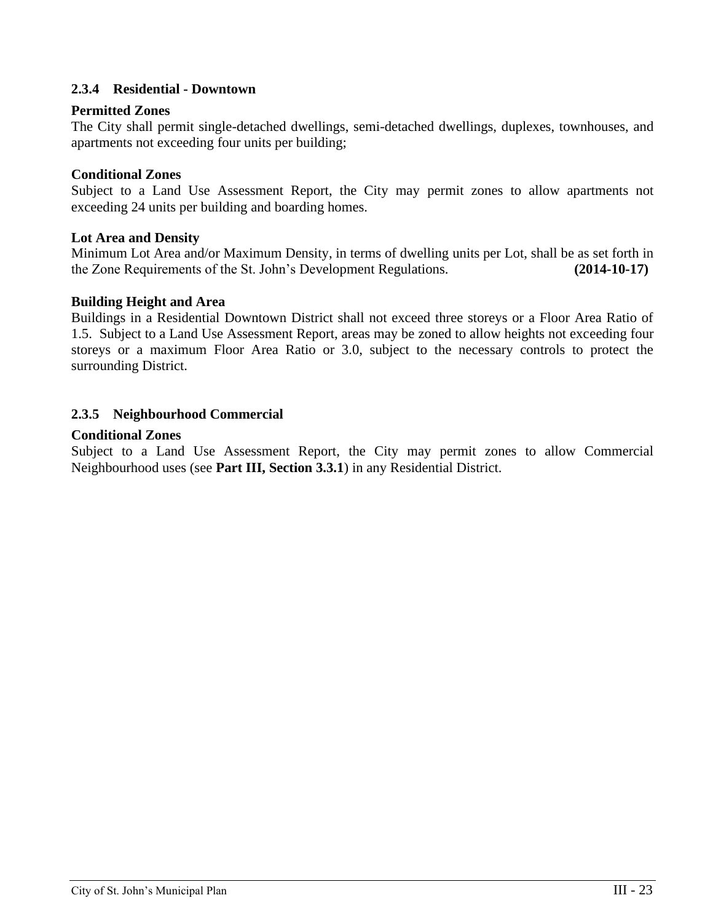### 2.3.4 Residential - Downtown

**Permitted Zones**

The City shall permit single-detached dwellings, semi-detached dwellings, duplexes, townhouses, and apartments not exceeding four units per building;

**Conditional Zones**

Subject to a Land Use Assessment Report, the City may permit zones to allow apartments not exceeding 24 units per building and boarding homes.

**Lot Area and Density**

Minimum Lot Area and/or Maximum Density, in terms of dwelling units per Lot, shall be as set forth in the Zone Requirements of the St. John's Development Regulations. **(2014-10-17)**

**Building Height and Area**

Buildings in a Residential Downtown District shall not exceed three storeys or a Floor Area Ratio of 1.5. Subject to a Land Use Assessment Report, areas may be zoned to allow heights not exceeding four storeys or a maximum Floor Area Ratio or 3.0, subject to the necessary controls to protect the surrounding District.

### 2.3.5 Neighbourhood Commercial

**Conditional Zones**

Subject to a Land Use Assessment Report, the City may permit zones to allow Commercial Neighbourhood uses (see **Part III, Section 3.3.1**) in any Residential District.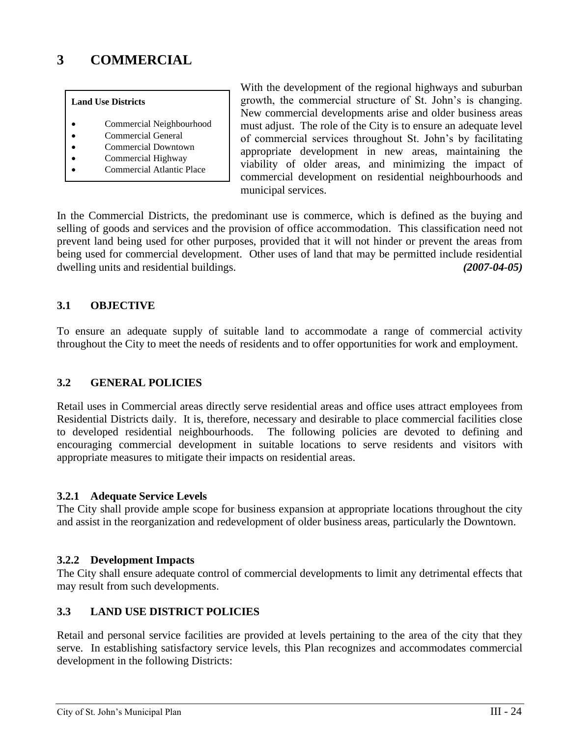# 3 COMMERCIAL

**Land Use Districts**

- Commercial Neighbourhood
- Commercial General
- Commercial Downtown
- Commercial Highway
- Commercial Atlantic Place

With the development of the regional highways and suburban growth, the commercial structure of St. John's is changing. New commercial developments arise and older business areas must adjust. The role of the City is to ensure an adequate level of commercial services throughout St. John's by facilitating appropriate development in new areas, maintaining the viability of older areas, and minimizing the impact of commercial development on residential neighbourhoods and municipal services.

In the Commercial Districts, the predominant use is commerce, which is defined as the buying and selling of goods and services and the provision of office accommodation. This classification need not prevent land being used for other purposes, provided that it will not hinder or prevent the areas from being used for commercial development. Other uses of land that may be permitted include residential dwelling units and residential buildings. ***(2007-04-05)***

## 3.1 OBJECTIVE

To ensure an adequate supply of suitable land to accommodate a range of commercial activity throughout the City to meet the needs of residents and to offer opportunities for work and employment.

## 3.2 GENERAL POLICIES

Retail uses in Commercial areas directly serve residential areas and office uses attract employees from Residential Districts daily. It is, therefore, necessary and desirable to place commercial facilities close to developed residential neighbourhoods. The following policies are devoted to defining and encouraging commercial development in suitable locations to serve residents and visitors with appropriate measures to mitigate their impacts on residential areas.

### 3.2.1 Adequate Service Levels

The City shall provide ample scope for business expansion at appropriate locations throughout the city and assist in the reorganization and redevelopment of older business areas, particularly the Downtown.

### 3.2.2 Development Impacts

The City shall ensure adequate control of commercial developments to limit any detrimental effects that may result from such developments.

## 3.3 LAND USE DISTRICT POLICIES

Retail and personal service facilities are provided at levels pertaining to the area of the city that they serve. In establishing satisfactory service levels, this Plan recognizes and accommodates commercial development in the following Districts: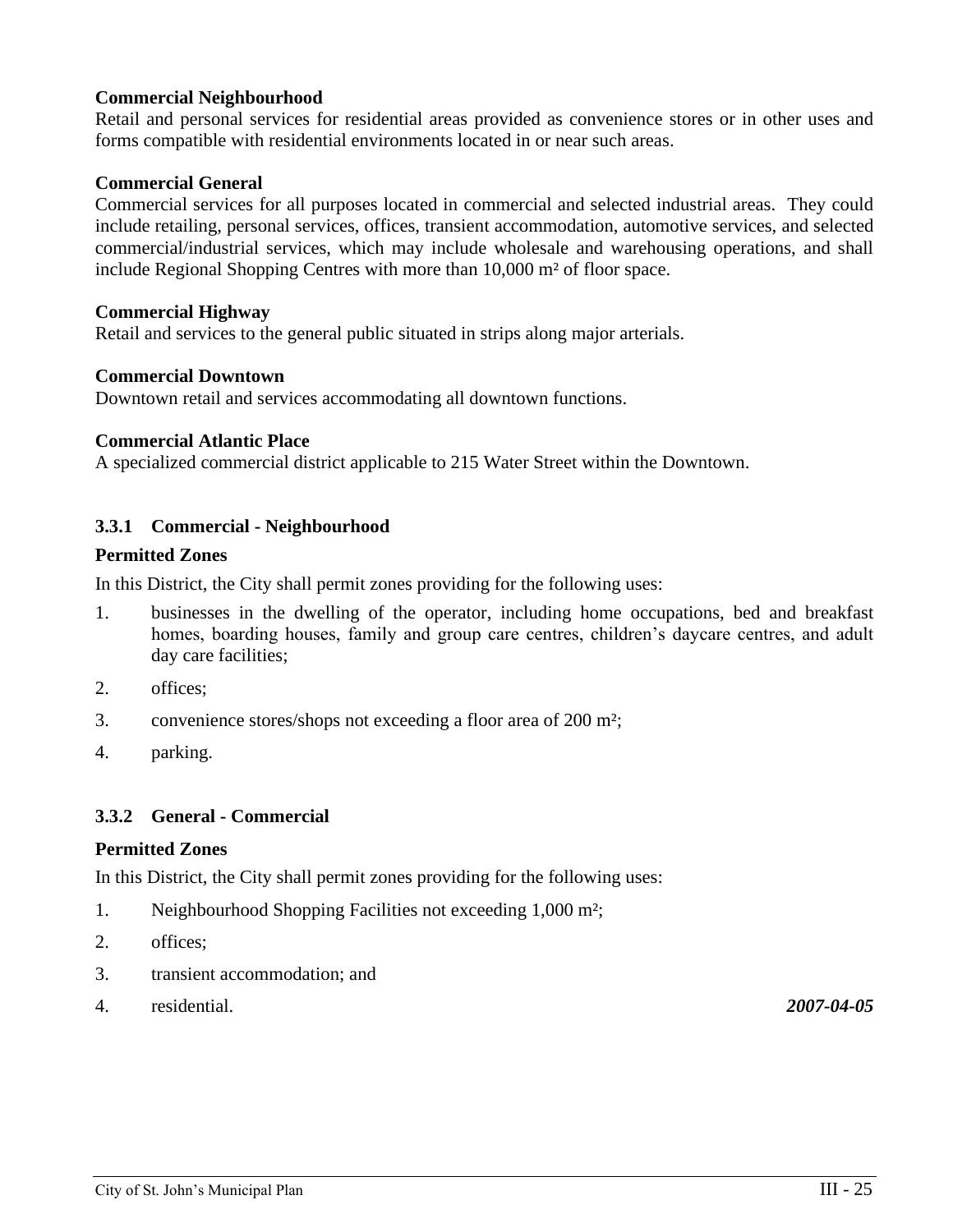**Commercial Neighbourhood**
Retail and personal services for residential areas provided as convenience stores or in other uses and forms compatible with residential environments located in or near such areas.

**Commercial General**
Commercial services for all purposes located in commercial and selected industrial areas. They could include retailing, personal services, offices, transient accommodation, automotive services, and selected commercial/industrial services, which may include wholesale and warehousing operations, and shall include Regional Shopping Centres with more than 10,000 m² of floor space.

**Commercial Highway**
Retail and services to the general public situated in strips along major arterials.

**Commercial Downtown**
Downtown retail and services accommodating all downtown functions.

**Commercial Atlantic Place**
A specialized commercial district applicable to 215 Water Street within the Downtown.

### 3.3.1 Commercial - Neighbourhood

**Permitted Zones**

In this District, the City shall permit zones providing for the following uses:

1. businesses in the dwelling of the operator, including home occupations, bed and breakfast homes, boarding houses, family and group care centres, children's daycare centres, and adult day care facilities;
2. offices;
3. convenience stores/shops not exceeding a floor area of 200 m²;
4. parking.

### 3.3.2 General - Commercial

**Permitted Zones**

In this District, the City shall permit zones providing for the following uses:

1. Neighbourhood Shopping Facilities not exceeding 1,000 m²;
2. offices;
3. transient accommodation; and
4. residential. ***2007-04-05***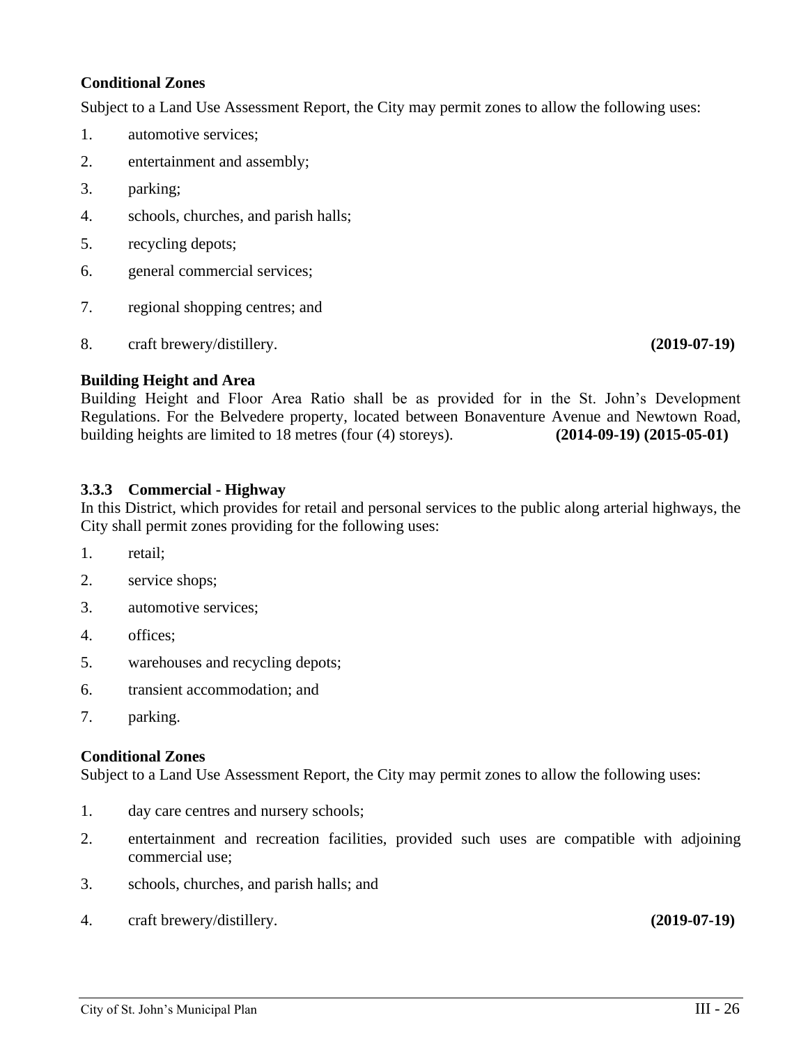**Conditional Zones**

Subject to a Land Use Assessment Report, the City may permit zones to allow the following uses:

1. automotive services;
2. entertainment and assembly;
3. parking;
4. schools, churches, and parish halls;
5. recycling depots;
6. general commercial services;
7. regional shopping centres; and
8. craft brewery/distillery. **(2019-07-19)**

**Building Height and Area**

Building Height and Floor Area Ratio shall be as provided for in the St. John's Development Regulations. For the Belvedere property, located between Bonaventure Avenue and Newtown Road, building heights are limited to 18 metres (four (4) storeys). **(2014-09-19) (2015-05-01)**

### 3.3.3 Commercial - Highway

In this District, which provides for retail and personal services to the public along arterial highways, the City shall permit zones providing for the following uses:

1. retail;
2. service shops;
3. automotive services;
4. offices;
5. warehouses and recycling depots;
6. transient accommodation; and
7. parking.

**Conditional Zones**

Subject to a Land Use Assessment Report, the City may permit zones to allow the following uses:

1. day care centres and nursery schools;
2. entertainment and recreation facilities, provided such uses are compatible with adjoining commercial use;
3. schools, churches, and parish halls; and
4. craft brewery/distillery. **(2019-07-19)**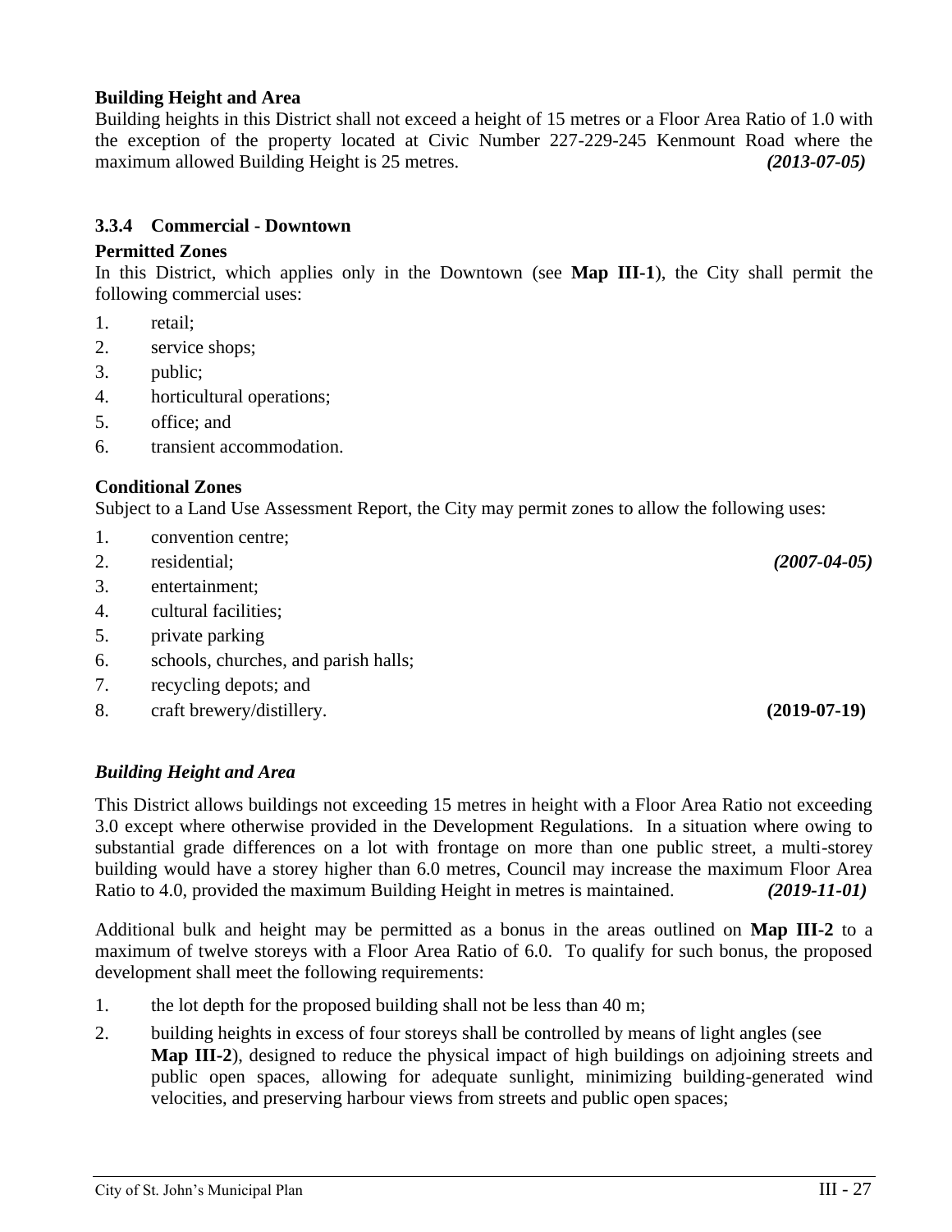**Building Height and Area**

Building heights in this District shall not exceed a height of 15 metres or a Floor Area Ratio of 1.0 with the exception of the property located at Civic Number 227-229-245 Kenmount Road where the maximum allowed Building Height is 25 metres. ***(2013-07-05)***

### 3.3.4 Commercial - Downtown

**Permitted Zones**

In this District, which applies only in the Downtown (see **Map III-1**), the City shall permit the following commercial uses:

1. retail;
2. service shops;
3. public;
4. horticultural operations;
5. office; and
6. transient accommodation.

**Conditional Zones**

Subject to a Land Use Assessment Report, the City may permit zones to allow the following uses:

1. convention centre;
2. residential; ***(2007-04-05)***
3. entertainment;
4. cultural facilities;
5. private parking
6. schools, churches, and parish halls;
7. recycling depots; and
8. craft brewery/distillery. **(2019-07-19)**

***Building Height and Area***

This District allows buildings not exceeding 15 metres in height with a Floor Area Ratio not exceeding 3.0 except where otherwise provided in the Development Regulations. In a situation where owing to substantial grade differences on a lot with frontage on more than one public street, a multi-storey building would have a storey higher than 6.0 metres, Council may increase the maximum Floor Area Ratio to 4.0, provided the maximum Building Height in metres is maintained. ***(2019-11-01)***

Additional bulk and height may be permitted as a bonus in the areas outlined on **Map III-2** to a maximum of twelve storeys with a Floor Area Ratio of 6.0. To qualify for such bonus, the proposed development shall meet the following requirements:

1. the lot depth for the proposed building shall not be less than 40 m;
2. building heights in excess of four storeys shall be controlled by means of light angles (see **Map III-2**), designed to reduce the physical impact of high buildings on adjoining streets and public open spaces, allowing for adequate sunlight, minimizing building-generated wind velocities, and preserving harbour views from streets and public open spaces;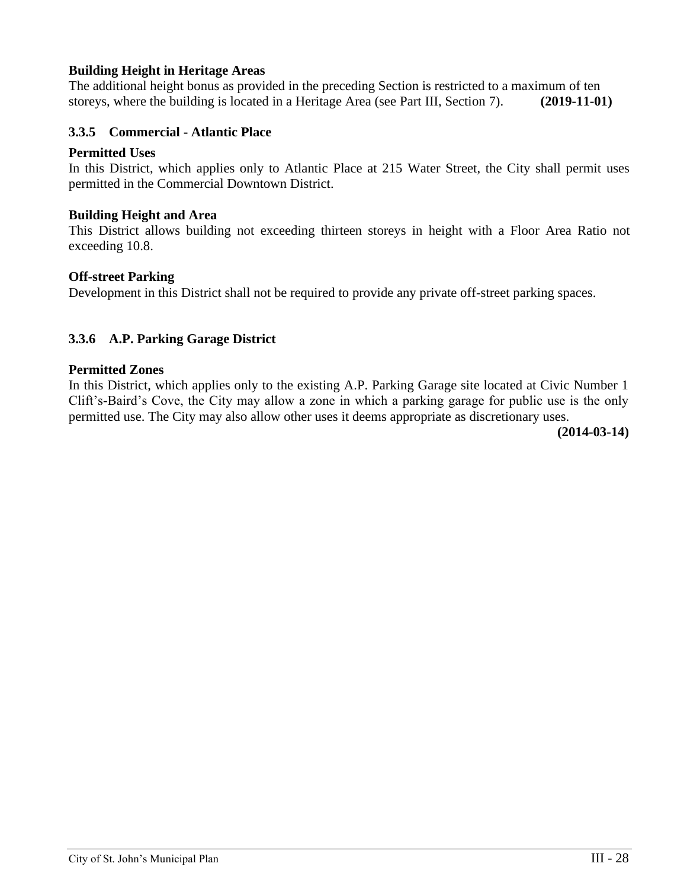**Building Height in Heritage Areas**

The additional height bonus as provided in the preceding Section is restricted to a maximum of ten storeys, where the building is located in a Heritage Area (see Part III, Section 7). **(2019-11-01)**

### 3.3.5 Commercial - Atlantic Place

**Permitted Uses**

In this District, which applies only to Atlantic Place at 215 Water Street, the City shall permit uses permitted in the Commercial Downtown District.

**Building Height and Area**

This District allows building not exceeding thirteen storeys in height with a Floor Area Ratio not exceeding 10.8.

**Off-street Parking**

Development in this District shall not be required to provide any private off-street parking spaces.

### 3.3.6 A.P. Parking Garage District

**Permitted Zones**

In this District, which applies only to the existing A.P. Parking Garage site located at Civic Number 1 Clift's-Baird's Cove, the City may allow a zone in which a parking garage for public use is the only permitted use. The City may also allow other uses it deems appropriate as discretionary uses.

**(2014-03-14)**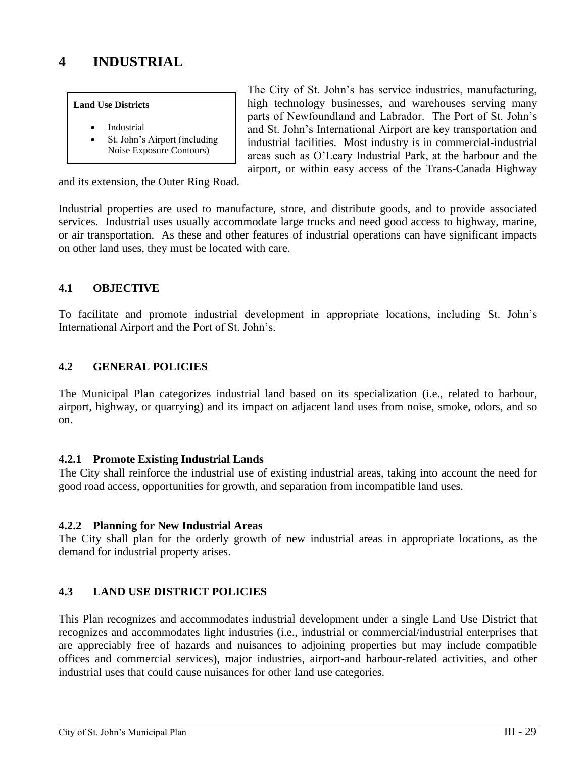# 4 INDUSTRIAL

**Land Use Districts**

- Industrial
- St. John's Airport (including Noise Exposure Contours)

The City of St. John's has service industries, manufacturing, high technology businesses, and warehouses serving many parts of Newfoundland and Labrador. The Port of St. John's and St. John's International Airport are key transportation and industrial facilities. Most industry is in commercial-industrial areas such as O'Leary Industrial Park, at the harbour and the airport, or within easy access of the Trans-Canada Highway and its extension, the Outer Ring Road.

Industrial properties are used to manufacture, store, and distribute goods, and to provide associated services. Industrial uses usually accommodate large trucks and need good access to highway, marine, or air transportation. As these and other features of industrial operations can have significant impacts on other land uses, they must be located with care.

## 4.1 OBJECTIVE

To facilitate and promote industrial development in appropriate locations, including St. John's International Airport and the Port of St. John's.

## 4.2 GENERAL POLICIES

The Municipal Plan categorizes industrial land based on its specialization (i.e., related to harbour, airport, highway, or quarrying) and its impact on adjacent land uses from noise, smoke, odors, and so on.

### 4.2.1 Promote Existing Industrial Lands

The City shall reinforce the industrial use of existing industrial areas, taking into account the need for good road access, opportunities for growth, and separation from incompatible land uses.

### 4.2.2 Planning for New Industrial Areas

The City shall plan for the orderly growth of new industrial areas in appropriate locations, as the demand for industrial property arises.

## 4.3 LAND USE DISTRICT POLICIES

This Plan recognizes and accommodates industrial development under a single Land Use District that recognizes and accommodates light industries (i.e., industrial or commercial/industrial enterprises that are appreciably free of hazards and nuisances to adjoining properties but may include compatible offices and commercial services), major industries, airport-and harbour-related activities, and other industrial uses that could cause nuisances for other land use categories.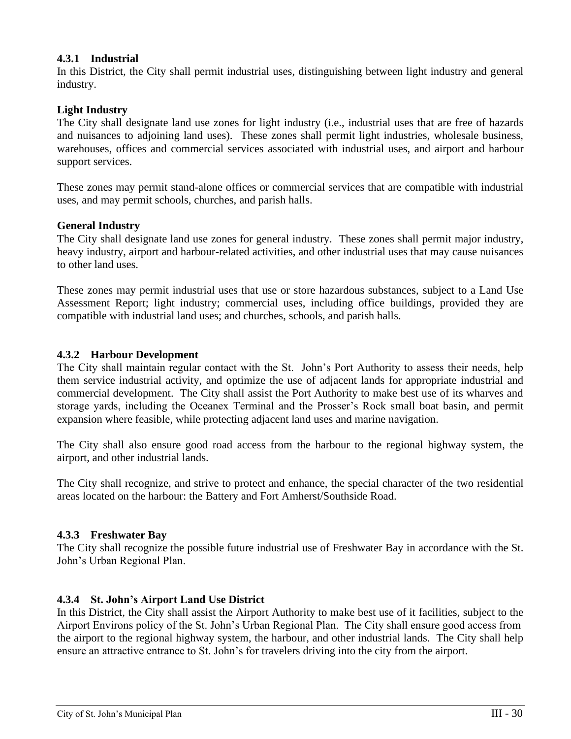### 4.3.1 Industrial

In this District, the City shall permit industrial uses, distinguishing between light industry and general industry.

**Light Industry**

The City shall designate land use zones for light industry (i.e., industrial uses that are free of hazards and nuisances to adjoining land uses). These zones shall permit light industries, wholesale business, warehouses, offices and commercial services associated with industrial uses, and airport and harbour support services.

These zones may permit stand-alone offices or commercial services that are compatible with industrial uses, and may permit schools, churches, and parish halls.

**General Industry**

The City shall designate land use zones for general industry. These zones shall permit major industry, heavy industry, airport and harbour-related activities, and other industrial uses that may cause nuisances to other land uses.

These zones may permit industrial uses that use or store hazardous substances, subject to a Land Use Assessment Report; light industry; commercial uses, including office buildings, provided they are compatible with industrial land uses; and churches, schools, and parish halls.

### 4.3.2 Harbour Development

The City shall maintain regular contact with the St. John's Port Authority to assess their needs, help them service industrial activity, and optimize the use of adjacent lands for appropriate industrial and commercial development. The City shall assist the Port Authority to make best use of its wharves and storage yards, including the Oceanex Terminal and the Prosser's Rock small boat basin, and permit expansion where feasible, while protecting adjacent land uses and marine navigation.

The City shall also ensure good road access from the harbour to the regional highway system, the airport, and other industrial lands.

The City shall recognize, and strive to protect and enhance, the special character of the two residential areas located on the harbour: the Battery and Fort Amherst/Southside Road.

### 4.3.3 Freshwater Bay

The City shall recognize the possible future industrial use of Freshwater Bay in accordance with the St. John's Urban Regional Plan.

### 4.3.4 St. John's Airport Land Use District

In this District, the City shall assist the Airport Authority to make best use of it facilities, subject to the Airport Environs policy of the St. John's Urban Regional Plan. The City shall ensure good access from the airport to the regional highway system, the harbour, and other industrial lands. The City shall help ensure an attractive entrance to St. John's for travelers driving into the city from the airport.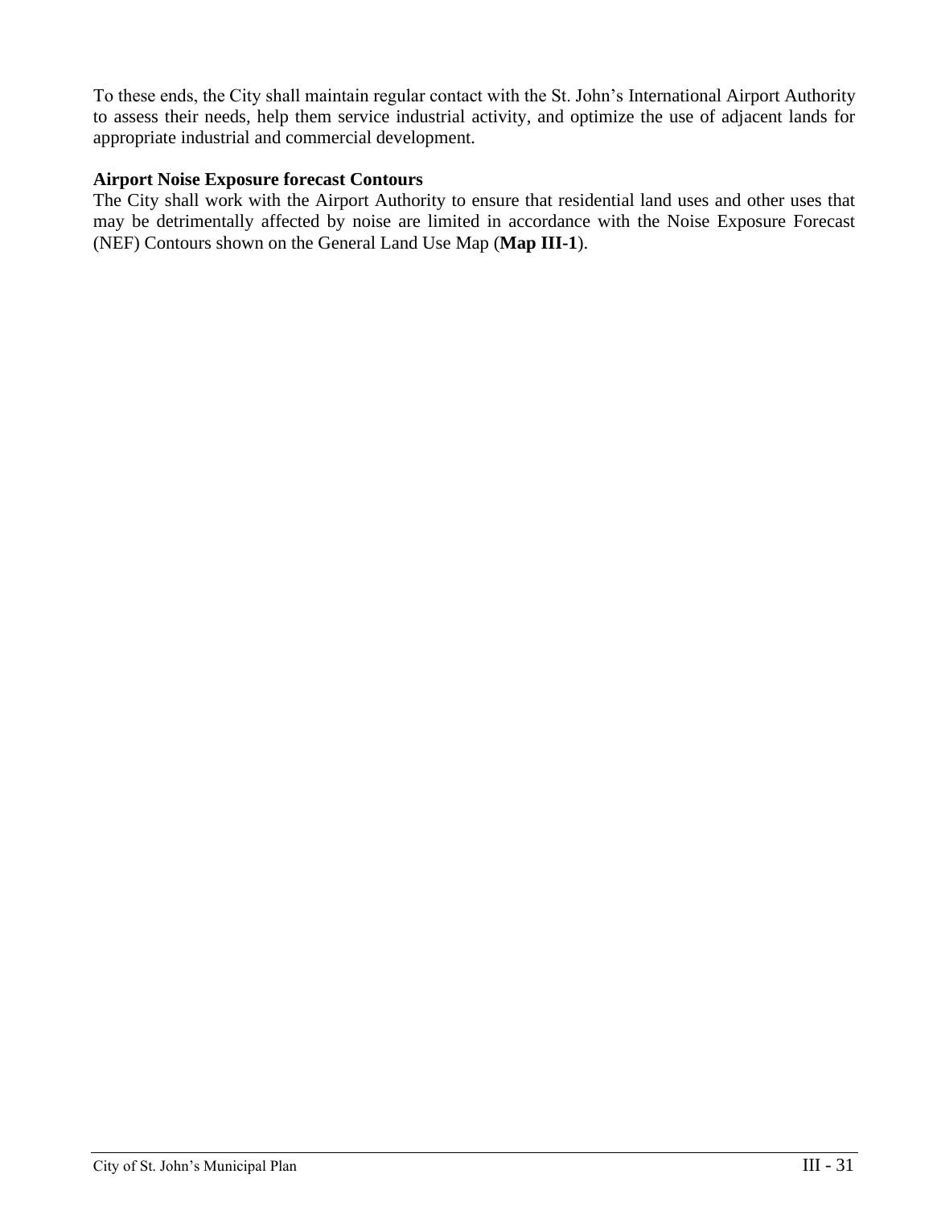To these ends, the City shall maintain regular contact with the St. John’s International Airport Authority to assess their needs, help them service industrial activity, and optimize the use of adjacent lands for appropriate industrial and commercial development.

**Airport Noise Exposure forecast Contours**

The City shall work with the Airport Authority to ensure that residential land uses and other uses that may be detrimentally affected by noise are limited in accordance with the Noise Exposure Forecast (NEF) Contours shown on the General Land Use Map (**Map III-1**).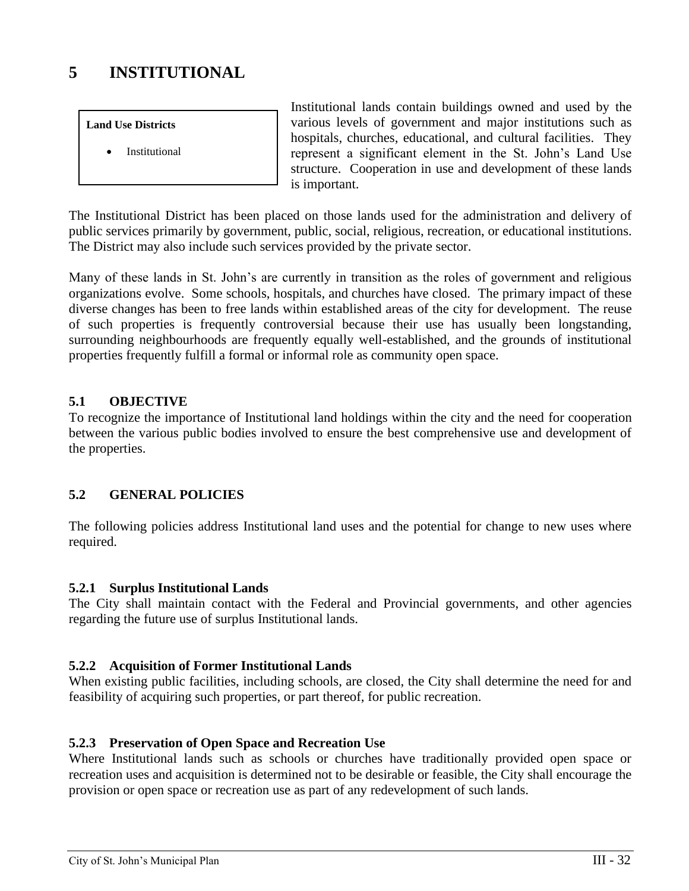# 5 INSTITUTIONAL

**Land Use Districts**

- Institutional

Institutional lands contain buildings owned and used by the various levels of government and major institutions such as hospitals, churches, educational, and cultural facilities. They represent a significant element in the St. John's Land Use structure. Cooperation in use and development of these lands is important.

The Institutional District has been placed on those lands used for the administration and delivery of public services primarily by government, public, social, religious, recreation, or educational institutions. The District may also include such services provided by the private sector.

Many of these lands in St. John's are currently in transition as the roles of government and religious organizations evolve. Some schools, hospitals, and churches have closed. The primary impact of these diverse changes has been to free lands within established areas of the city for development. The reuse of such properties is frequently controversial because their use has usually been longstanding, surrounding neighbourhoods are frequently equally well-established, and the grounds of institutional properties frequently fulfill a formal or informal role as community open space.

## 5.1 OBJECTIVE

To recognize the importance of Institutional land holdings within the city and the need for cooperation between the various public bodies involved to ensure the best comprehensive use and development of the properties.

## 5.2 GENERAL POLICIES

The following policies address Institutional land uses and the potential for change to new uses where required.

### 5.2.1 Surplus Institutional Lands

The City shall maintain contact with the Federal and Provincial governments, and other agencies regarding the future use of surplus Institutional lands.

### 5.2.2 Acquisition of Former Institutional Lands

When existing public facilities, including schools, are closed, the City shall determine the need for and feasibility of acquiring such properties, or part thereof, for public recreation.

### 5.2.3 Preservation of Open Space and Recreation Use

Where Institutional lands such as schools or churches have traditionally provided open space or recreation uses and acquisition is determined not to be desirable or feasible, the City shall encourage the provision or open space or recreation use as part of any redevelopment of such lands.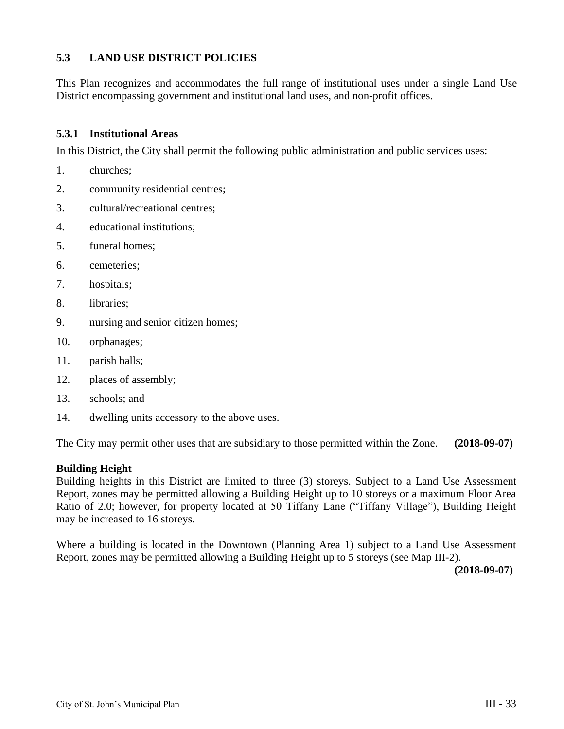## 5.3 LAND USE DISTRICT POLICIES

This Plan recognizes and accommodates the full range of institutional uses under a single Land Use District encompassing government and institutional land uses, and non-profit offices.

### 5.3.1 Institutional Areas

In this District, the City shall permit the following public administration and public services uses:

1. churches;
2. community residential centres;
3. cultural/recreational centres;
4. educational institutions;
5. funeral homes;
6. cemeteries;
7. hospitals;
8. libraries;
9. nursing and senior citizen homes;
10. orphanages;
11. parish halls;
12. places of assembly;
13. schools; and
14. dwelling units accessory to the above uses.

The City may permit other uses that are subsidiary to those permitted within the Zone. **(2018-09-07)**

**Building Height**

Building heights in this District are limited to three (3) storeys. Subject to a Land Use Assessment Report, zones may be permitted allowing a Building Height up to 10 storeys or a maximum Floor Area Ratio of 2.0; however, for property located at 50 Tiffany Lane ("Tiffany Village"), Building Height may be increased to 16 storeys.

Where a building is located in the Downtown (Planning Area 1) subject to a Land Use Assessment Report, zones may be permitted allowing a Building Height up to 5 storeys (see Map III-2).

**(2018-09-07)**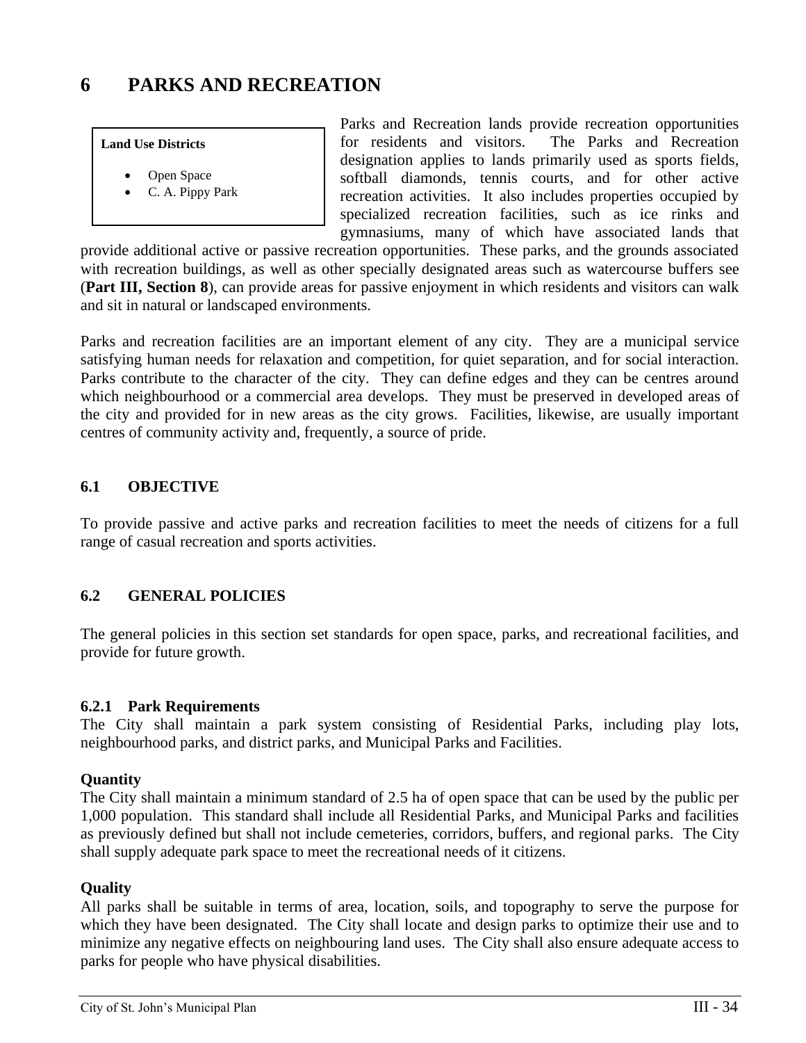# 6 PARKS AND RECREATION

**Land Use Districts**

- Open Space
- C. A. Pippy Park

Parks and Recreation lands provide recreation opportunities for residents and visitors. The Parks and Recreation designation applies to lands primarily used as sports fields, softball diamonds, tennis courts, and for other active recreation activities. It also includes properties occupied by specialized recreation facilities, such as ice rinks and gymnasiums, many of which have associated lands that provide additional active or passive recreation opportunities. These parks, and the grounds associated with recreation buildings, as well as other specially designated areas such as watercourse buffers see (**Part III, Section 8**), can provide areas for passive enjoyment in which residents and visitors can walk and sit in natural or landscaped environments.

Parks and recreation facilities are an important element of any city. They are a municipal service satisfying human needs for relaxation and competition, for quiet separation, and for social interaction. Parks contribute to the character of the city. They can define edges and they can be centres around which neighbourhood or a commercial area develops. They must be preserved in developed areas of the city and provided for in new areas as the city grows. Facilities, likewise, are usually important centres of community activity and, frequently, a source of pride.

## 6.1 OBJECTIVE

To provide passive and active parks and recreation facilities to meet the needs of citizens for a full range of casual recreation and sports activities.

## 6.2 GENERAL POLICIES

The general policies in this section set standards for open space, parks, and recreational facilities, and provide for future growth.

### 6.2.1 Park Requirements

The City shall maintain a park system consisting of Residential Parks, including play lots, neighbourhood parks, and district parks, and Municipal Parks and Facilities.

**Quantity**

The City shall maintain a minimum standard of 2.5 ha of open space that can be used by the public per 1,000 population. This standard shall include all Residential Parks, and Municipal Parks and facilities as previously defined but shall not include cemeteries, corridors, buffers, and regional parks. The City shall supply adequate park space to meet the recreational needs of it citizens.

**Quality**

All parks shall be suitable in terms of area, location, soils, and topography to serve the purpose for which they have been designated. The City shall locate and design parks to optimize their use and to minimize any negative effects on neighbouring land uses. The City shall also ensure adequate access to parks for people who have physical disabilities.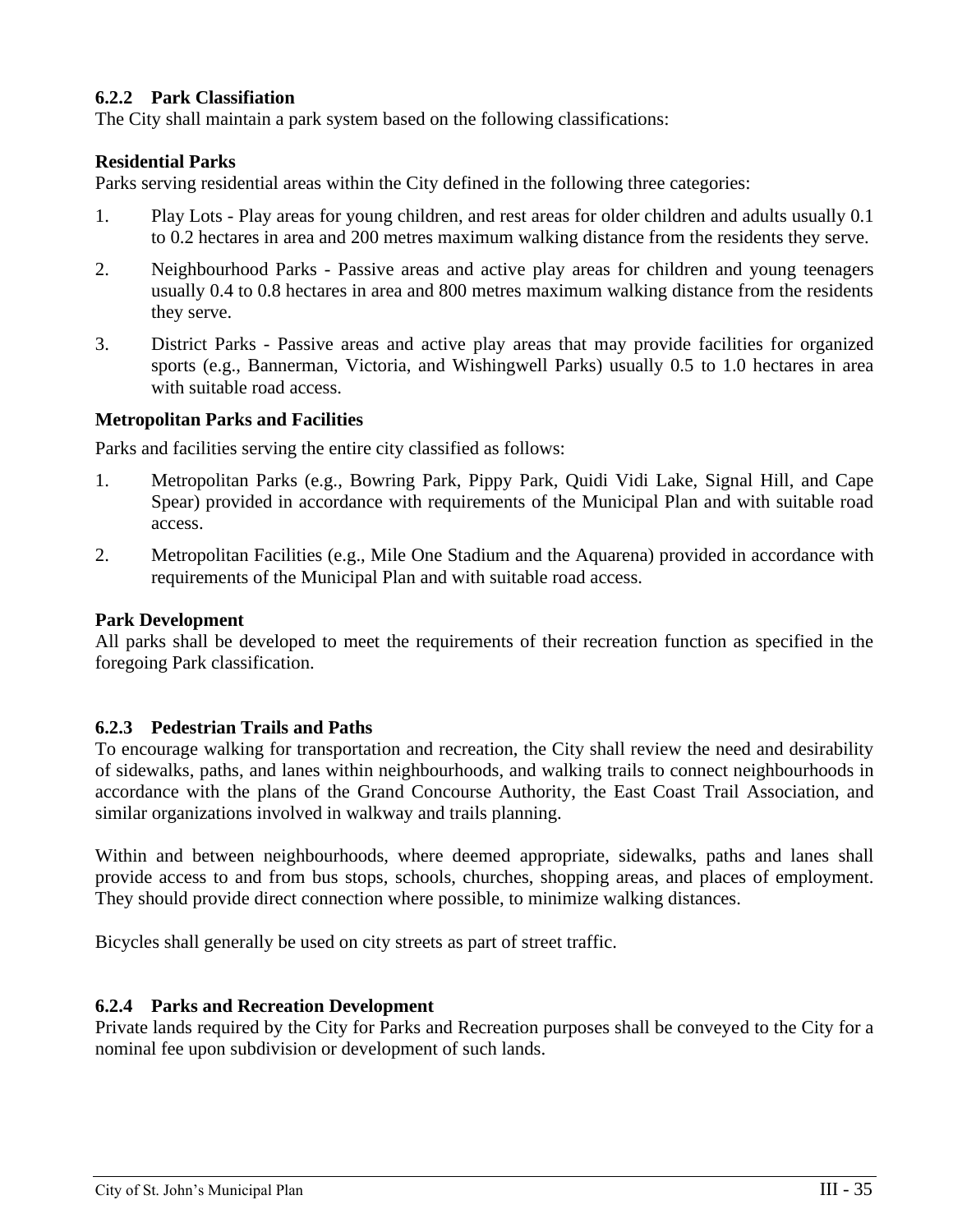### 6.2.2 Park Classifiation

The City shall maintain a park system based on the following classifications:

**Residential Parks**

Parks serving residential areas within the City defined in the following three categories:

1. Play Lots - Play areas for young children, and rest areas for older children and adults usually 0.1 to 0.2 hectares in area and 200 metres maximum walking distance from the residents they serve.
2. Neighbourhood Parks - Passive areas and active play areas for children and young teenagers usually 0.4 to 0.8 hectares in area and 800 metres maximum walking distance from the residents they serve.
3. District Parks - Passive areas and active play areas that may provide facilities for organized sports (e.g., Bannerman, Victoria, and Wishingwell Parks) usually 0.5 to 1.0 hectares in area with suitable road access.

**Metropolitan Parks and Facilities**

Parks and facilities serving the entire city classified as follows:

1. Metropolitan Parks (e.g., Bowring Park, Pippy Park, Quidi Vidi Lake, Signal Hill, and Cape Spear) provided in accordance with requirements of the Municipal Plan and with suitable road access.
2. Metropolitan Facilities (e.g., Mile One Stadium and the Aquarena) provided in accordance with requirements of the Municipal Plan and with suitable road access.

**Park Development**

All parks shall be developed to meet the requirements of their recreation function as specified in the foregoing Park classification.

### 6.2.3 Pedestrian Trails and Paths

To encourage walking for transportation and recreation, the City shall review the need and desirability of sidewalks, paths, and lanes within neighbourhoods, and walking trails to connect neighbourhoods in accordance with the plans of the Grand Concourse Authority, the East Coast Trail Association, and similar organizations involved in walkway and trails planning.

Within and between neighbourhoods, where deemed appropriate, sidewalks, paths and lanes shall provide access to and from bus stops, schools, churches, shopping areas, and places of employment. They should provide direct connection where possible, to minimize walking distances.

Bicycles shall generally be used on city streets as part of street traffic.

### 6.2.4 Parks and Recreation Development

Private lands required by the City for Parks and Recreation purposes shall be conveyed to the City for a nominal fee upon subdivision or development of such lands.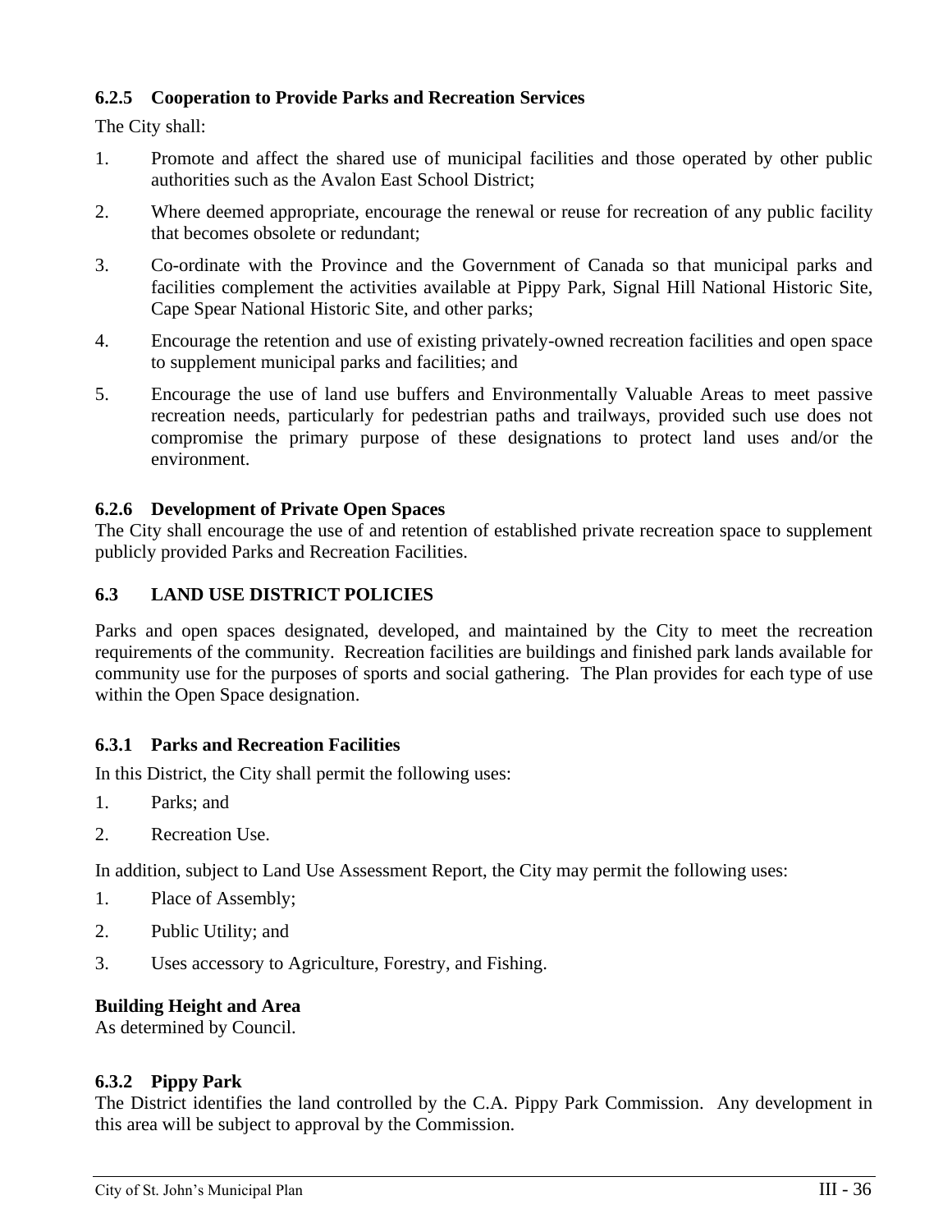### 6.2.5 Cooperation to Provide Parks and Recreation Services

The City shall:

1. Promote and affect the shared use of municipal facilities and those operated by other public authorities such as the Avalon East School District;
2. Where deemed appropriate, encourage the renewal or reuse for recreation of any public facility that becomes obsolete or redundant;
3. Co-ordinate with the Province and the Government of Canada so that municipal parks and facilities complement the activities available at Pippy Park, Signal Hill National Historic Site, Cape Spear National Historic Site, and other parks;
4. Encourage the retention and use of existing privately-owned recreation facilities and open space to supplement municipal parks and facilities; and
5. Encourage the use of land use buffers and Environmentally Valuable Areas to meet passive recreation needs, particularly for pedestrian paths and trailways, provided such use does not compromise the primary purpose of these designations to protect land uses and/or the environment.

### 6.2.6 Development of Private Open Spaces

The City shall encourage the use of and retention of established private recreation space to supplement publicly provided Parks and Recreation Facilities.

## 6.3 LAND USE DISTRICT POLICIES

Parks and open spaces designated, developed, and maintained by the City to meet the recreation requirements of the community. Recreation facilities are buildings and finished park lands available for community use for the purposes of sports and social gathering. The Plan provides for each type of use within the Open Space designation.

### 6.3.1 Parks and Recreation Facilities

In this District, the City shall permit the following uses:

1. Parks; and
2. Recreation Use.

In addition, subject to Land Use Assessment Report, the City may permit the following uses:

1. Place of Assembly;
2. Public Utility; and
3. Uses accessory to Agriculture, Forestry, and Fishing.

**Building Height and Area**
As determined by Council.

### 6.3.2 Pippy Park

The District identifies the land controlled by the C.A. Pippy Park Commission. Any development in this area will be subject to approval by the Commission.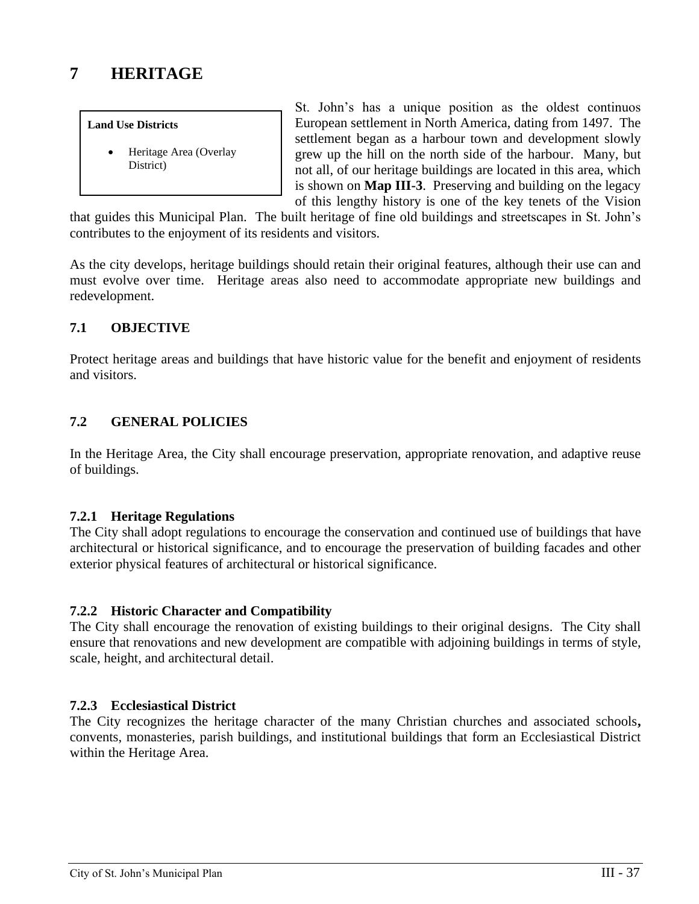# 7 HERITAGE

**Land Use Districts**

- Heritage Area (Overlay District)

St. John's has a unique position as the oldest continuos European settlement in North America, dating from 1497. The settlement began as a harbour town and development slowly grew up the hill on the north side of the harbour. Many, but not all, of our heritage buildings are located in this area, which is shown on **Map III-3**. Preserving and building on the legacy of this lengthy history is one of the key tenets of the Vision that guides this Municipal Plan. The built heritage of fine old buildings and streetscapes in St. John's contributes to the enjoyment of its residents and visitors.

As the city develops, heritage buildings should retain their original features, although their use can and must evolve over time. Heritage areas also need to accommodate appropriate new buildings and redevelopment.

## 7.1 OBJECTIVE

Protect heritage areas and buildings that have historic value for the benefit and enjoyment of residents and visitors.

## 7.2 GENERAL POLICIES

In the Heritage Area, the City shall encourage preservation, appropriate renovation, and adaptive reuse of buildings.

### 7.2.1 Heritage Regulations

The City shall adopt regulations to encourage the conservation and continued use of buildings that have architectural or historical significance, and to encourage the preservation of building facades and other exterior physical features of architectural or historical significance.

### 7.2.2 Historic Character and Compatibility

The City shall encourage the renovation of existing buildings to their original designs. The City shall ensure that renovations and new development are compatible with adjoining buildings in terms of style, scale, height, and architectural detail.

### 7.2.3 Ecclesiastical District

The City recognizes the heritage character of the many Christian churches and associated schools**,** convents, monasteries, parish buildings, and institutional buildings that form an Ecclesiastical District within the Heritage Area.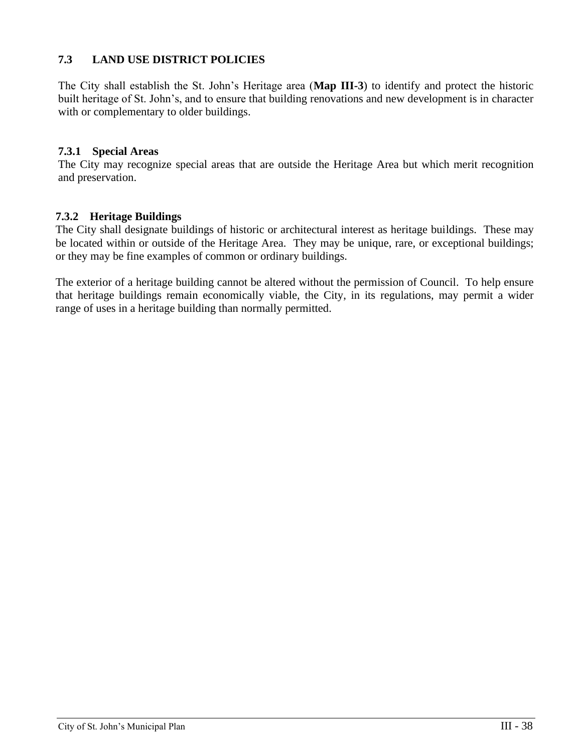## 7.3 LAND USE DISTRICT POLICIES

The City shall establish the St. John’s Heritage area (**Map III-3**) to identify and protect the historic built heritage of St. John’s, and to ensure that building renovations and new development is in character with or complementary to older buildings.

### 7.3.1 Special Areas

The City may recognize special areas that are outside the Heritage Area but which merit recognition and preservation.

### 7.3.2 Heritage Buildings

The City shall designate buildings of historic or architectural interest as heritage buildings. These may be located within or outside of the Heritage Area. They may be unique, rare, or exceptional buildings; or they may be fine examples of common or ordinary buildings.

The exterior of a heritage building cannot be altered without the permission of Council. To help ensure that heritage buildings remain economically viable, the City, in its regulations, may permit a wider range of uses in a heritage building than normally permitted.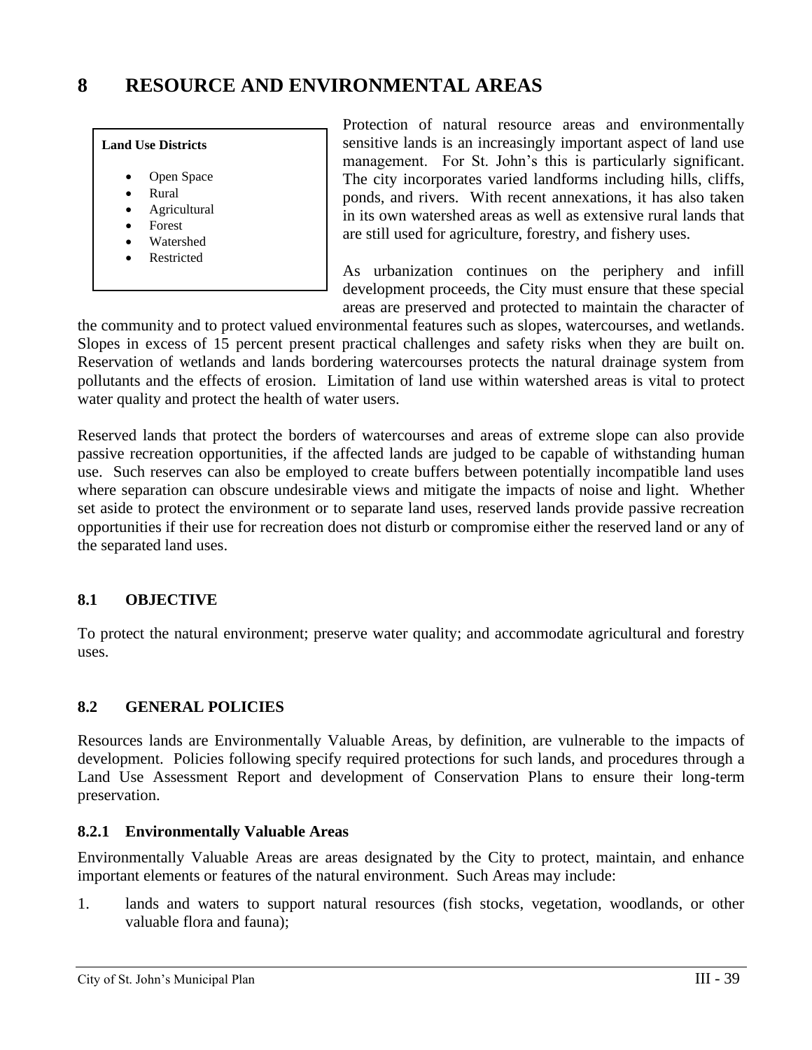# 8 RESOURCE AND ENVIRONMENTAL AREAS

**Land Use Districts**

- Open Space
- Rural
- Agricultural
- Forest
- Watershed
- Restricted

Protection of natural resource areas and environmentally sensitive lands is an increasingly important aspect of land use management. For St. John's this is particularly significant. The city incorporates varied landforms including hills, cliffs, ponds, and rivers. With recent annexations, it has also taken in its own watershed areas as well as extensive rural lands that are still used for agriculture, forestry, and fishery uses.

As urbanization continues on the periphery and infill development proceeds, the City must ensure that these special areas are preserved and protected to maintain the character of the community and to protect valued environmental features such as slopes, watercourses, and wetlands. Slopes in excess of 15 percent present practical challenges and safety risks when they are built on. Reservation of wetlands and lands bordering watercourses protects the natural drainage system from pollutants and the effects of erosion. Limitation of land use within watershed areas is vital to protect water quality and protect the health of water users.

Reserved lands that protect the borders of watercourses and areas of extreme slope can also provide passive recreation opportunities, if the affected lands are judged to be capable of withstanding human use. Such reserves can also be employed to create buffers between potentially incompatible land uses where separation can obscure undesirable views and mitigate the impacts of noise and light. Whether set aside to protect the environment or to separate land uses, reserved lands provide passive recreation opportunities if their use for recreation does not disturb or compromise either the reserved land or any of the separated land uses.

## 8.1 OBJECTIVE

To protect the natural environment; preserve water quality; and accommodate agricultural and forestry uses.

## 8.2 GENERAL POLICIES

Resources lands are Environmentally Valuable Areas, by definition, are vulnerable to the impacts of development. Policies following specify required protections for such lands, and procedures through a Land Use Assessment Report and development of Conservation Plans to ensure their long-term preservation.

### 8.2.1 Environmentally Valuable Areas

Environmentally Valuable Areas are areas designated by the City to protect, maintain, and enhance important elements or features of the natural environment. Such Areas may include:

1. lands and waters to support natural resources (fish stocks, vegetation, woodlands, or other valuable flora and fauna);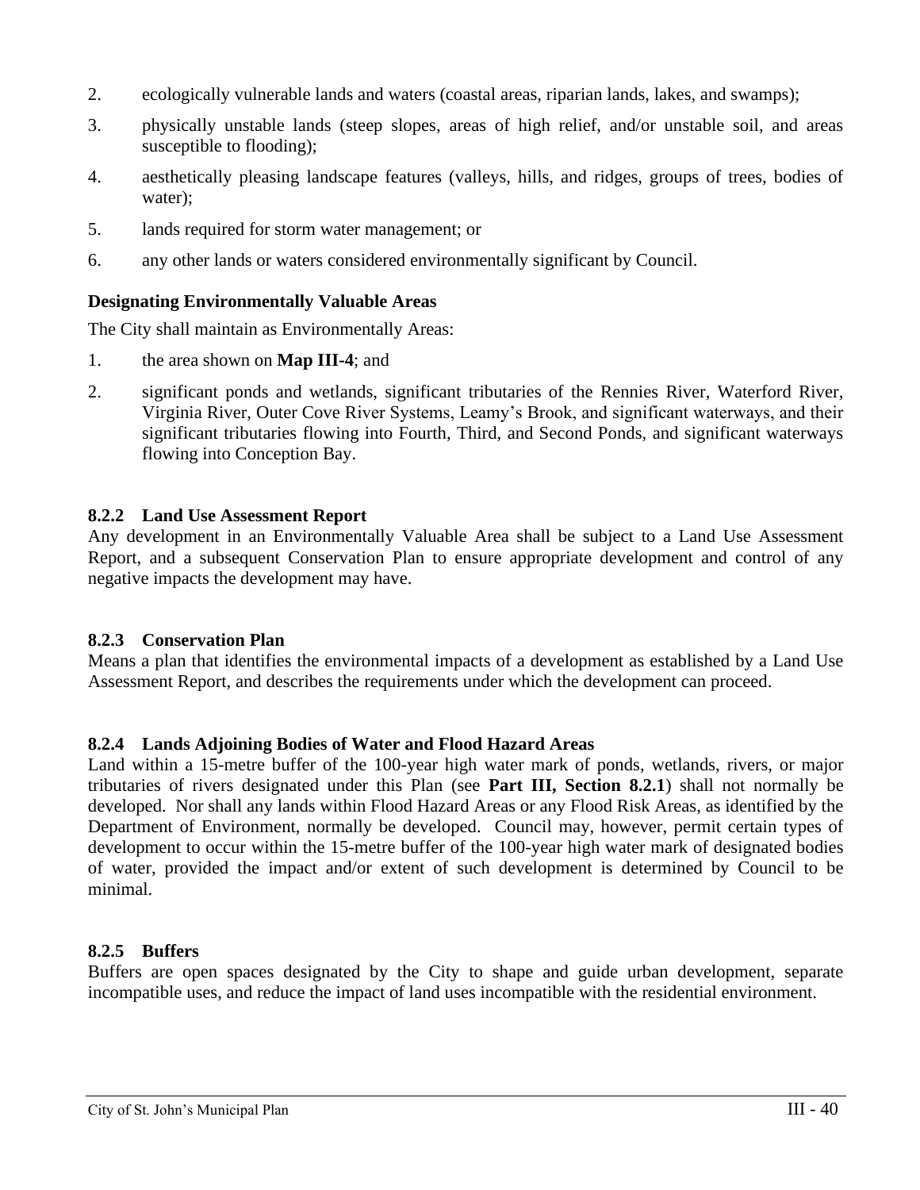2. ecologically vulnerable lands and waters (coastal areas, riparian lands, lakes, and swamps);

3. physically unstable lands (steep slopes, areas of high relief, and/or unstable soil, and areas susceptible to flooding);

4. aesthetically pleasing landscape features (valleys, hills, and ridges, groups of trees, bodies of water);

5. lands required for storm water management; or

6. any other lands or waters considered environmentally significant by Council.

**Designating Environmentally Valuable Areas**

The City shall maintain as Environmentally Areas:

1. the area shown on **Map III-4**; and

2. significant ponds and wetlands, significant tributaries of the Rennies River, Waterford River, Virginia River, Outer Cove River Systems, Leamy's Brook, and significant waterways, and their significant tributaries flowing into Fourth, Third, and Second Ponds, and significant waterways flowing into Conception Bay.

### 8.2.2 Land Use Assessment Report

Any development in an Environmentally Valuable Area shall be subject to a Land Use Assessment Report, and a subsequent Conservation Plan to ensure appropriate development and control of any negative impacts the development may have.

### 8.2.3 Conservation Plan

Means a plan that identifies the environmental impacts of a development as established by a Land Use Assessment Report, and describes the requirements under which the development can proceed.

### 8.2.4 Lands Adjoining Bodies of Water and Flood Hazard Areas

Land within a 15-metre buffer of the 100-year high water mark of ponds, wetlands, rivers, or major tributaries of rivers designated under this Plan (see **Part III, Section 8.2.1**) shall not normally be developed. Nor shall any lands within Flood Hazard Areas or any Flood Risk Areas, as identified by the Department of Environment, normally be developed. Council may, however, permit certain types of development to occur within the 15-metre buffer of the 100-year high water mark of designated bodies of water, provided the impact and/or extent of such development is determined by Council to be minimal.

### 8.2.5 Buffers

Buffers are open spaces designated by the City to shape and guide urban development, separate incompatible uses, and reduce the impact of land uses incompatible with the residential environment.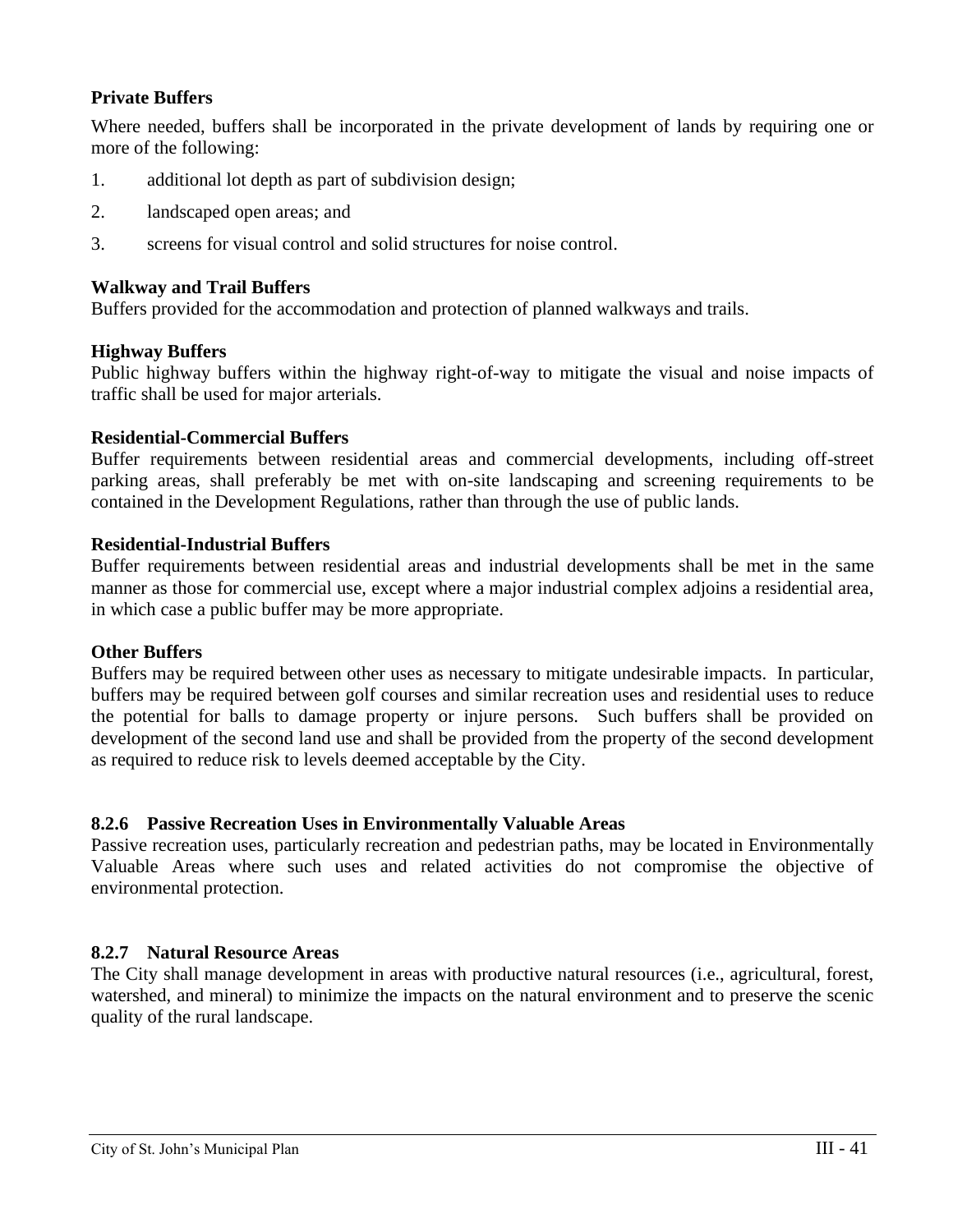**Private Buffers**

Where needed, buffers shall be incorporated in the private development of lands by requiring one or more of the following:

1. additional lot depth as part of subdivision design;
2. landscaped open areas; and
3. screens for visual control and solid structures for noise control.

**Walkway and Trail Buffers**

Buffers provided for the accommodation and protection of planned walkways and trails.

**Highway Buffers**

Public highway buffers within the highway right-of-way to mitigate the visual and noise impacts of traffic shall be used for major arterials.

**Residential-Commercial Buffers**

Buffer requirements between residential areas and commercial developments, including off-street parking areas, shall preferably be met with on-site landscaping and screening requirements to be contained in the Development Regulations, rather than through the use of public lands.

**Residential-Industrial Buffers**

Buffer requirements between residential areas and industrial developments shall be met in the same manner as those for commercial use, except where a major industrial complex adjoins a residential area, in which case a public buffer may be more appropriate.

**Other Buffers**

Buffers may be required between other uses as necessary to mitigate undesirable impacts. In particular, buffers may be required between golf courses and similar recreation uses and residential uses to reduce the potential for balls to damage property or injure persons. Such buffers shall be provided on development of the second land use and shall be provided from the property of the second development as required to reduce risk to levels deemed acceptable by the City.

### 8.2.6 Passive Recreation Uses in Environmentally Valuable Areas

Passive recreation uses, particularly recreation and pedestrian paths, may be located in Environmentally Valuable Areas where such uses and related activities do not compromise the objective of environmental protection.

### 8.2.7 Natural Resource Areas

The City shall manage development in areas with productive natural resources (i.e., agricultural, forest, watershed, and mineral) to minimize the impacts on the natural environment and to preserve the scenic quality of the rural landscape.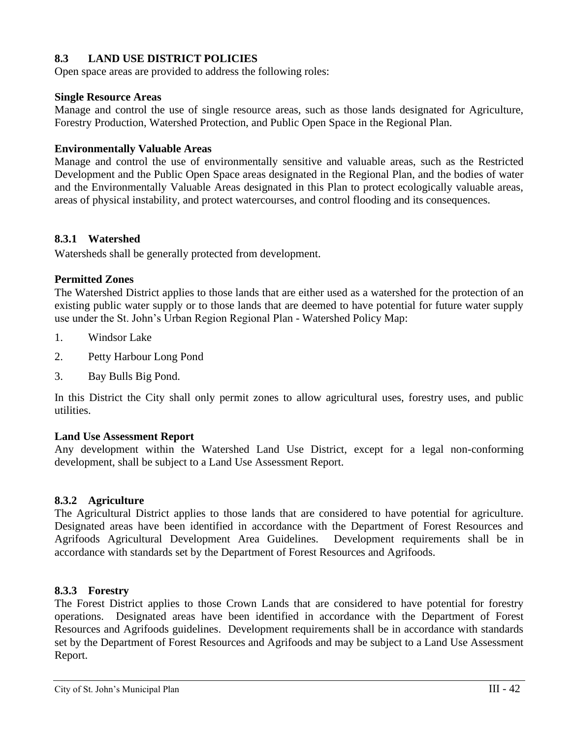## 8.3 LAND USE DISTRICT POLICIES

Open space areas are provided to address the following roles:

**Single Resource Areas**

Manage and control the use of single resource areas, such as those lands designated for Agriculture, Forestry Production, Watershed Protection, and Public Open Space in the Regional Plan.

**Environmentally Valuable Areas**

Manage and control the use of environmentally sensitive and valuable areas, such as the Restricted Development and the Public Open Space areas designated in the Regional Plan, and the bodies of water and the Environmentally Valuable Areas designated in this Plan to protect ecologically valuable areas, areas of physical instability, and protect watercourses, and control flooding and its consequences.

### 8.3.1 Watershed

Watersheds shall be generally protected from development.

**Permitted Zones**

The Watershed District applies to those lands that are either used as a watershed for the protection of an existing public water supply or to those lands that are deemed to have potential for future water supply use under the St. John's Urban Region Regional Plan - Watershed Policy Map:

1. Windsor Lake
2. Petty Harbour Long Pond
3. Bay Bulls Big Pond.

In this District the City shall only permit zones to allow agricultural uses, forestry uses, and public utilities.

**Land Use Assessment Report**

Any development within the Watershed Land Use District, except for a legal non-conforming development, shall be subject to a Land Use Assessment Report.

### 8.3.2 Agriculture

The Agricultural District applies to those lands that are considered to have potential for agriculture. Designated areas have been identified in accordance with the Department of Forest Resources and Agrifoods Agricultural Development Area Guidelines. Development requirements shall be in accordance with standards set by the Department of Forest Resources and Agrifoods.

### 8.3.3 Forestry

The Forest District applies to those Crown Lands that are considered to have potential for forestry operations. Designated areas have been identified in accordance with the Department of Forest Resources and Agrifoods guidelines. Development requirements shall be in accordance with standards set by the Department of Forest Resources and Agrifoods and may be subject to a Land Use Assessment Report.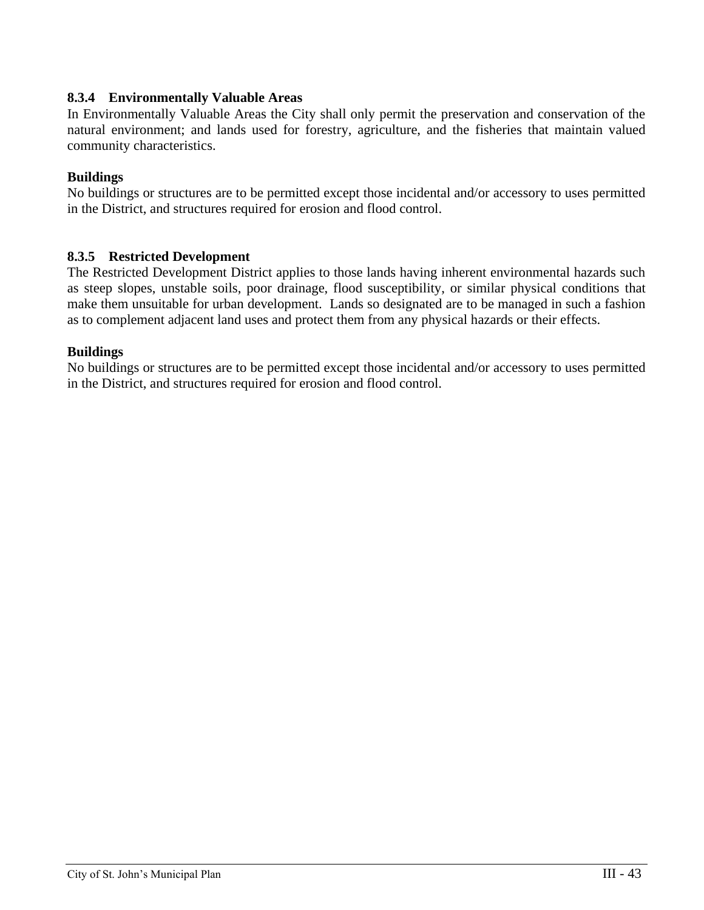### 8.3.4 Environmentally Valuable Areas

In Environmentally Valuable Areas the City shall only permit the preservation and conservation of the natural environment; and lands used for forestry, agriculture, and the fisheries that maintain valued community characteristics.

**Buildings**

No buildings or structures are to be permitted except those incidental and/or accessory to uses permitted in the District, and structures required for erosion and flood control.

### 8.3.5 Restricted Development

The Restricted Development District applies to those lands having inherent environmental hazards such as steep slopes, unstable soils, poor drainage, flood susceptibility, or similar physical conditions that make them unsuitable for urban development. Lands so designated are to be managed in such a fashion as to complement adjacent land uses and protect them from any physical hazards or their effects.

**Buildings**

No buildings or structures are to be permitted except those incidental and/or accessory to uses permitted in the District, and structures required for erosion and flood control.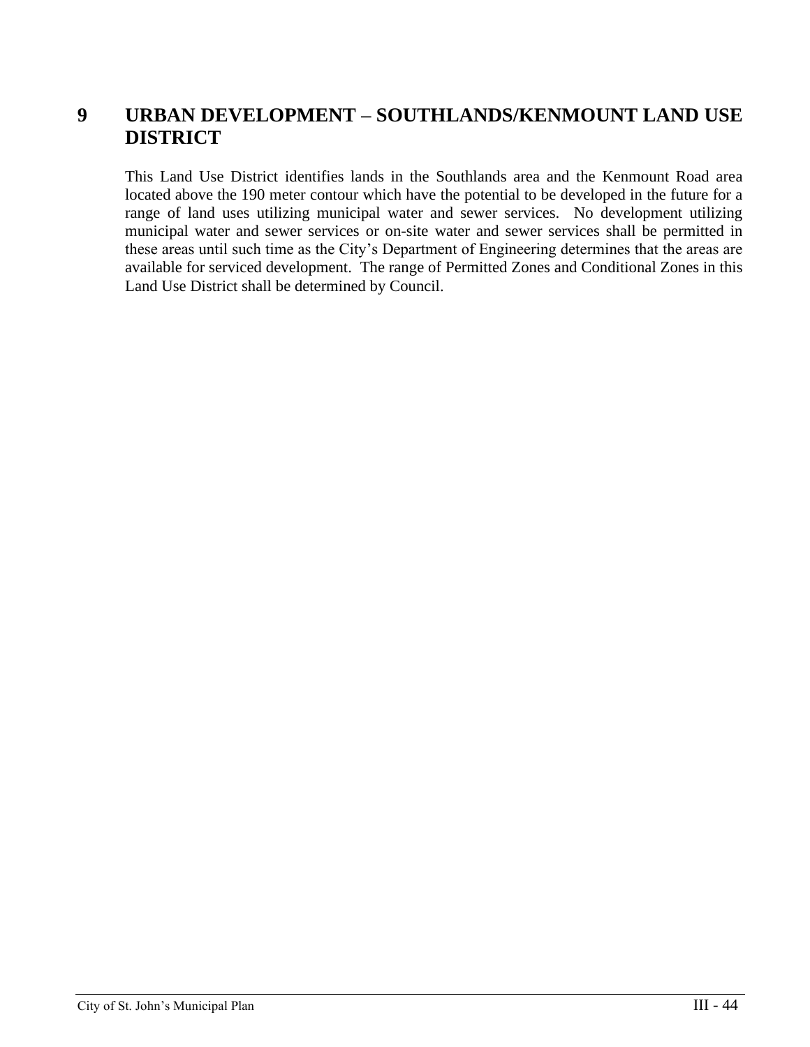## 9 URBAN DEVELOPMENT – SOUTHLANDS/KENMOUNT LAND USE DISTRICT

This Land Use District identifies lands in the Southlands area and the Kenmount Road area located above the 190 meter contour which have the potential to be developed in the future for a range of land uses utilizing municipal water and sewer services. No development utilizing municipal water and sewer services or on-site water and sewer services shall be permitted in these areas until such time as the City's Department of Engineering determines that the areas are available for serviced development. The range of Permitted Zones and Conditional Zones in this Land Use District shall be determined by Council.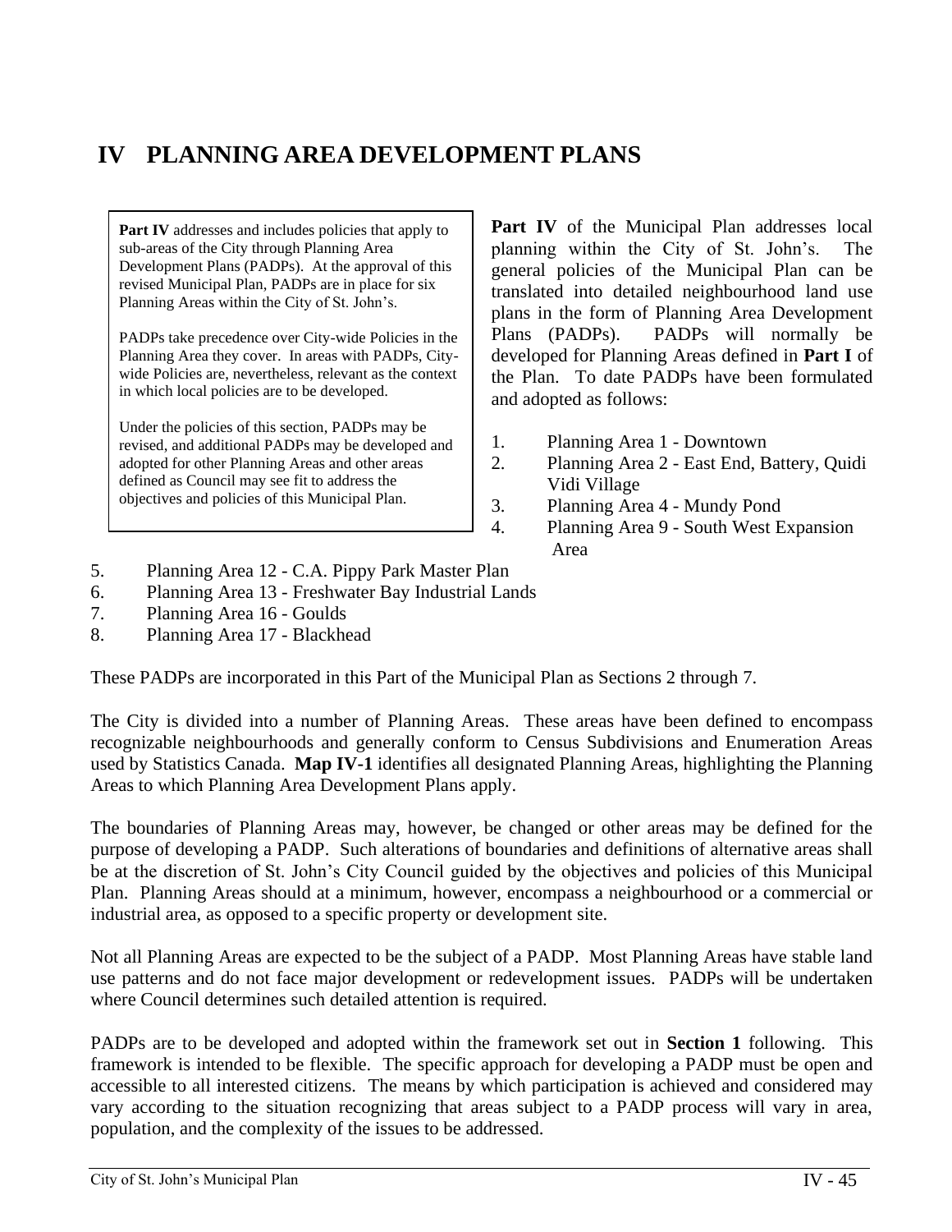# IV PLANNING AREA DEVELOPMENT PLANS

> **Part IV** addresses and includes policies that apply to sub-areas of the City through Planning Area Development Plans (PADPs). At the approval of this revised Municipal Plan, PADPs are in place for six Planning Areas within the City of St. John's.
>
> PADPs take precedence over City-wide Policies in the Planning Area they cover. In areas with PADPs, City-wide Policies are, nevertheless, relevant as the context in which local policies are to be developed.
>
> Under the policies of this section, PADPs may be revised, and additional PADPs may be developed and adopted for other Planning Areas and other areas defined as Council may see fit to address the objectives and policies of this Municipal Plan.

**Part IV** of the Municipal Plan addresses local planning within the City of St. John's. The general policies of the Municipal Plan can be translated into detailed neighbourhood land use plans in the form of Planning Area Development Plans (PADPs). PADPs will normally be developed for Planning Areas defined in **Part I** of the Plan. To date PADPs have been formulated and adopted as follows:

1. Planning Area 1 - Downtown
2. Planning Area 2 - East End, Battery, Quidi Vidi Village
3. Planning Area 4 - Mundy Pond
4. Planning Area 9 - South West Expansion Area
5. Planning Area 12 - C.A. Pippy Park Master Plan
6. Planning Area 13 - Freshwater Bay Industrial Lands
7. Planning Area 16 - Goulds
8. Planning Area 17 - Blackhead

These PADPs are incorporated in this Part of the Municipal Plan as Sections 2 through 7.

The City is divided into a number of Planning Areas. These areas have been defined to encompass recognizable neighbourhoods and generally conform to Census Subdivisions and Enumeration Areas used by Statistics Canada. **Map IV-1** identifies all designated Planning Areas, highlighting the Planning Areas to which Planning Area Development Plans apply.

The boundaries of Planning Areas may, however, be changed or other areas may be defined for the purpose of developing a PADP. Such alterations of boundaries and definitions of alternative areas shall be at the discretion of St. John's City Council guided by the objectives and policies of this Municipal Plan. Planning Areas should at a minimum, however, encompass a neighbourhood or a commercial or industrial area, as opposed to a specific property or development site.

Not all Planning Areas are expected to be the subject of a PADP. Most Planning Areas have stable land use patterns and do not face major development or redevelopment issues. PADPs will be undertaken where Council determines such detailed attention is required.

PADPs are to be developed and adopted within the framework set out in **Section 1** following. This framework is intended to be flexible. The specific approach for developing a PADP must be open and accessible to all interested citizens. The means by which participation is achieved and considered may vary according to the situation recognizing that areas subject to a PADP process will vary in area, population, and the complexity of the issues to be addressed.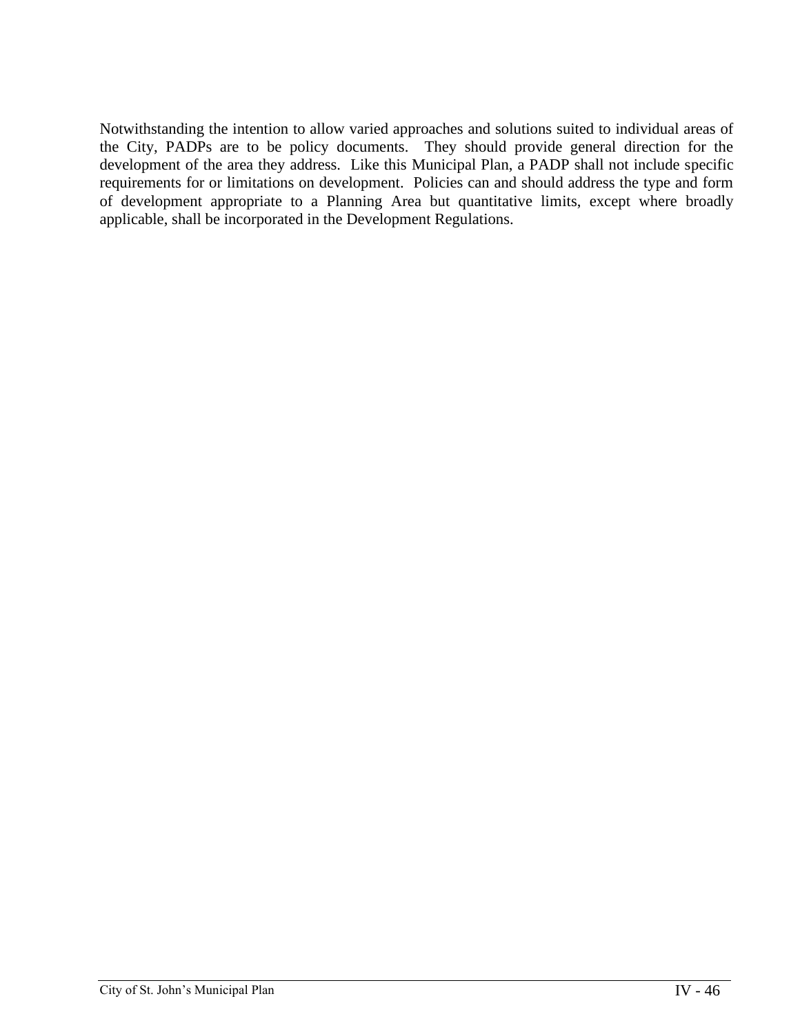Notwithstanding the intention to allow varied approaches and solutions suited to individual areas of the City, PADPs are to be policy documents. They should provide general direction for the development of the area they address. Like this Municipal Plan, a PADP shall not include specific requirements for or limitations on development. Policies can and should address the type and form of development appropriate to a Planning Area but quantitative limits, except where broadly applicable, shall be incorporated in the Development Regulations.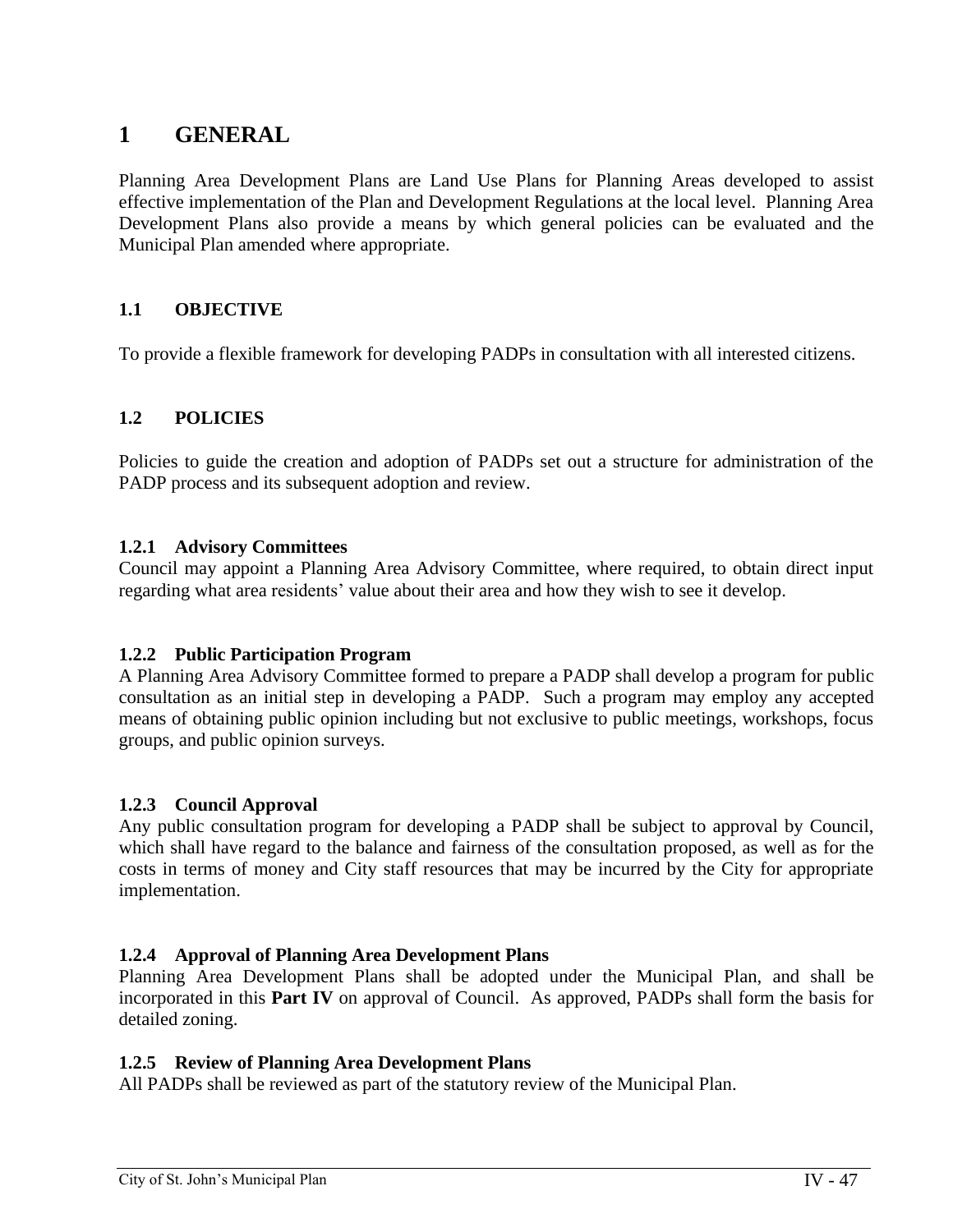# 1 GENERAL

Planning Area Development Plans are Land Use Plans for Planning Areas developed to assist effective implementation of the Plan and Development Regulations at the local level. Planning Area Development Plans also provide a means by which general policies can be evaluated and the Municipal Plan amended where appropriate.

## 1.1 OBJECTIVE

To provide a flexible framework for developing PADPs in consultation with all interested citizens.

## 1.2 POLICIES

Policies to guide the creation and adoption of PADPs set out a structure for administration of the PADP process and its subsequent adoption and review.

### 1.2.1 Advisory Committees

Council may appoint a Planning Area Advisory Committee, where required, to obtain direct input regarding what area residents' value about their area and how they wish to see it develop.

### 1.2.2 Public Participation Program

A Planning Area Advisory Committee formed to prepare a PADP shall develop a program for public consultation as an initial step in developing a PADP. Such a program may employ any accepted means of obtaining public opinion including but not exclusive to public meetings, workshops, focus groups, and public opinion surveys.

### 1.2.3 Council Approval

Any public consultation program for developing a PADP shall be subject to approval by Council, which shall have regard to the balance and fairness of the consultation proposed, as well as for the costs in terms of money and City staff resources that may be incurred by the City for appropriate implementation.

### 1.2.4 Approval of Planning Area Development Plans

Planning Area Development Plans shall be adopted under the Municipal Plan, and shall be incorporated in this **Part IV** on approval of Council. As approved, PADPs shall form the basis for detailed zoning.

### 1.2.5 Review of Planning Area Development Plans

All PADPs shall be reviewed as part of the statutory review of the Municipal Plan.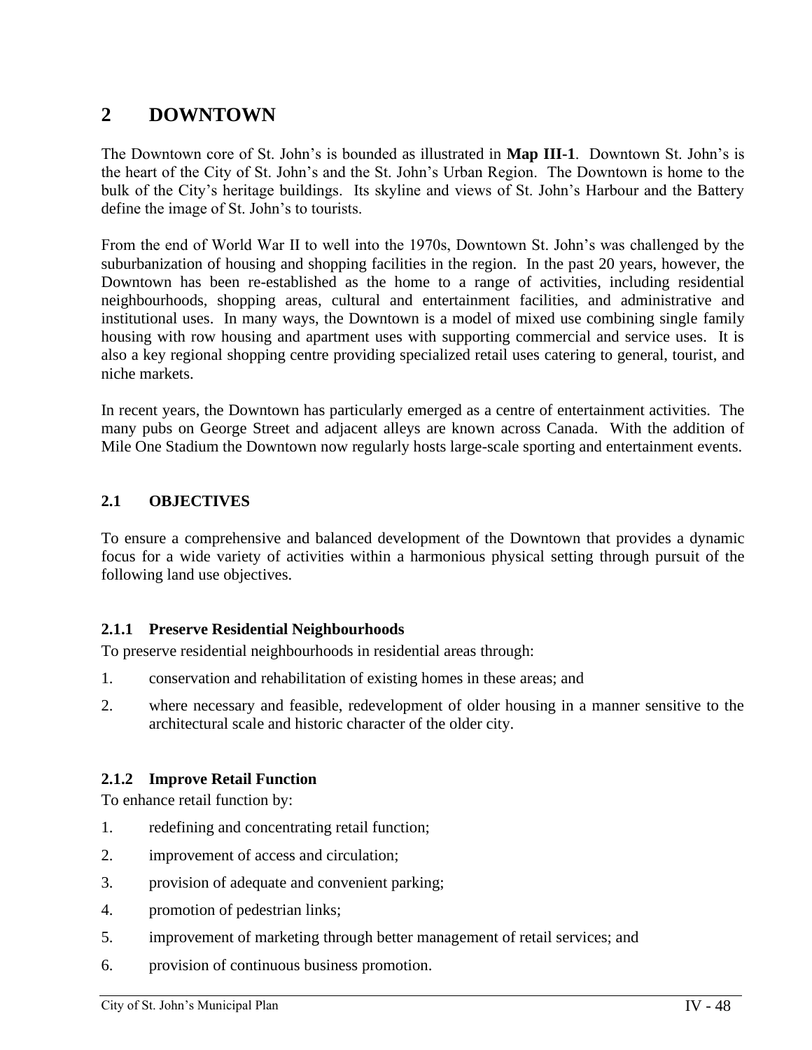# 2 DOWNTOWN

The Downtown core of St. John's is bounded as illustrated in **Map III-1**. Downtown St. John's is the heart of the City of St. John's and the St. John's Urban Region. The Downtown is home to the bulk of the City's heritage buildings. Its skyline and views of St. John's Harbour and the Battery define the image of St. John's to tourists.

From the end of World War II to well into the 1970s, Downtown St. John's was challenged by the suburbanization of housing and shopping facilities in the region. In the past 20 years, however, the Downtown has been re-established as the home to a range of activities, including residential neighbourhoods, shopping areas, cultural and entertainment facilities, and administrative and institutional uses. In many ways, the Downtown is a model of mixed use combining single family housing with row housing and apartment uses with supporting commercial and service uses. It is also a key regional shopping centre providing specialized retail uses catering to general, tourist, and niche markets.

In recent years, the Downtown has particularly emerged as a centre of entertainment activities. The many pubs on George Street and adjacent alleys are known across Canada. With the addition of Mile One Stadium the Downtown now regularly hosts large-scale sporting and entertainment events.

## 2.1 OBJECTIVES

To ensure a comprehensive and balanced development of the Downtown that provides a dynamic focus for a wide variety of activities within a harmonious physical setting through pursuit of the following land use objectives.

### 2.1.1 Preserve Residential Neighbourhoods

To preserve residential neighbourhoods in residential areas through:

1. conservation and rehabilitation of existing homes in these areas; and
2. where necessary and feasible, redevelopment of older housing in a manner sensitive to the architectural scale and historic character of the older city.

### 2.1.2 Improve Retail Function

To enhance retail function by:

1. redefining and concentrating retail function;
2. improvement of access and circulation;
3. provision of adequate and convenient parking;
4. promotion of pedestrian links;
5. improvement of marketing through better management of retail services; and
6. provision of continuous business promotion.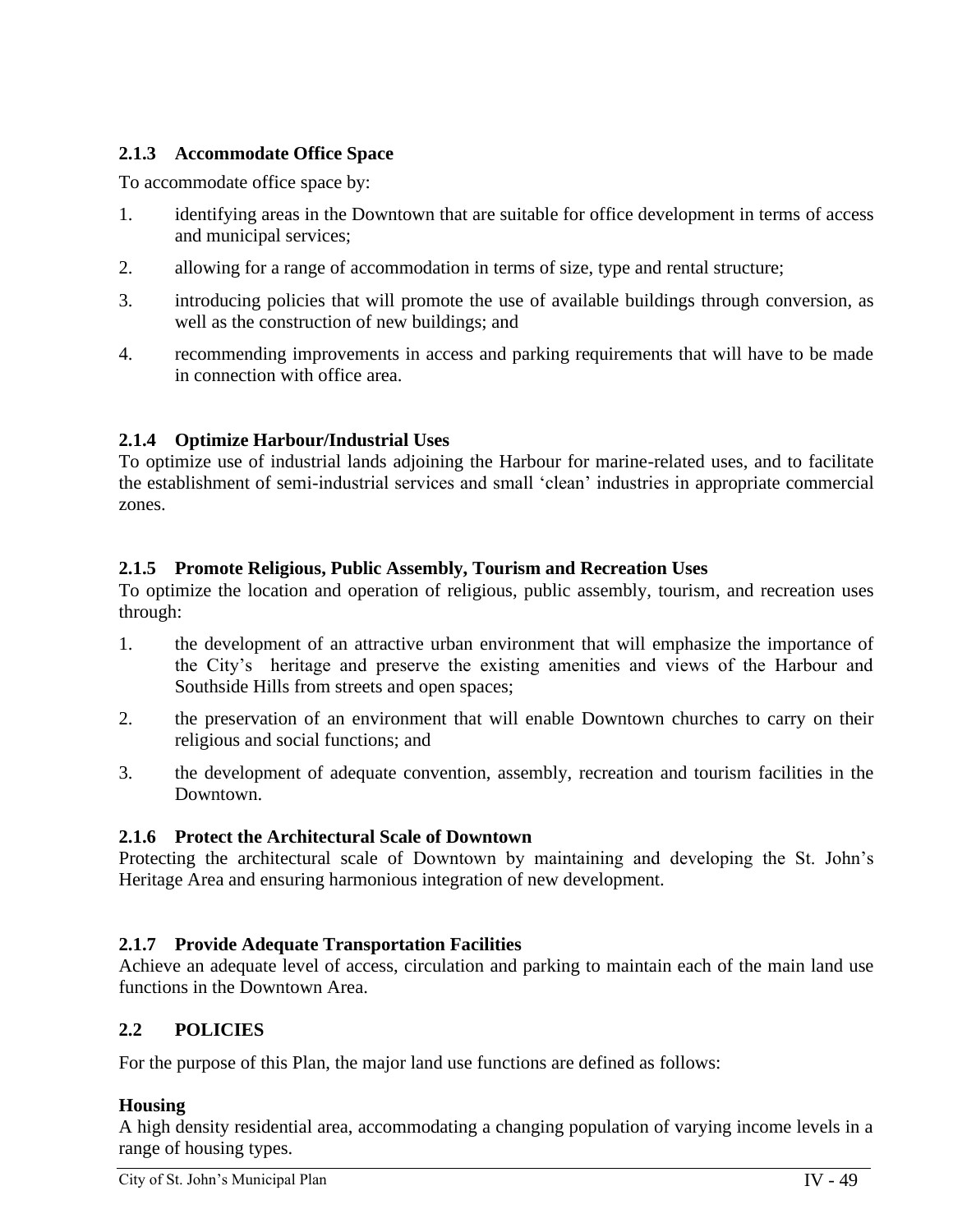### 2.1.3 Accommodate Office Space

To accommodate office space by:

1. identifying areas in the Downtown that are suitable for office development in terms of access and municipal services;
2. allowing for a range of accommodation in terms of size, type and rental structure;
3. introducing policies that will promote the use of available buildings through conversion, as well as the construction of new buildings; and
4. recommending improvements in access and parking requirements that will have to be made in connection with office area.

### 2.1.4 Optimize Harbour/Industrial Uses

To optimize use of industrial lands adjoining the Harbour for marine-related uses, and to facilitate the establishment of semi-industrial services and small 'clean' industries in appropriate commercial zones.

### 2.1.5 Promote Religious, Public Assembly, Tourism and Recreation Uses

To optimize the location and operation of religious, public assembly, tourism, and recreation uses through:

1. the development of an attractive urban environment that will emphasize the importance of the City's heritage and preserve the existing amenities and views of the Harbour and Southside Hills from streets and open spaces;
2. the preservation of an environment that will enable Downtown churches to carry on their religious and social functions; and
3. the development of adequate convention, assembly, recreation and tourism facilities in the Downtown.

### 2.1.6 Protect the Architectural Scale of Downtown

Protecting the architectural scale of Downtown by maintaining and developing the St. John's Heritage Area and ensuring harmonious integration of new development.

### 2.1.7 Provide Adequate Transportation Facilities

Achieve an adequate level of access, circulation and parking to maintain each of the main land use functions in the Downtown Area.

## 2.2 POLICIES

For the purpose of this Plan, the major land use functions are defined as follows:

**Housing**

A high density residential area, accommodating a changing population of varying income levels in a range of housing types.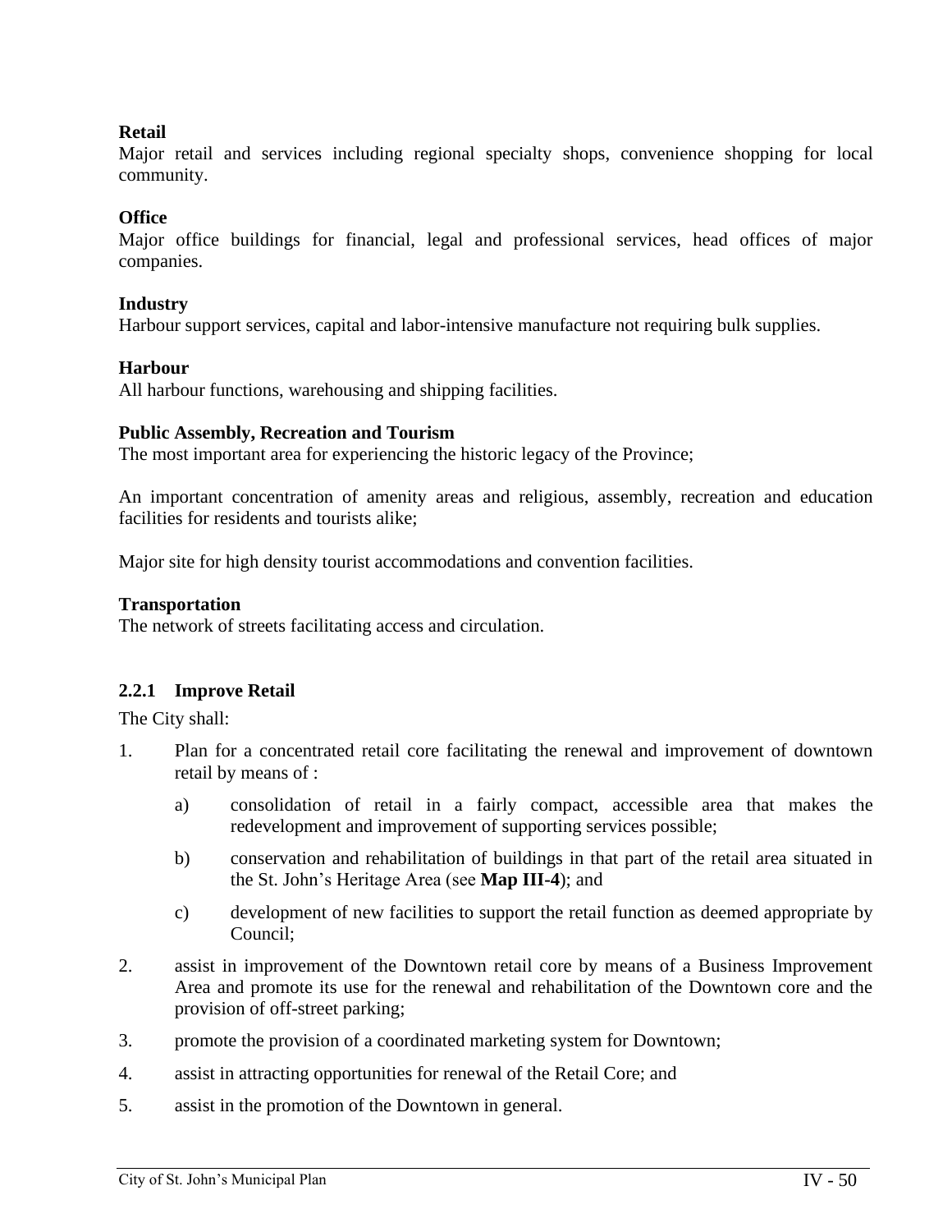**Retail**
Major retail and services including regional specialty shops, convenience shopping for local community.

**Office**
Major office buildings for financial, legal and professional services, head offices of major companies.

**Industry**
Harbour support services, capital and labor-intensive manufacture not requiring bulk supplies.

**Harbour**
All harbour functions, warehousing and shipping facilities.

**Public Assembly, Recreation and Tourism**
The most important area for experiencing the historic legacy of the Province;

An important concentration of amenity areas and religious, assembly, recreation and education facilities for residents and tourists alike;

Major site for high density tourist accommodations and convention facilities.

**Transportation**
The network of streets facilitating access and circulation.

### 2.2.1 Improve Retail

The City shall:

1. Plan for a concentrated retail core facilitating the renewal and improvement of downtown retail by means of :
   a) consolidation of retail in a fairly compact, accessible area that makes the redevelopment and improvement of supporting services possible;
   b) conservation and rehabilitation of buildings in that part of the retail area situated in the St. John's Heritage Area (see **Map III-4**); and
   c) development of new facilities to support the retail function as deemed appropriate by Council;
2. assist in improvement of the Downtown retail core by means of a Business Improvement Area and promote its use for the renewal and rehabilitation of the Downtown core and the provision of off-street parking;
3. promote the provision of a coordinated marketing system for Downtown;
4. assist in attracting opportunities for renewal of the Retail Core; and
5. assist in the promotion of the Downtown in general.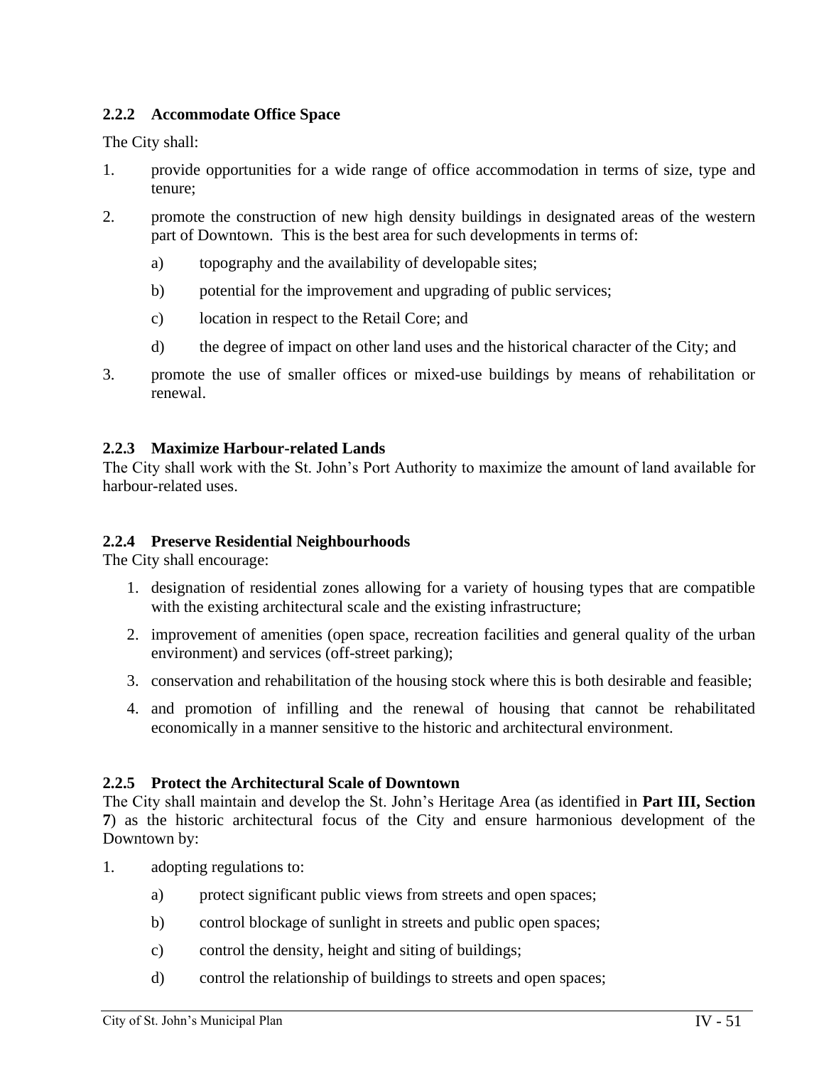### 2.2.2 Accommodate Office Space

The City shall:

1. provide opportunities for a wide range of office accommodation in terms of size, type and tenure;
2. promote the construction of new high density buildings in designated areas of the western part of Downtown. This is the best area for such developments in terms of:
   a) topography and the availability of developable sites;
   b) potential for the improvement and upgrading of public services;
   c) location in respect to the Retail Core; and
   d) the degree of impact on other land uses and the historical character of the City; and
3. promote the use of smaller offices or mixed-use buildings by means of rehabilitation or renewal.

### 2.2.3 Maximize Harbour-related Lands

The City shall work with the St. John's Port Authority to maximize the amount of land available for harbour-related uses.

### 2.2.4 Preserve Residential Neighbourhoods

The City shall encourage:

1. designation of residential zones allowing for a variety of housing types that are compatible with the existing architectural scale and the existing infrastructure;
2. improvement of amenities (open space, recreation facilities and general quality of the urban environment) and services (off-street parking);
3. conservation and rehabilitation of the housing stock where this is both desirable and feasible;
4. and promotion of infilling and the renewal of housing that cannot be rehabilitated economically in a manner sensitive to the historic and architectural environment.

### 2.2.5 Protect the Architectural Scale of Downtown

The City shall maintain and develop the St. John's Heritage Area (as identified in **Part III, Section 7**) as the historic architectural focus of the City and ensure harmonious development of the Downtown by:

1. adopting regulations to:
   a) protect significant public views from streets and open spaces;
   b) control blockage of sunlight in streets and public open spaces;
   c) control the density, height and siting of buildings;
   d) control the relationship of buildings to streets and open spaces;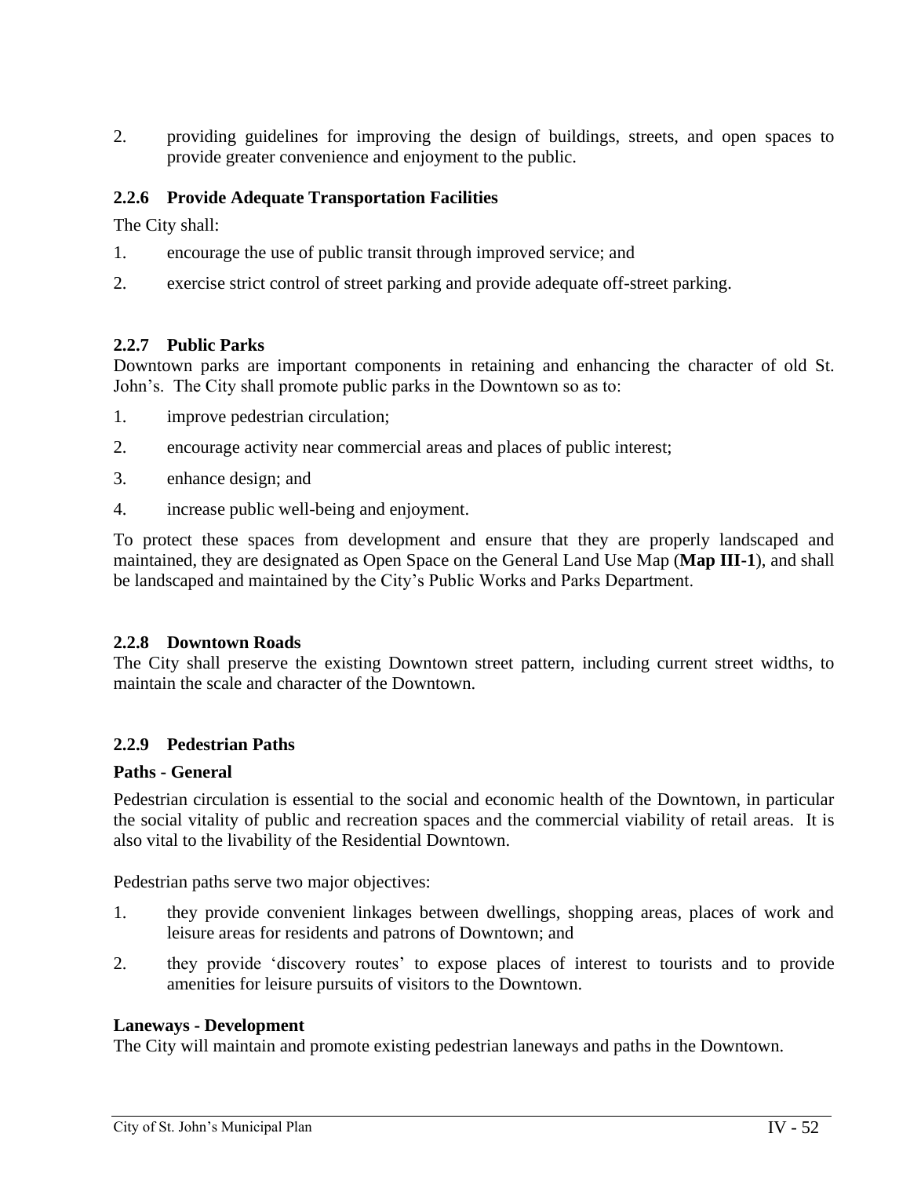2. providing guidelines for improving the design of buildings, streets, and open spaces to provide greater convenience and enjoyment to the public.

### 2.2.6 Provide Adequate Transportation Facilities

The City shall:

1. encourage the use of public transit through improved service; and
2. exercise strict control of street parking and provide adequate off-street parking.

### 2.2.7 Public Parks

Downtown parks are important components in retaining and enhancing the character of old St. John's. The City shall promote public parks in the Downtown so as to:

1. improve pedestrian circulation;
2. encourage activity near commercial areas and places of public interest;
3. enhance design; and
4. increase public well-being and enjoyment.

To protect these spaces from development and ensure that they are properly landscaped and maintained, they are designated as Open Space on the General Land Use Map (**Map III-1**), and shall be landscaped and maintained by the City's Public Works and Parks Department.

### 2.2.8 Downtown Roads

The City shall preserve the existing Downtown street pattern, including current street widths, to maintain the scale and character of the Downtown.

### 2.2.9 Pedestrian Paths

**Paths - General**

Pedestrian circulation is essential to the social and economic health of the Downtown, in particular the social vitality of public and recreation spaces and the commercial viability of retail areas. It is also vital to the livability of the Residential Downtown.

Pedestrian paths serve two major objectives:

1. they provide convenient linkages between dwellings, shopping areas, places of work and leisure areas for residents and patrons of Downtown; and
2. they provide 'discovery routes' to expose places of interest to tourists and to provide amenities for leisure pursuits of visitors to the Downtown.

**Laneways - Development**

The City will maintain and promote existing pedestrian laneways and paths in the Downtown.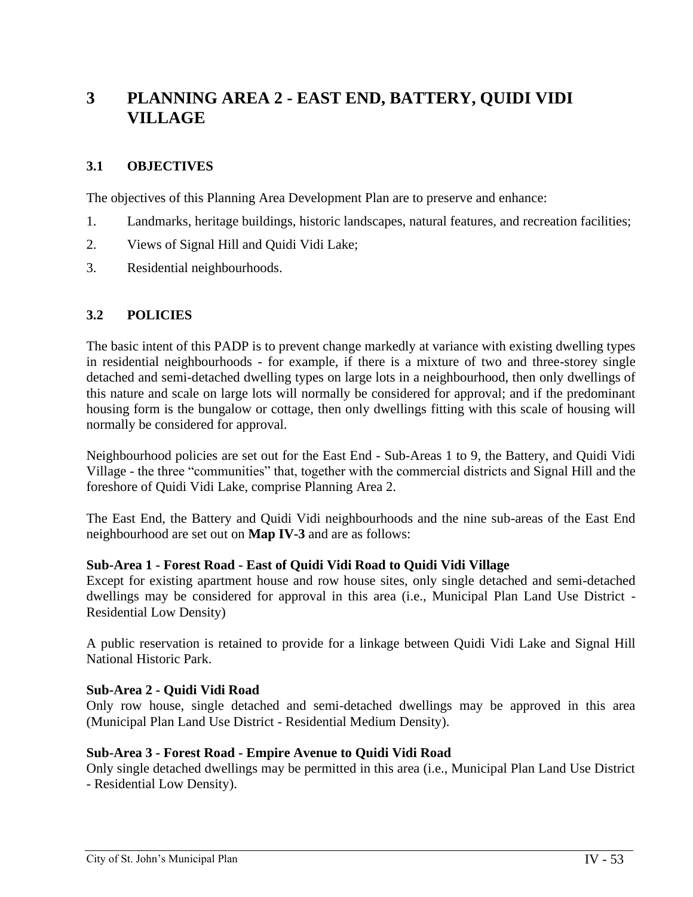# 3 PLANNING AREA 2 - EAST END, BATTERY, QUIDI VIDI VILLAGE

## 3.1 OBJECTIVES

The objectives of this Planning Area Development Plan are to preserve and enhance:

1. Landmarks, heritage buildings, historic landscapes, natural features, and recreation facilities;
2. Views of Signal Hill and Quidi Vidi Lake;
3. Residential neighbourhoods.

## 3.2 POLICIES

The basic intent of this PADP is to prevent change markedly at variance with existing dwelling types in residential neighbourhoods - for example, if there is a mixture of two and three-storey single detached and semi-detached dwelling types on large lots in a neighbourhood, then only dwellings of this nature and scale on large lots will normally be considered for approval; and if the predominant housing form is the bungalow or cottage, then only dwellings fitting with this scale of housing will normally be considered for approval.

Neighbourhood policies are set out for the East End - Sub-Areas 1 to 9, the Battery, and Quidi Vidi Village - the three "communities" that, together with the commercial districts and Signal Hill and the foreshore of Quidi Vidi Lake, comprise Planning Area 2.

The East End, the Battery and Quidi Vidi neighbourhoods and the nine sub-areas of the East End neighbourhood are set out on **Map IV-3** and are as follows:

**Sub-Area 1 - Forest Road - East of Quidi Vidi Road to Quidi Vidi Village**
Except for existing apartment house and row house sites, only single detached and semi-detached dwellings may be considered for approval in this area (i.e., Municipal Plan Land Use District - Residential Low Density)

A public reservation is retained to provide for a linkage between Quidi Vidi Lake and Signal Hill National Historic Park.

**Sub-Area 2 - Quidi Vidi Road**
Only row house, single detached and semi-detached dwellings may be approved in this area (Municipal Plan Land Use District - Residential Medium Density).

**Sub-Area 3 - Forest Road - Empire Avenue to Quidi Vidi Road**
Only single detached dwellings may be permitted in this area (i.e., Municipal Plan Land Use District - Residential Low Density).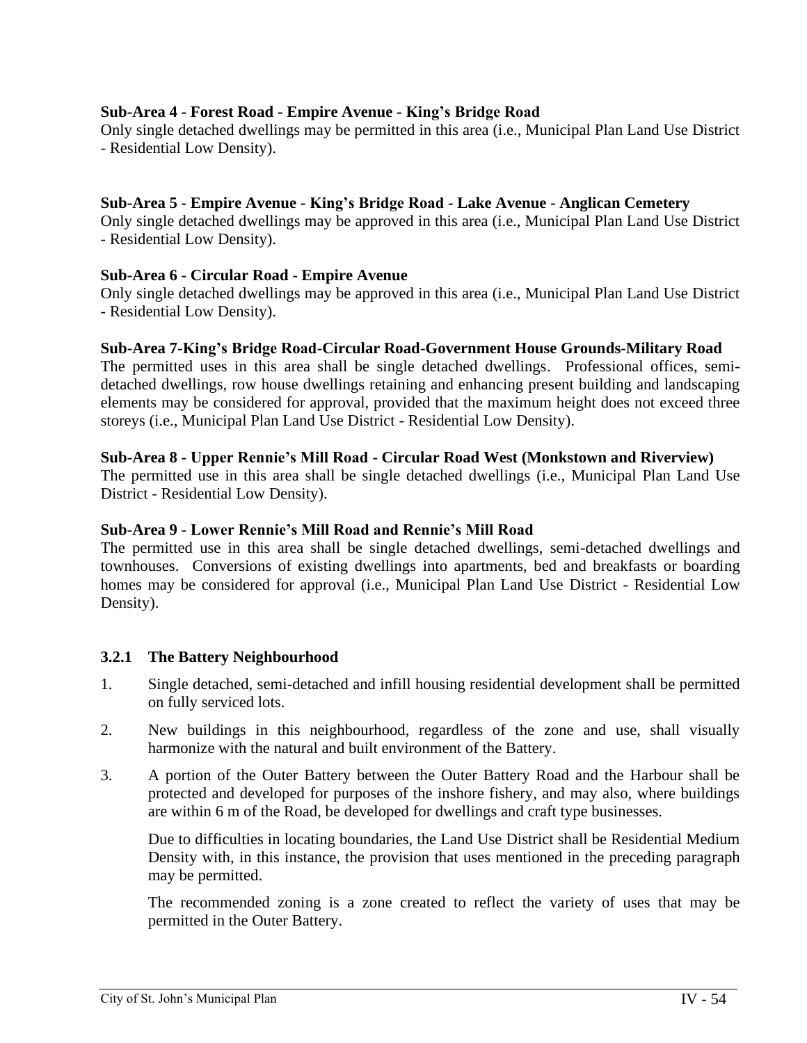**Sub-Area 4 - Forest Road - Empire Avenue - King's Bridge Road**
Only single detached dwellings may be permitted in this area (i.e., Municipal Plan Land Use District - Residential Low Density).

**Sub-Area 5 - Empire Avenue - King's Bridge Road - Lake Avenue - Anglican Cemetery**
Only single detached dwellings may be approved in this area (i.e., Municipal Plan Land Use District - Residential Low Density).

**Sub-Area 6 - Circular Road - Empire Avenue**
Only single detached dwellings may be approved in this area (i.e., Municipal Plan Land Use District - Residential Low Density).

**Sub-Area 7-King's Bridge Road-Circular Road-Government House Grounds-Military Road**
The permitted uses in this area shall be single detached dwellings. Professional offices, semi-detached dwellings, row house dwellings retaining and enhancing present building and landscaping elements may be considered for approval, provided that the maximum height does not exceed three storeys (i.e., Municipal Plan Land Use District - Residential Low Density).

**Sub-Area 8 - Upper Rennie's Mill Road - Circular Road West (Monkstown and Riverview)**
The permitted use in this area shall be single detached dwellings (i.e., Municipal Plan Land Use District - Residential Low Density).

**Sub-Area 9 - Lower Rennie's Mill Road and Rennie's Mill Road**
The permitted use in this area shall be single detached dwellings, semi-detached dwellings and townhouses. Conversions of existing dwellings into apartments, bed and breakfasts or boarding homes may be considered for approval (i.e., Municipal Plan Land Use District - Residential Low Density).

### 3.2.1 The Battery Neighbourhood

1. Single detached, semi-detached and infill housing residential development shall be permitted on fully serviced lots.
2. New buildings in this neighbourhood, regardless of the zone and use, shall visually harmonize with the natural and built environment of the Battery.
3. A portion of the Outer Battery between the Outer Battery Road and the Harbour shall be protected and developed for purposes of the inshore fishery, and may also, where buildings are within 6 m of the Road, be developed for dwellings and craft type businesses.

   Due to difficulties in locating boundaries, the Land Use District shall be Residential Medium Density with, in this instance, the provision that uses mentioned in the preceding paragraph may be permitted.

   The recommended zoning is a zone created to reflect the variety of uses that may be permitted in the Outer Battery.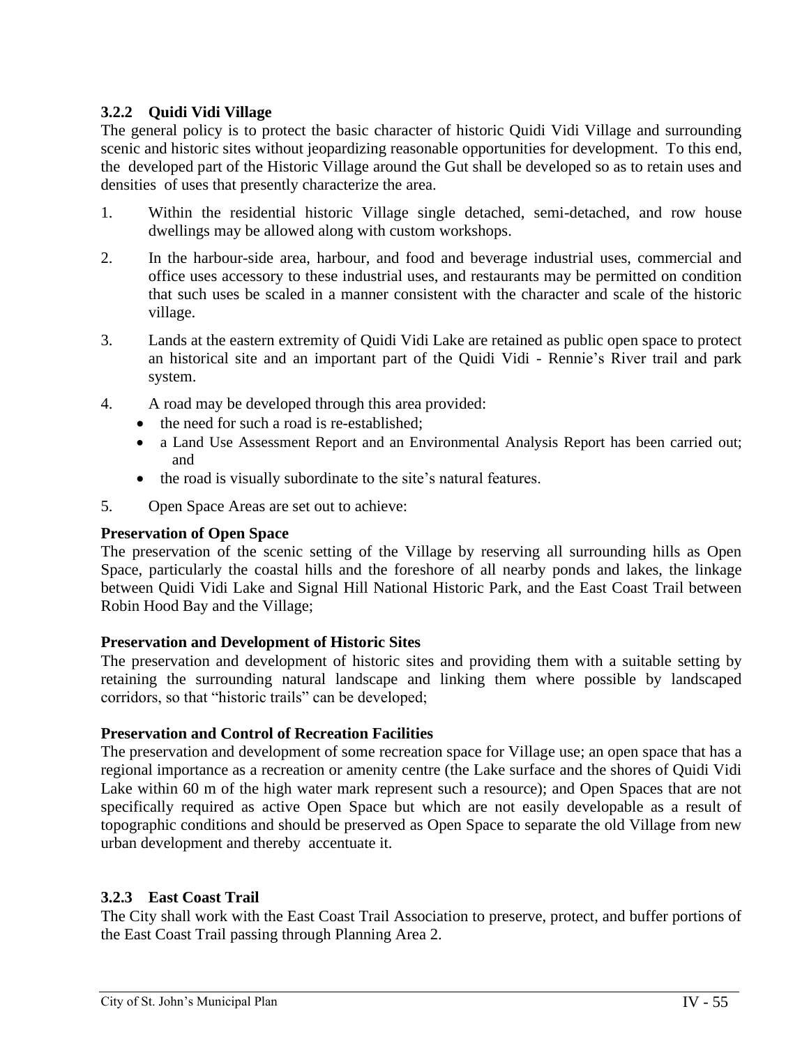### 3.2.2 Quidi Vidi Village

The general policy is to protect the basic character of historic Quidi Vidi Village and surrounding scenic and historic sites without jeopardizing reasonable opportunities for development. To this end, the developed part of the Historic Village around the Gut shall be developed so as to retain uses and densities of uses that presently characterize the area.

1. Within the residential historic Village single detached, semi-detached, and row house dwellings may be allowed along with custom workshops.

2. In the harbour-side area, harbour, and food and beverage industrial uses, commercial and office uses accessory to these industrial uses, and restaurants may be permitted on condition that such uses be scaled in a manner consistent with the character and scale of the historic village.

3. Lands at the eastern extremity of Quidi Vidi Lake are retained as public open space to protect an historical site and an important part of the Quidi Vidi - Rennie's River trail and park system.

4. A road may be developed through this area provided:
   - the need for such a road is re-established;
   - a Land Use Assessment Report and an Environmental Analysis Report has been carried out; and
   - the road is visually subordinate to the site's natural features.

5. Open Space Areas are set out to achieve:

**Preservation of Open Space**

The preservation of the scenic setting of the Village by reserving all surrounding hills as Open Space, particularly the coastal hills and the foreshore of all nearby ponds and lakes, the linkage between Quidi Vidi Lake and Signal Hill National Historic Park, and the East Coast Trail between Robin Hood Bay and the Village;

**Preservation and Development of Historic Sites**

The preservation and development of historic sites and providing them with a suitable setting by retaining the surrounding natural landscape and linking them where possible by landscaped corridors, so that "historic trails" can be developed;

**Preservation and Control of Recreation Facilities**

The preservation and development of some recreation space for Village use; an open space that has a regional importance as a recreation or amenity centre (the Lake surface and the shores of Quidi Vidi Lake within 60 m of the high water mark represent such a resource); and Open Spaces that are not specifically required as active Open Space but which are not easily developable as a result of topographic conditions and should be preserved as Open Space to separate the old Village from new urban development and thereby accentuate it.

### 3.2.3 East Coast Trail

The City shall work with the East Coast Trail Association to preserve, protect, and buffer portions of the East Coast Trail passing through Planning Area 2.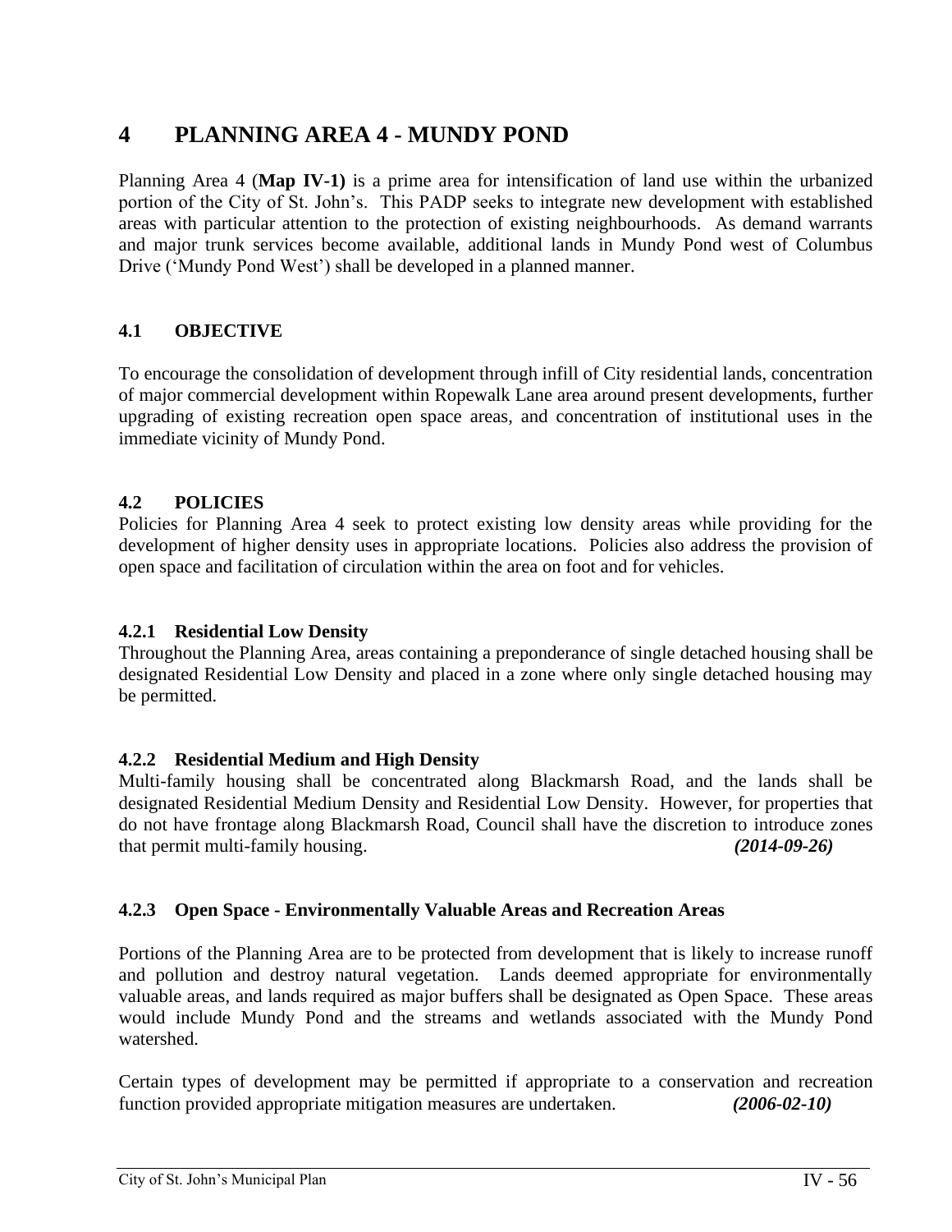# 4 PLANNING AREA 4 - MUNDY POND

Planning Area 4 (**Map IV-1)** is a prime area for intensification of land use within the urbanized portion of the City of St. John's. This PADP seeks to integrate new development with established areas with particular attention to the protection of existing neighbourhoods. As demand warrants and major trunk services become available, additional lands in Mundy Pond west of Columbus Drive ('Mundy Pond West') shall be developed in a planned manner.

## 4.1 OBJECTIVE

To encourage the consolidation of development through infill of City residential lands, concentration of major commercial development within Ropewalk Lane area around present developments, further upgrading of existing recreation open space areas, and concentration of institutional uses in the immediate vicinity of Mundy Pond.

## 4.2 POLICIES

Policies for Planning Area 4 seek to protect existing low density areas while providing for the development of higher density uses in appropriate locations. Policies also address the provision of open space and facilitation of circulation within the area on foot and for vehicles.

### 4.2.1 Residential Low Density

Throughout the Planning Area, areas containing a preponderance of single detached housing shall be designated Residential Low Density and placed in a zone where only single detached housing may be permitted.

### 4.2.2 Residential Medium and High Density

Multi-family housing shall be concentrated along Blackmarsh Road, and the lands shall be designated Residential Medium Density and Residential Low Density. However, for properties that do not have frontage along Blackmarsh Road, Council shall have the discretion to introduce zones that permit multi-family housing. ***(2014-09-26)***

### 4.2.3 Open Space - Environmentally Valuable Areas and Recreation Areas

Portions of the Planning Area are to be protected from development that is likely to increase runoff and pollution and destroy natural vegetation. Lands deemed appropriate for environmentally valuable areas, and lands required as major buffers shall be designated as Open Space. These areas would include Mundy Pond and the streams and wetlands associated with the Mundy Pond watershed.

Certain types of development may be permitted if appropriate to a conservation and recreation function provided appropriate mitigation measures are undertaken. ***(2006-02-10)***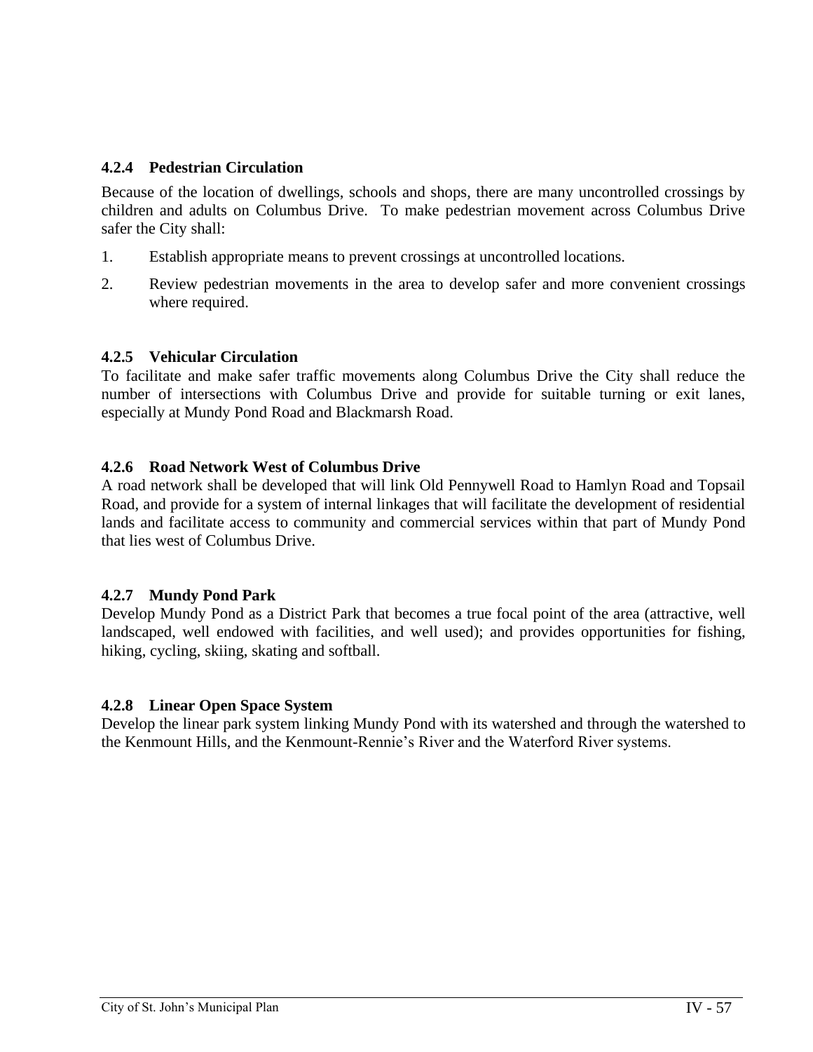#### 4.2.4 Pedestrian Circulation

Because of the location of dwellings, schools and shops, there are many uncontrolled crossings by children and adults on Columbus Drive. To make pedestrian movement across Columbus Drive safer the City shall:

1. Establish appropriate means to prevent crossings at uncontrolled locations.
2. Review pedestrian movements in the area to develop safer and more convenient crossings where required.

#### 4.2.5 Vehicular Circulation

To facilitate and make safer traffic movements along Columbus Drive the City shall reduce the number of intersections with Columbus Drive and provide for suitable turning or exit lanes, especially at Mundy Pond Road and Blackmarsh Road.

#### 4.2.6 Road Network West of Columbus Drive

A road network shall be developed that will link Old Pennywell Road to Hamlyn Road and Topsail Road, and provide for a system of internal linkages that will facilitate the development of residential lands and facilitate access to community and commercial services within that part of Mundy Pond that lies west of Columbus Drive.

#### 4.2.7 Mundy Pond Park

Develop Mundy Pond as a District Park that becomes a true focal point of the area (attractive, well landscaped, well endowed with facilities, and well used); and provides opportunities for fishing, hiking, cycling, skiing, skating and softball.

#### 4.2.8 Linear Open Space System

Develop the linear park system linking Mundy Pond with its watershed and through the watershed to the Kenmount Hills, and the Kenmount-Rennie's River and the Waterford River systems.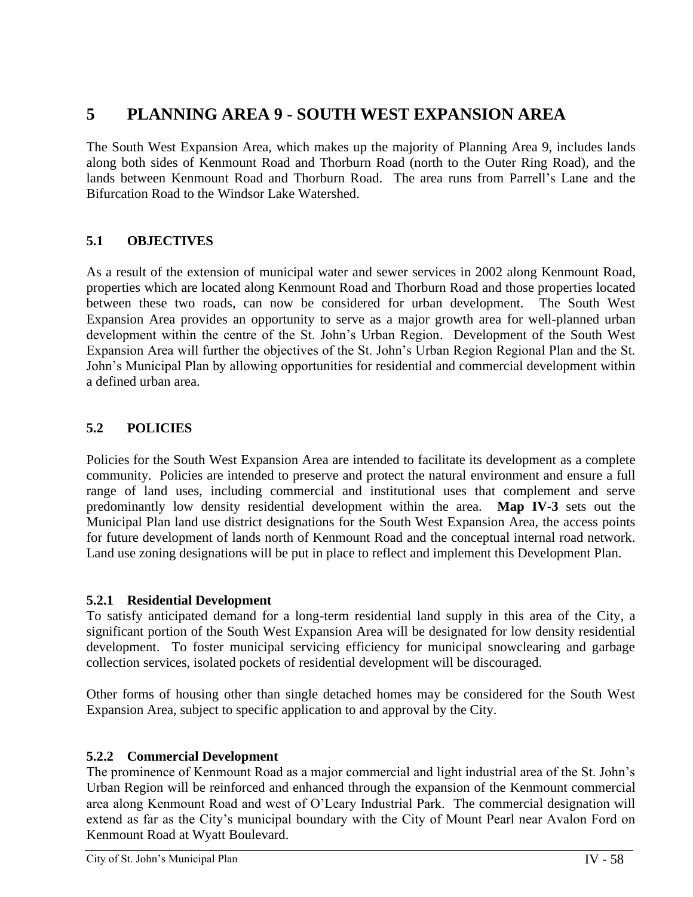# 5 PLANNING AREA 9 - SOUTH WEST EXPANSION AREA

The South West Expansion Area, which makes up the majority of Planning Area 9, includes lands along both sides of Kenmount Road and Thorburn Road (north to the Outer Ring Road), and the lands between Kenmount Road and Thorburn Road. The area runs from Parrell's Lane and the Bifurcation Road to the Windsor Lake Watershed.

## 5.1 OBJECTIVES

As a result of the extension of municipal water and sewer services in 2002 along Kenmount Road, properties which are located along Kenmount Road and Thorburn Road and those properties located between these two roads, can now be considered for urban development. The South West Expansion Area provides an opportunity to serve as a major growth area for well-planned urban development within the centre of the St. John's Urban Region. Development of the South West Expansion Area will further the objectives of the St. John's Urban Region Regional Plan and the St. John's Municipal Plan by allowing opportunities for residential and commercial development within a defined urban area.

## 5.2 POLICIES

Policies for the South West Expansion Area are intended to facilitate its development as a complete community. Policies are intended to preserve and protect the natural environment and ensure a full range of land uses, including commercial and institutional uses that complement and serve predominantly low density residential development within the area. **Map IV-3** sets out the Municipal Plan land use district designations for the South West Expansion Area, the access points for future development of lands north of Kenmount Road and the conceptual internal road network. Land use zoning designations will be put in place to reflect and implement this Development Plan.

### 5.2.1 Residential Development

To satisfy anticipated demand for a long-term residential land supply in this area of the City, a significant portion of the South West Expansion Area will be designated for low density residential development. To foster municipal servicing efficiency for municipal snowclearing and garbage collection services, isolated pockets of residential development will be discouraged.

Other forms of housing other than single detached homes may be considered for the South West Expansion Area, subject to specific application to and approval by the City.

### 5.2.2 Commercial Development

The prominence of Kenmount Road as a major commercial and light industrial area of the St. John's Urban Region will be reinforced and enhanced through the expansion of the Kenmount commercial area along Kenmount Road and west of O'Leary Industrial Park. The commercial designation will extend as far as the City's municipal boundary with the City of Mount Pearl near Avalon Ford on Kenmount Road at Wyatt Boulevard.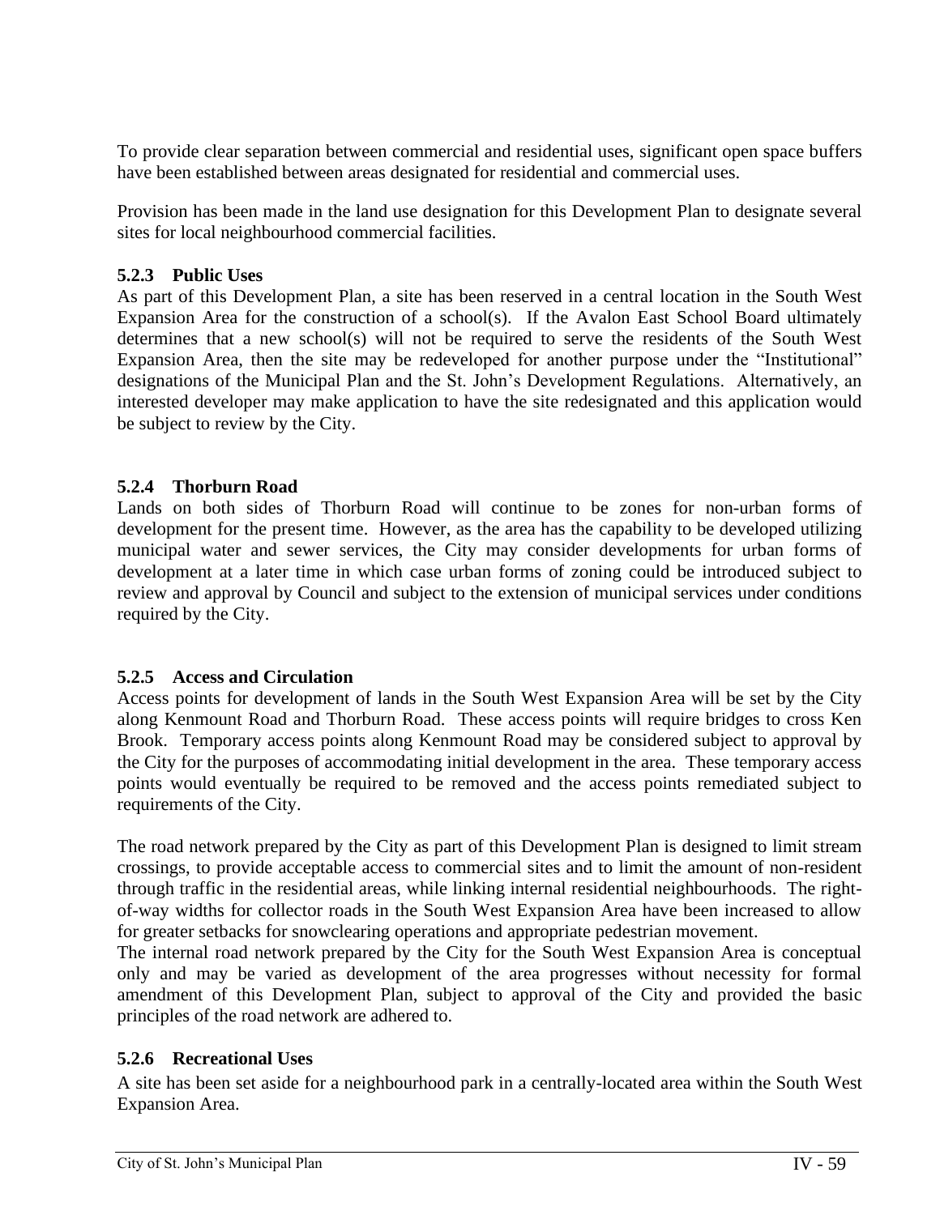To provide clear separation between commercial and residential uses, significant open space buffers have been established between areas designated for residential and commercial uses.

Provision has been made in the land use designation for this Development Plan to designate several sites for local neighbourhood commercial facilities.

### 5.2.3 Public Uses

As part of this Development Plan, a site has been reserved in a central location in the South West Expansion Area for the construction of a school(s). If the Avalon East School Board ultimately determines that a new school(s) will not be required to serve the residents of the South West Expansion Area, then the site may be redeveloped for another purpose under the "Institutional" designations of the Municipal Plan and the St. John's Development Regulations. Alternatively, an interested developer may make application to have the site redesignated and this application would be subject to review by the City.

### 5.2.4 Thorburn Road

Lands on both sides of Thorburn Road will continue to be zones for non-urban forms of development for the present time. However, as the area has the capability to be developed utilizing municipal water and sewer services, the City may consider developments for urban forms of development at a later time in which case urban forms of zoning could be introduced subject to review and approval by Council and subject to the extension of municipal services under conditions required by the City.

### 5.2.5 Access and Circulation

Access points for development of lands in the South West Expansion Area will be set by the City along Kenmount Road and Thorburn Road. These access points will require bridges to cross Ken Brook. Temporary access points along Kenmount Road may be considered subject to approval by the City for the purposes of accommodating initial development in the area. These temporary access points would eventually be required to be removed and the access points remediated subject to requirements of the City.

The road network prepared by the City as part of this Development Plan is designed to limit stream crossings, to provide acceptable access to commercial sites and to limit the amount of non-resident through traffic in the residential areas, while linking internal residential neighbourhoods. The right-of-way widths for collector roads in the South West Expansion Area have been increased to allow for greater setbacks for snowclearing operations and appropriate pedestrian movement.

The internal road network prepared by the City for the South West Expansion Area is conceptual only and may be varied as development of the area progresses without necessity for formal amendment of this Development Plan, subject to approval of the City and provided the basic principles of the road network are adhered to.

### 5.2.6 Recreational Uses

A site has been set aside for a neighbourhood park in a centrally-located area within the South West Expansion Area.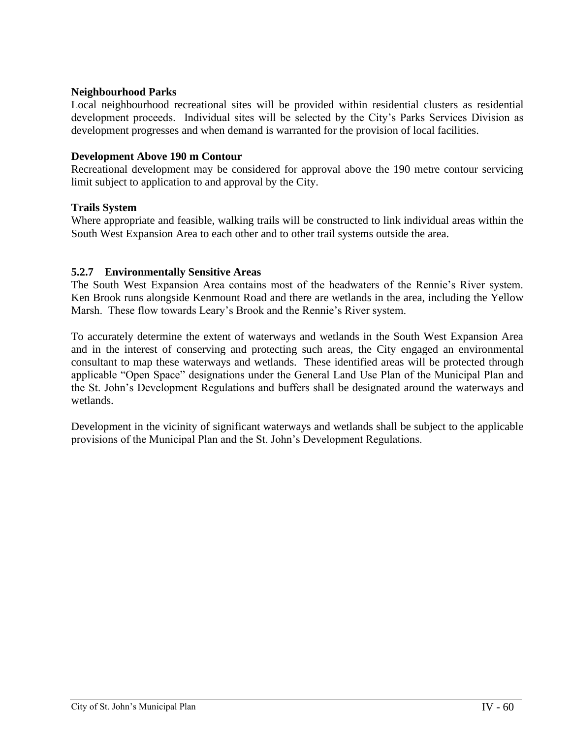**Neighbourhood Parks**

Local neighbourhood recreational sites will be provided within residential clusters as residential development proceeds. Individual sites will be selected by the City's Parks Services Division as development progresses and when demand is warranted for the provision of local facilities.

**Development Above 190 m Contour**

Recreational development may be considered for approval above the 190 metre contour servicing limit subject to application to and approval by the City.

**Trails System**

Where appropriate and feasible, walking trails will be constructed to link individual areas within the South West Expansion Area to each other and to other trail systems outside the area.

### 5.2.7 Environmentally Sensitive Areas

The South West Expansion Area contains most of the headwaters of the Rennie's River system. Ken Brook runs alongside Kenmount Road and there are wetlands in the area, including the Yellow Marsh. These flow towards Leary's Brook and the Rennie's River system.

To accurately determine the extent of waterways and wetlands in the South West Expansion Area and in the interest of conserving and protecting such areas, the City engaged an environmental consultant to map these waterways and wetlands. These identified areas will be protected through applicable "Open Space" designations under the General Land Use Plan of the Municipal Plan and the St. John's Development Regulations and buffers shall be designated around the waterways and wetlands.

Development in the vicinity of significant waterways and wetlands shall be subject to the applicable provisions of the Municipal Plan and the St. John's Development Regulations.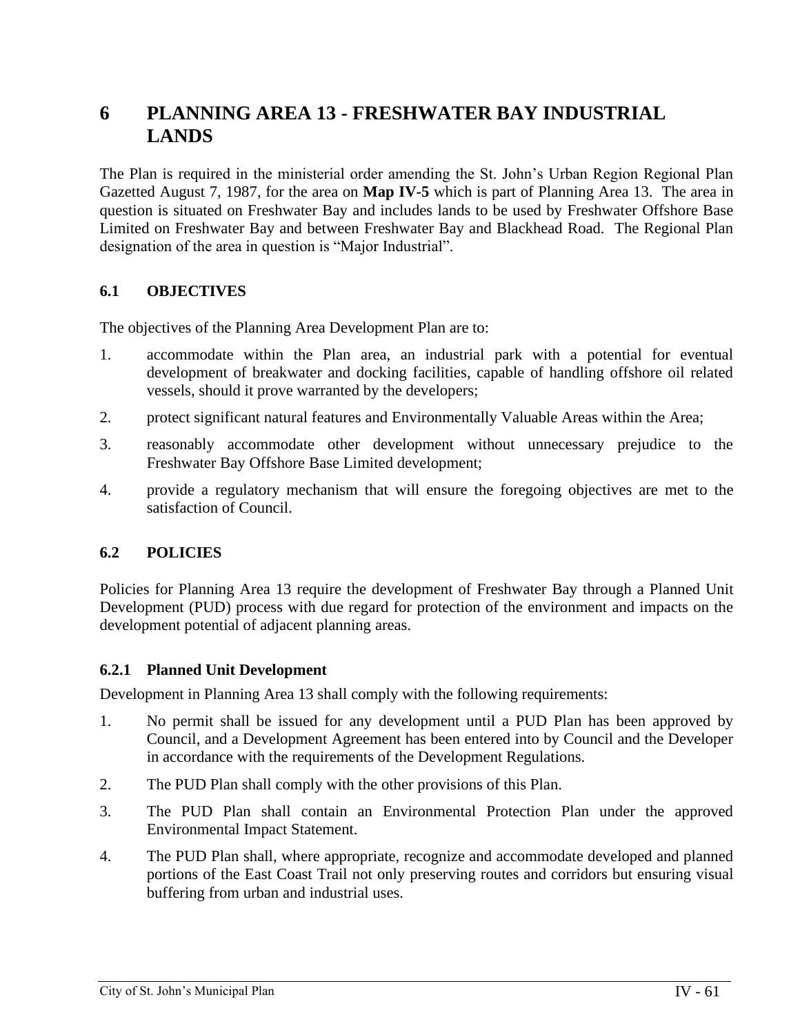# 6 PLANNING AREA 13 - FRESHWATER BAY INDUSTRIAL LANDS

The Plan is required in the ministerial order amending the St. John's Urban Region Regional Plan Gazetted August 7, 1987, for the area on **Map IV-5** which is part of Planning Area 13. The area in question is situated on Freshwater Bay and includes lands to be used by Freshwater Offshore Base Limited on Freshwater Bay and between Freshwater Bay and Blackhead Road. The Regional Plan designation of the area in question is "Major Industrial".

## 6.1 OBJECTIVES

The objectives of the Planning Area Development Plan are to:

1. accommodate within the Plan area, an industrial park with a potential for eventual development of breakwater and docking facilities, capable of handling offshore oil related vessels, should it prove warranted by the developers;
2. protect significant natural features and Environmentally Valuable Areas within the Area;
3. reasonably accommodate other development without unnecessary prejudice to the Freshwater Bay Offshore Base Limited development;
4. provide a regulatory mechanism that will ensure the foregoing objectives are met to the satisfaction of Council.

## 6.2 POLICIES

Policies for Planning Area 13 require the development of Freshwater Bay through a Planned Unit Development (PUD) process with due regard for protection of the environment and impacts on the development potential of adjacent planning areas.

### 6.2.1 Planned Unit Development

Development in Planning Area 13 shall comply with the following requirements:

1. No permit shall be issued for any development until a PUD Plan has been approved by Council, and a Development Agreement has been entered into by Council and the Developer in accordance with the requirements of the Development Regulations.
2. The PUD Plan shall comply with the other provisions of this Plan.
3. The PUD Plan shall contain an Environmental Protection Plan under the approved Environmental Impact Statement.
4. The PUD Plan shall, where appropriate, recognize and accommodate developed and planned portions of the East Coast Trail not only preserving routes and corridors but ensuring visual buffering from urban and industrial uses.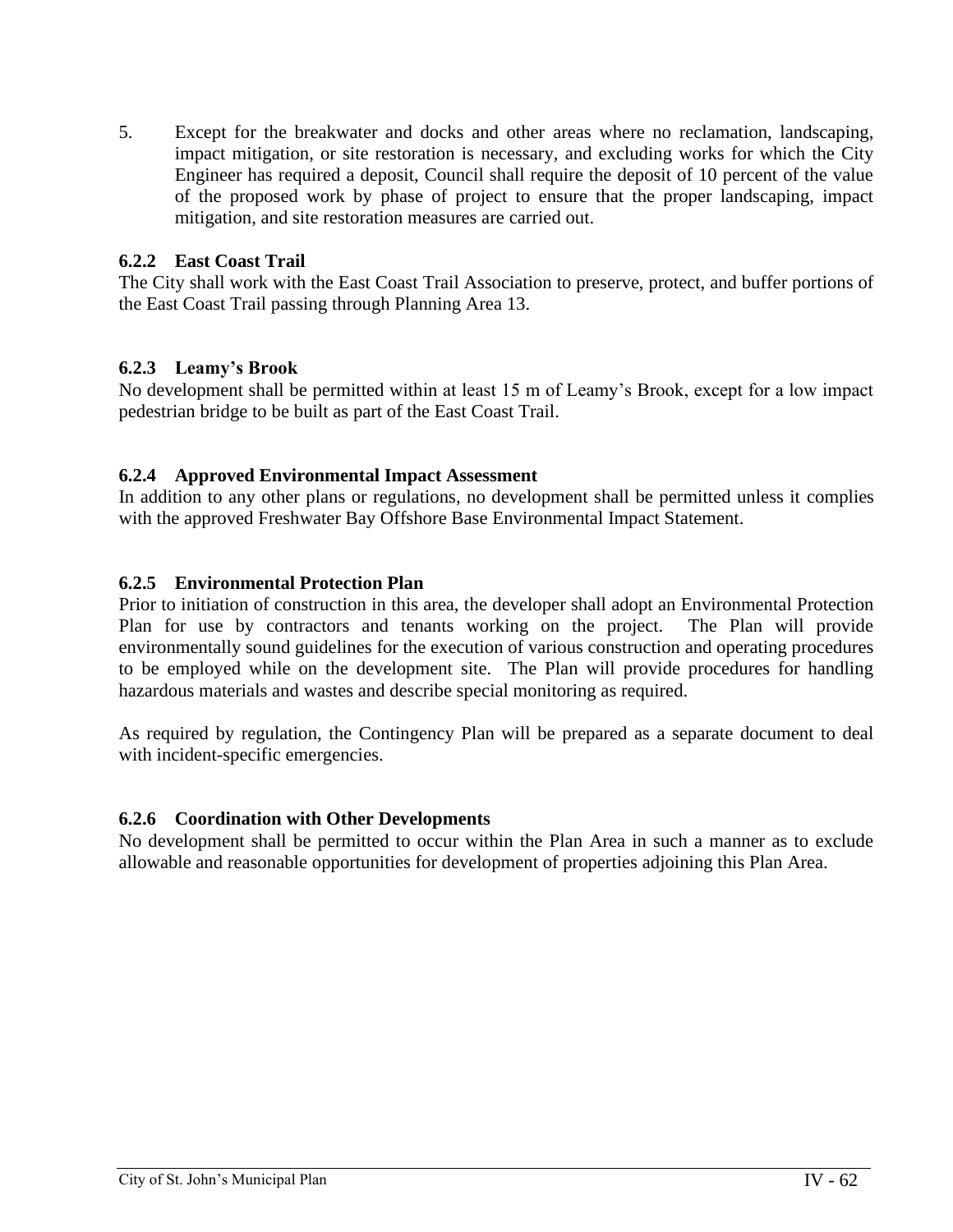5. Except for the breakwater and docks and other areas where no reclamation, landscaping, impact mitigation, or site restoration is necessary, and excluding works for which the City Engineer has required a deposit, Council shall require the deposit of 10 percent of the value of the proposed work by phase of project to ensure that the proper landscaping, impact mitigation, and site restoration measures are carried out.

### 6.2.2 East Coast Trail

The City shall work with the East Coast Trail Association to preserve, protect, and buffer portions of the East Coast Trail passing through Planning Area 13.

### 6.2.3 Leamy's Brook

No development shall be permitted within at least 15 m of Leamy's Brook, except for a low impact pedestrian bridge to be built as part of the East Coast Trail.

### 6.2.4 Approved Environmental Impact Assessment

In addition to any other plans or regulations, no development shall be permitted unless it complies with the approved Freshwater Bay Offshore Base Environmental Impact Statement.

### 6.2.5 Environmental Protection Plan

Prior to initiation of construction in this area, the developer shall adopt an Environmental Protection Plan for use by contractors and tenants working on the project. The Plan will provide environmentally sound guidelines for the execution of various construction and operating procedures to be employed while on the development site. The Plan will provide procedures for handling hazardous materials and wastes and describe special monitoring as required.

As required by regulation, the Contingency Plan will be prepared as a separate document to deal with incident-specific emergencies.

### 6.2.6 Coordination with Other Developments

No development shall be permitted to occur within the Plan Area in such a manner as to exclude allowable and reasonable opportunities for development of properties adjoining this Plan Area.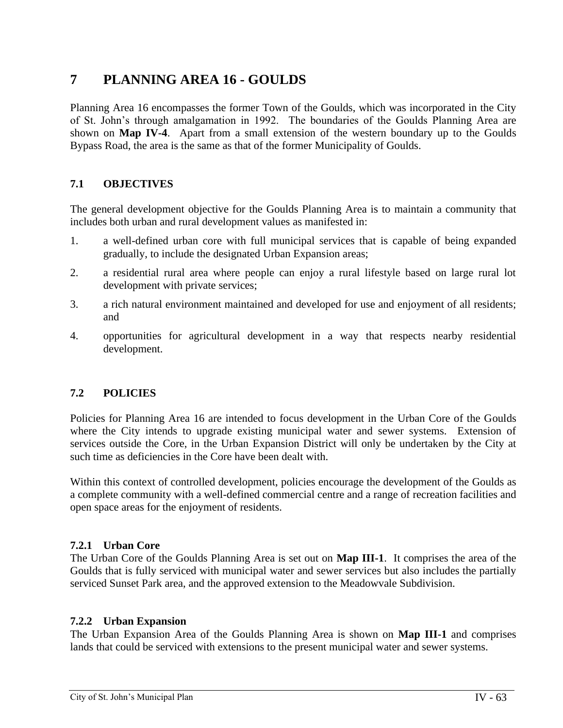# 7 PLANNING AREA 16 - GOULDS

Planning Area 16 encompasses the former Town of the Goulds, which was incorporated in the City of St. John's through amalgamation in 1992. The boundaries of the Goulds Planning Area are shown on **Map IV-4**. Apart from a small extension of the western boundary up to the Goulds Bypass Road, the area is the same as that of the former Municipality of Goulds.

## 7.1 OBJECTIVES

The general development objective for the Goulds Planning Area is to maintain a community that includes both urban and rural development values as manifested in:

1. a well-defined urban core with full municipal services that is capable of being expanded gradually, to include the designated Urban Expansion areas;
2. a residential rural area where people can enjoy a rural lifestyle based on large rural lot development with private services;
3. a rich natural environment maintained and developed for use and enjoyment of all residents; and
4. opportunities for agricultural development in a way that respects nearby residential development.

## 7.2 POLICIES

Policies for Planning Area 16 are intended to focus development in the Urban Core of the Goulds where the City intends to upgrade existing municipal water and sewer systems. Extension of services outside the Core, in the Urban Expansion District will only be undertaken by the City at such time as deficiencies in the Core have been dealt with.

Within this context of controlled development, policies encourage the development of the Goulds as a complete community with a well-defined commercial centre and a range of recreation facilities and open space areas for the enjoyment of residents.

### 7.2.1 Urban Core

The Urban Core of the Goulds Planning Area is set out on **Map III-1**. It comprises the area of the Goulds that is fully serviced with municipal water and sewer services but also includes the partially serviced Sunset Park area, and the approved extension to the Meadowvale Subdivision.

### 7.2.2 Urban Expansion

The Urban Expansion Area of the Goulds Planning Area is shown on **Map III-1** and comprises lands that could be serviced with extensions to the present municipal water and sewer systems.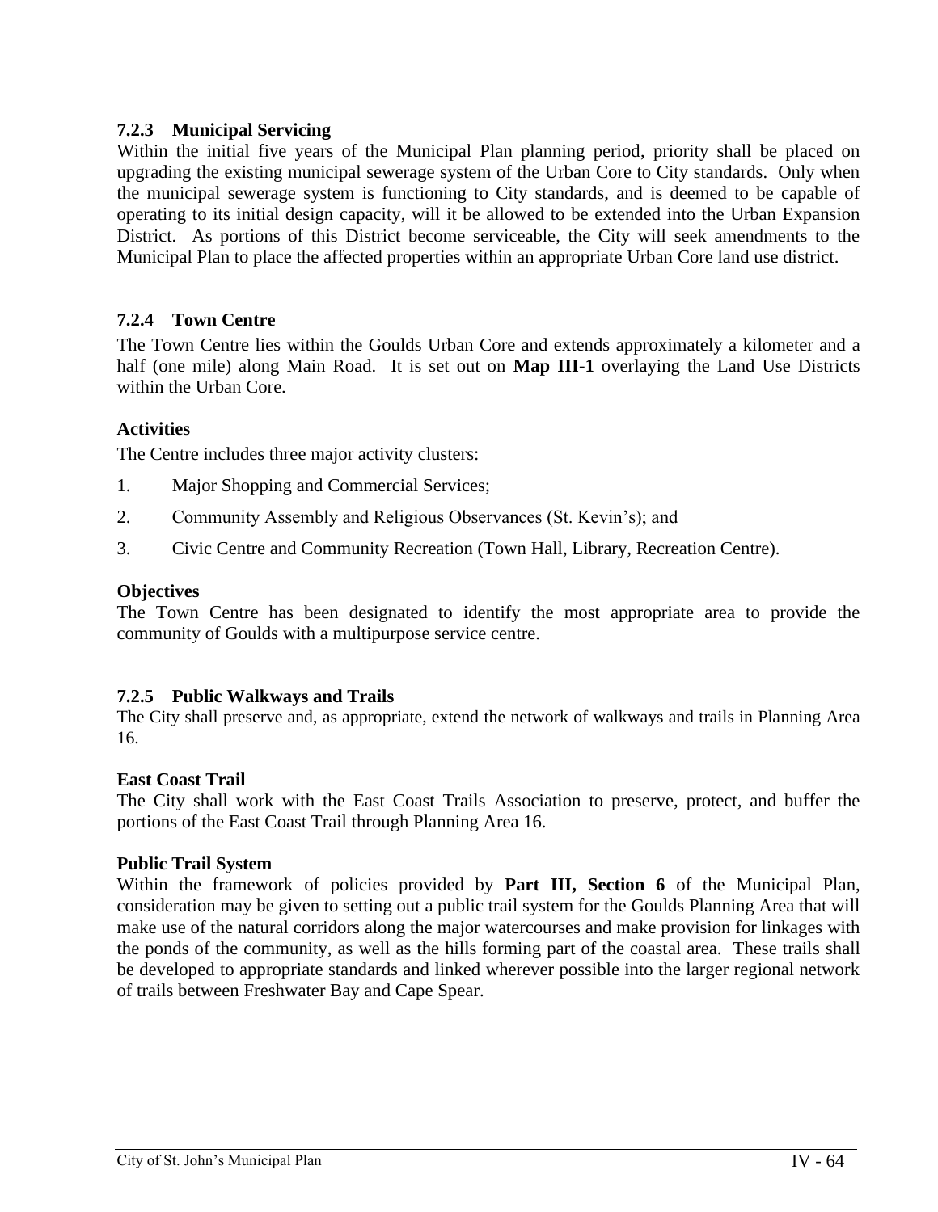### 7.2.3 Municipal Servicing

Within the initial five years of the Municipal Plan planning period, priority shall be placed on upgrading the existing municipal sewerage system of the Urban Core to City standards. Only when the municipal sewerage system is functioning to City standards, and is deemed to be capable of operating to its initial design capacity, will it be allowed to be extended into the Urban Expansion District. As portions of this District become serviceable, the City will seek amendments to the Municipal Plan to place the affected properties within an appropriate Urban Core land use district.

### 7.2.4 Town Centre

The Town Centre lies within the Goulds Urban Core and extends approximately a kilometer and a half (one mile) along Main Road. It is set out on **Map III-1** overlaying the Land Use Districts within the Urban Core.

**Activities**

The Centre includes three major activity clusters:

1. Major Shopping and Commercial Services;
2. Community Assembly and Religious Observances (St. Kevin's); and
3. Civic Centre and Community Recreation (Town Hall, Library, Recreation Centre).

**Objectives**

The Town Centre has been designated to identify the most appropriate area to provide the community of Goulds with a multipurpose service centre.

### 7.2.5 Public Walkways and Trails

The City shall preserve and, as appropriate, extend the network of walkways and trails in Planning Area 16.

**East Coast Trail**

The City shall work with the East Coast Trails Association to preserve, protect, and buffer the portions of the East Coast Trail through Planning Area 16.

**Public Trail System**

Within the framework of policies provided by **Part III, Section 6** of the Municipal Plan, consideration may be given to setting out a public trail system for the Goulds Planning Area that will make use of the natural corridors along the major watercourses and make provision for linkages with the ponds of the community, as well as the hills forming part of the coastal area. These trails shall be developed to appropriate standards and linked wherever possible into the larger regional network of trails between Freshwater Bay and Cape Spear.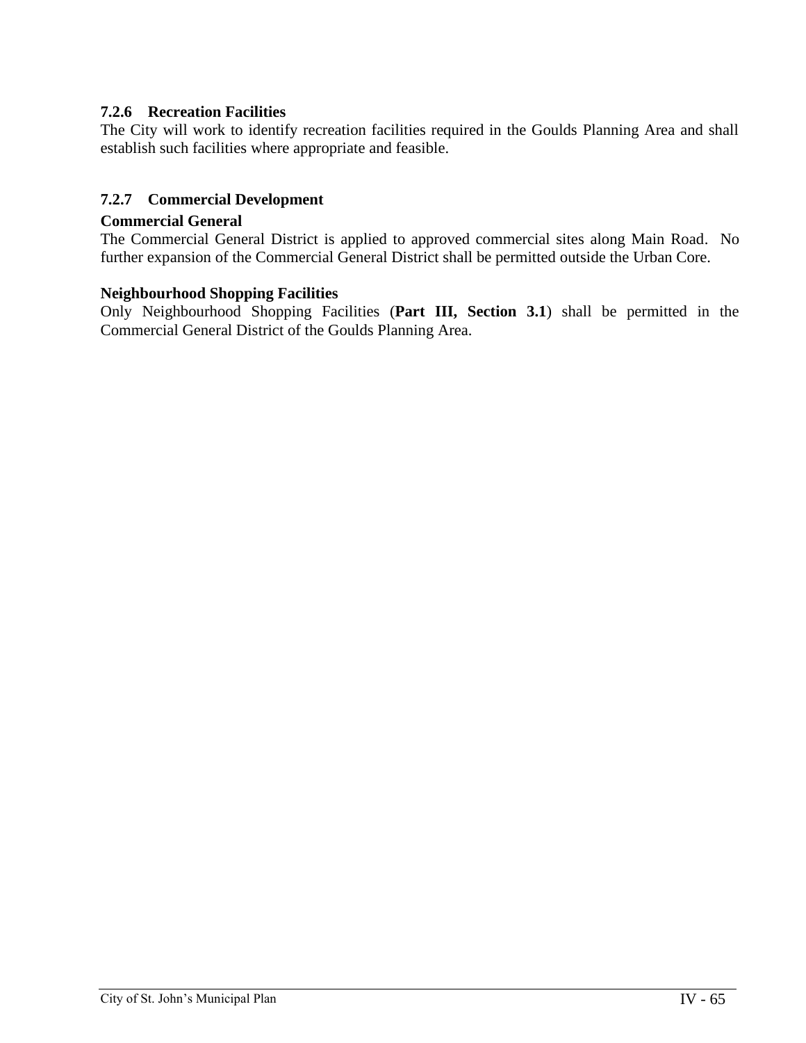### 7.2.6 Recreation Facilities

The City will work to identify recreation facilities required in the Goulds Planning Area and shall establish such facilities where appropriate and feasible.

### 7.2.7 Commercial Development

**Commercial General**

The Commercial General District is applied to approved commercial sites along Main Road. No further expansion of the Commercial General District shall be permitted outside the Urban Core.

**Neighbourhood Shopping Facilities**

Only Neighbourhood Shopping Facilities (**Part III, Section 3.1**) shall be permitted in the Commercial General District of the Goulds Planning Area.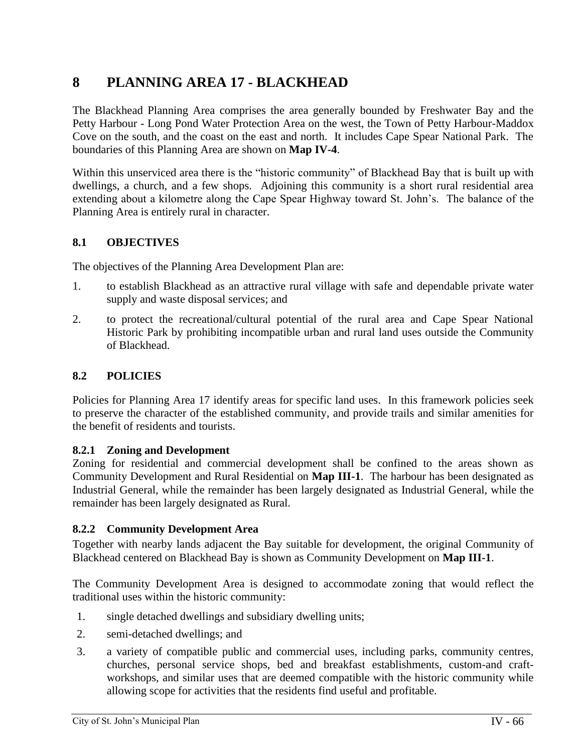# 8 PLANNING AREA 17 - BLACKHEAD

The Blackhead Planning Area comprises the area generally bounded by Freshwater Bay and the Petty Harbour - Long Pond Water Protection Area on the west, the Town of Petty Harbour-Maddox Cove on the south, and the coast on the east and north. It includes Cape Spear National Park. The boundaries of this Planning Area are shown on **Map IV-4**.

Within this unserviced area there is the "historic community" of Blackhead Bay that is built up with dwellings, a church, and a few shops. Adjoining this community is a short rural residential area extending about a kilometre along the Cape Spear Highway toward St. John's. The balance of the Planning Area is entirely rural in character.

## 8.1 OBJECTIVES

The objectives of the Planning Area Development Plan are:

1. to establish Blackhead as an attractive rural village with safe and dependable private water supply and waste disposal services; and
2. to protect the recreational/cultural potential of the rural area and Cape Spear National Historic Park by prohibiting incompatible urban and rural land uses outside the Community of Blackhead.

## 8.2 POLICIES

Policies for Planning Area 17 identify areas for specific land uses. In this framework policies seek to preserve the character of the established community, and provide trails and similar amenities for the benefit of residents and tourists.

### 8.2.1 Zoning and Development

Zoning for residential and commercial development shall be confined to the areas shown as Community Development and Rural Residential on **Map III-1**. The harbour has been designated as Industrial General, while the remainder has been largely designated as Industrial General, while the remainder has been largely designated as Rural.

### 8.2.2 Community Development Area

Together with nearby lands adjacent the Bay suitable for development, the original Community of Blackhead centered on Blackhead Bay is shown as Community Development on **Map III-1**.

The Community Development Area is designed to accommodate zoning that would reflect the traditional uses within the historic community:

1. single detached dwellings and subsidiary dwelling units;
2. semi-detached dwellings; and
3. a variety of compatible public and commercial uses, including parks, community centres, churches, personal service shops, bed and breakfast establishments, custom-and craft-workshops, and similar uses that are deemed compatible with the historic community while allowing scope for activities that the residents find useful and profitable.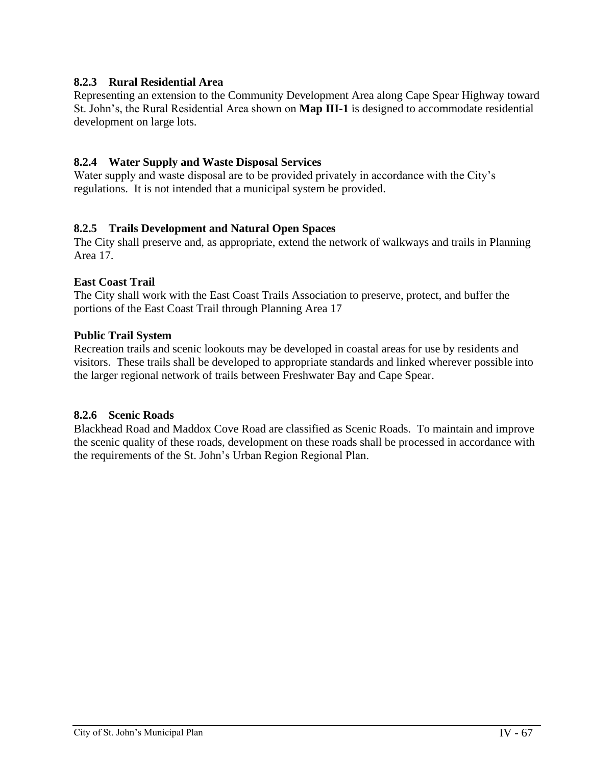### 8.2.3 Rural Residential Area

Representing an extension to the Community Development Area along Cape Spear Highway toward St. John's, the Rural Residential Area shown on **Map III-1** is designed to accommodate residential development on large lots.

### 8.2.4 Water Supply and Waste Disposal Services

Water supply and waste disposal are to be provided privately in accordance with the City's regulations. It is not intended that a municipal system be provided.

### 8.2.5 Trails Development and Natural Open Spaces

The City shall preserve and, as appropriate, extend the network of walkways and trails in Planning Area 17.

**East Coast Trail**

The City shall work with the East Coast Trails Association to preserve, protect, and buffer the portions of the East Coast Trail through Planning Area 17

**Public Trail System**

Recreation trails and scenic lookouts may be developed in coastal areas for use by residents and visitors. These trails shall be developed to appropriate standards and linked wherever possible into the larger regional network of trails between Freshwater Bay and Cape Spear.

### 8.2.6 Scenic Roads

Blackhead Road and Maddox Cove Road are classified as Scenic Roads. To maintain and improve the scenic quality of these roads, development on these roads shall be processed in accordance with the requirements of the St. John's Urban Region Regional Plan.